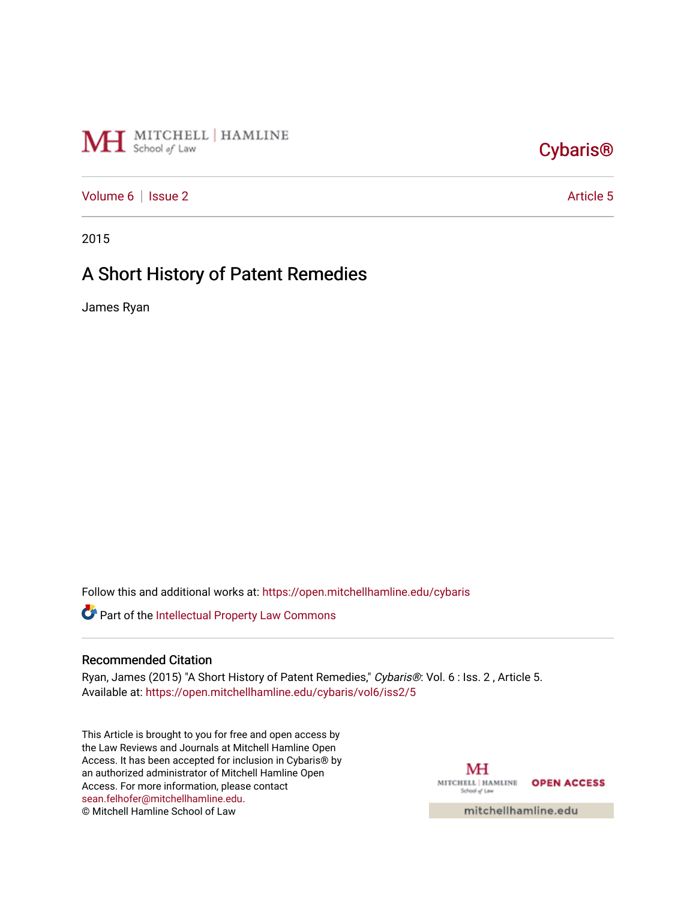MITCHELL | HAMLINE School of Law

Cybaris®

Volume 6 | Issue 2 Article 5

2015

# A Short History of Patent Remedies

James Ryan

Follow this and additional works at: https://open.mitchellhamline.edu/cybaris

Part of the Intellectual Property Law Commons

## Recommended Citation

Ryan, James (2015) "A Short History of Patent Remedies," *Cybaris®*: Vol. 6 : Iss. 2 , Article 5.
Available at: https://open.mitchellhamline.edu/cybaris/vol6/iss2/5

This Article is brought to you for free and open access by the Law Reviews and Journals at Mitchell Hamline Open Access. It has been accepted for inclusion in Cybaris® by an authorized administrator of Mitchell Hamline Open Access. For more information, please contact sean.felhofer@mitchellhamline.edu.
© Mitchell Hamline School of Law

MITCHELL | HAMLINE School of Law OPEN ACCESS

mitchellhamline.edu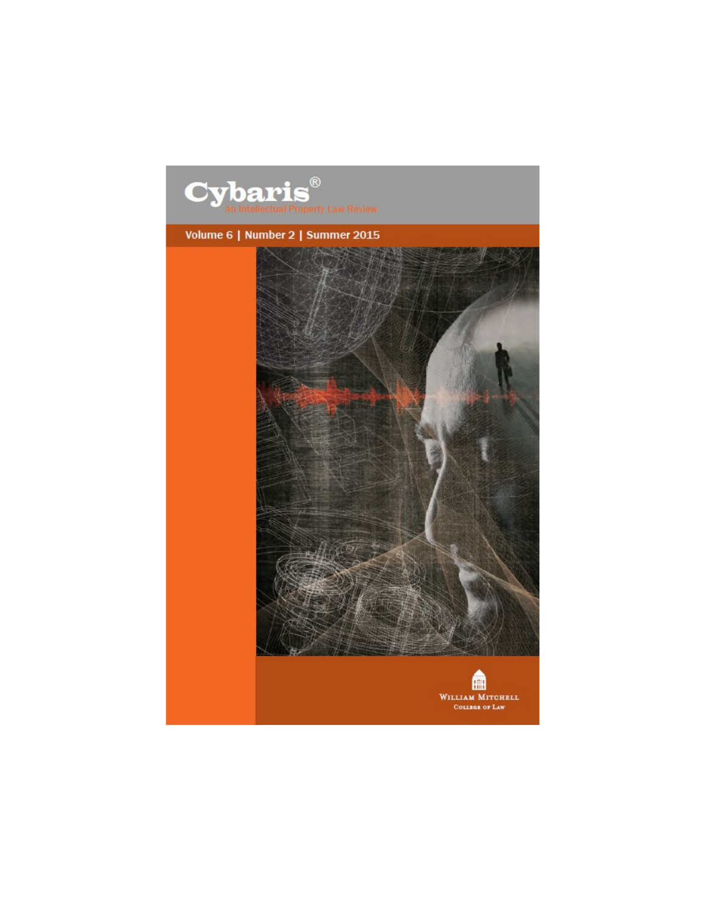# Cybaris®

An Intellectual Property Law Review

Volume 6 | Number 2 | Summer 2015

William Mitchell College of Law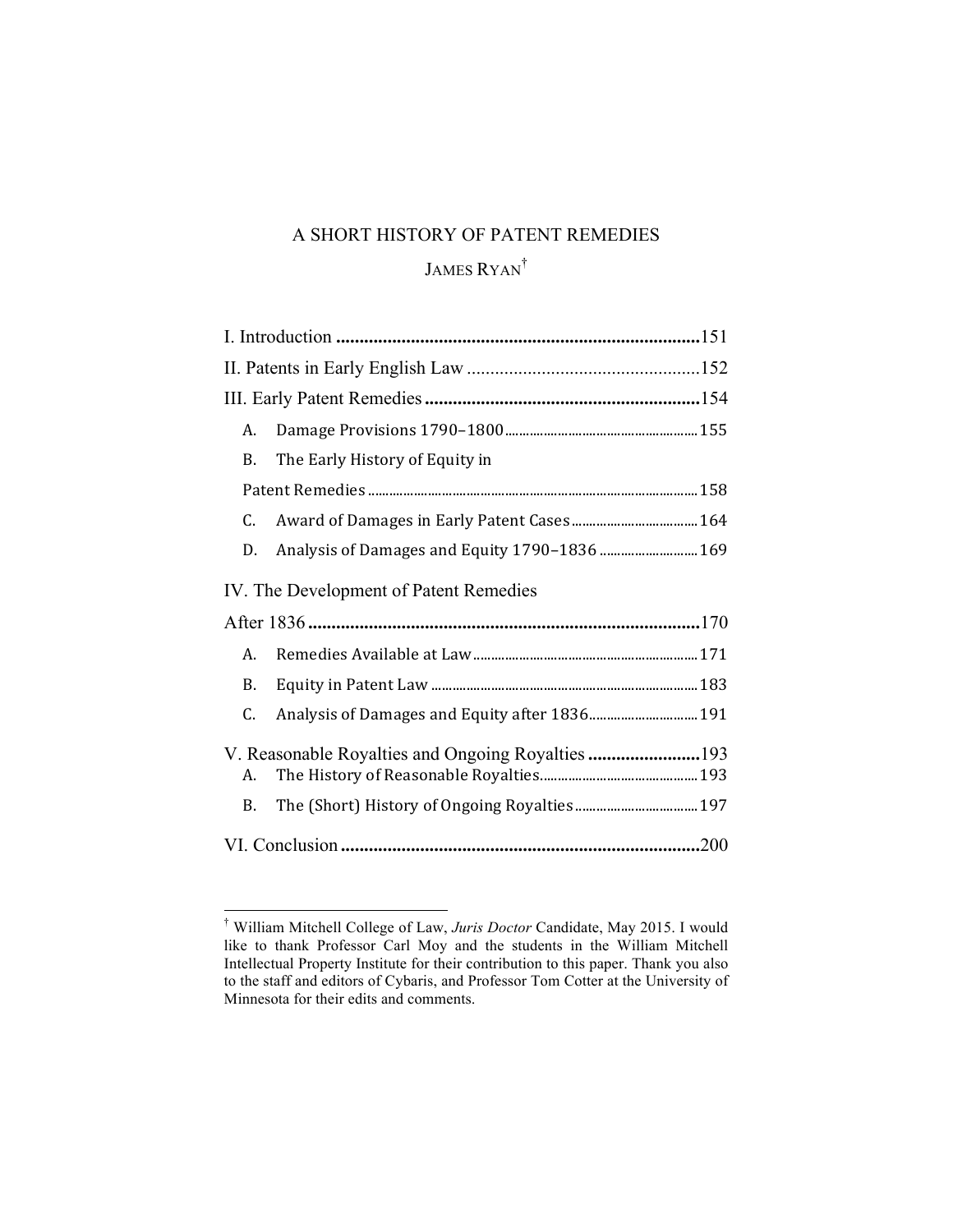# A SHORT HISTORY OF PATENT REMEDIES

JAMES RYAN[†]

| | |
|---|---|
| **I. Introduction** | **151** |
| II. Patents in Early English Law | 152 |
| **III. Early Patent Remedies** | **154** |
| A. Damage Provisions 1790–1800 | 155 |
| B. The Early History of Equity in Patent Remedies | 158 |
| C. Award of Damages in Early Patent Cases | 164 |
| D. Analysis of Damages and Equity 1790–1836 | 169 |
| **IV. The Development of Patent Remedies After 1836** | **170** |
| A. Remedies Available at Law | 171 |
| B. Equity in Patent Law | 183 |
| C. Analysis of Damages and Equity after 1836 | 191 |
| **V. Reasonable Royalties and Ongoing Royalties** | **193** |
| A. The History of Reasonable Royalties | 193 |
| B. The (Short) History of Ongoing Royalties | 197 |
| **VI. Conclusion** | **200** |

[†] William Mitchell College of Law, *Juris Doctor* Candidate, May 2015. I would like to thank Professor Carl Moy and the students in the William Mitchell Intellectual Property Institute for their contribution to this paper. Thank you also to the staff and editors of Cybaris, and Professor Tom Cotter at the University of Minnesota for their edits and comments.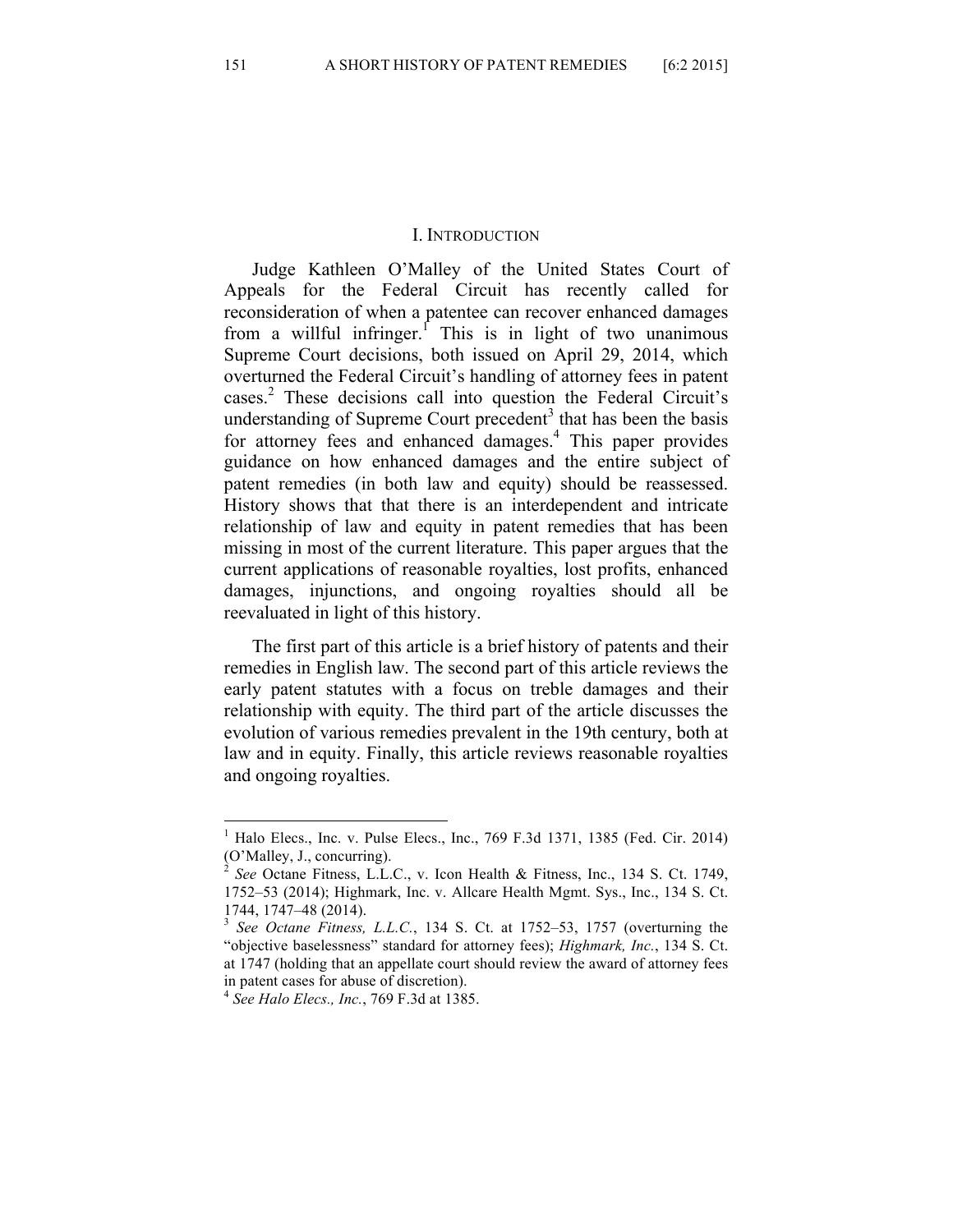## I. INTRODUCTION

Judge Kathleen O'Malley of the United States Court of Appeals for the Federal Circuit has recently called for reconsideration of when a patentee can recover enhanced damages from a willful infringer.[1] This is in light of two unanimous Supreme Court decisions, both issued on April 29, 2014, which overturned the Federal Circuit's handling of attorney fees in patent cases.[2] These decisions call into question the Federal Circuit's understanding of Supreme Court precedent[3] that has been the basis for attorney fees and enhanced damages.[4] This paper provides guidance on how enhanced damages and the entire subject of patent remedies (in both law and equity) should be reassessed. History shows that that there is an interdependent and intricate relationship of law and equity in patent remedies that has been missing in most of the current literature. This paper argues that the current applications of reasonable royalties, lost profits, enhanced damages, injunctions, and ongoing royalties should all be reevaluated in light of this history.

The first part of this article is a brief history of patents and their remedies in English law. The second part of this article reviews the early patent statutes with a focus on treble damages and their relationship with equity. The third part of the article discusses the evolution of various remedies prevalent in the 19th century, both at law and in equity. Finally, this article reviews reasonable royalties and ongoing royalties.

---

[1] Halo Elecs., Inc. v. Pulse Elecs., Inc., 769 F.3d 1371, 1385 (Fed. Cir. 2014) (O'Malley, J., concurring).

[2] *See* Octane Fitness, L.L.C., v. Icon Health & Fitness, Inc., 134 S. Ct. 1749, 1752–53 (2014); Highmark, Inc. v. Allcare Health Mgmt. Sys., Inc., 134 S. Ct. 1744, 1747–48 (2014).

[3] *See Octane Fitness, L.L.C.*, 134 S. Ct. at 1752–53, 1757 (overturning the "objective baselessness" standard for attorney fees); *Highmark, Inc.*, 134 S. Ct. at 1747 (holding that an appellate court should review the award of attorney fees in patent cases for abuse of discretion).

[4] *See Halo Elecs., Inc.*, 769 F.3d at 1385.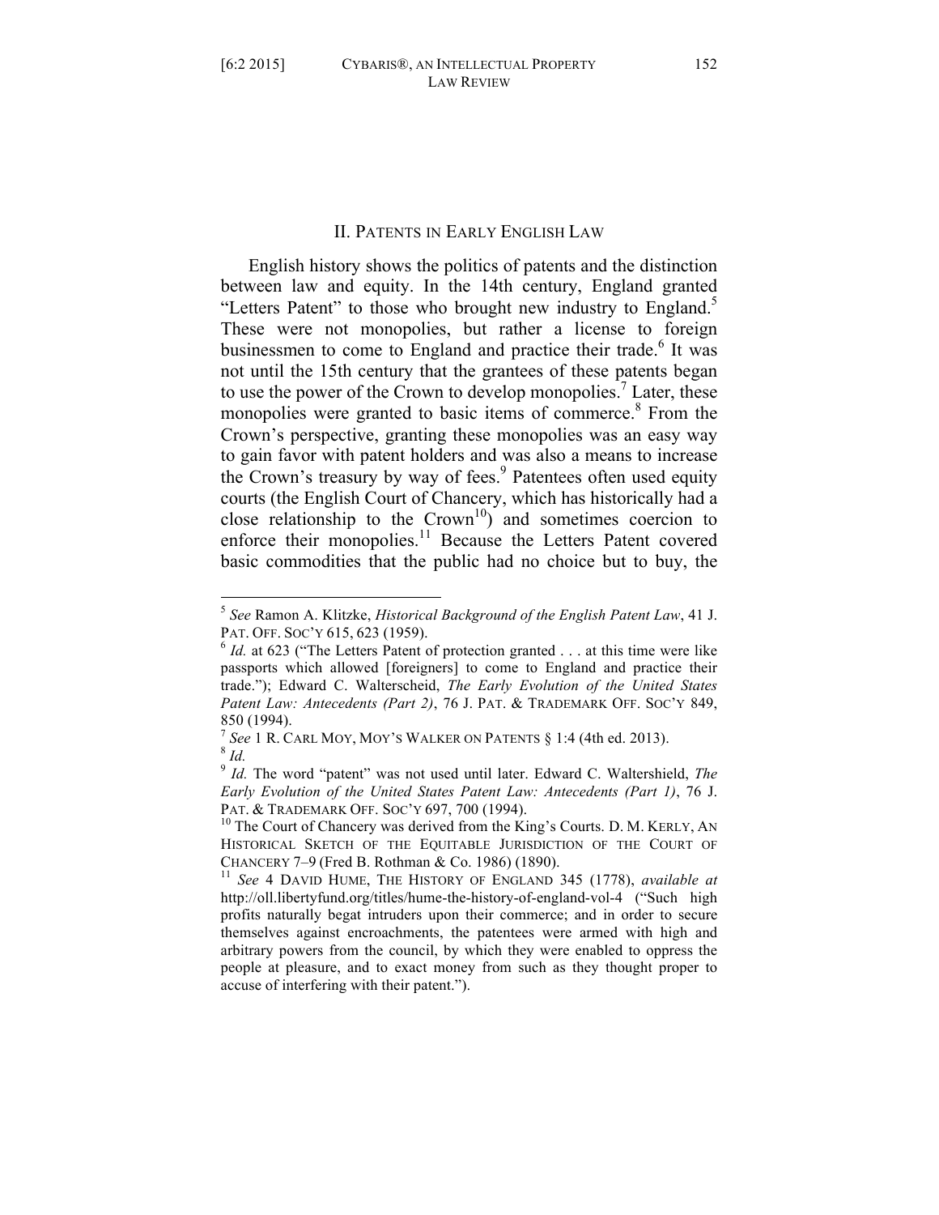## II. PATENTS IN EARLY ENGLISH LAW

English history shows the politics of patents and the distinction between law and equity. In the 14th century, England granted "Letters Patent" to those who brought new industry to England.[5] These were not monopolies, but rather a license to foreign businessmen to come to England and practice their trade.[6] It was not until the 15th century that the grantees of these patents began to use the power of the Crown to develop monopolies.[7] Later, these monopolies were granted to basic items of commerce.[8] From the Crown's perspective, granting these monopolies was an easy way to gain favor with patent holders and was also a means to increase the Crown's treasury by way of fees.[9] Patentees often used equity courts (the English Court of Chancery, which has historically had a close relationship to the Crown[10]) and sometimes coercion to enforce their monopolies.[11] Because the Letters Patent covered basic commodities that the public had no choice but to buy, the

---

[5] *See* Ramon A. Klitzke, *Historical Background of the English Patent Law*, 41 J. PAT. OFF. SOC'Y 615, 623 (1959).

[6] *Id.* at 623 ("The Letters Patent of protection granted . . . at this time were like passports which allowed [foreigners] to come to England and practice their trade."); Edward C. Walterscheid, *The Early Evolution of the United States Patent Law: Antecedents (Part 2)*, 76 J. PAT. & TRADEMARK OFF. SOC'Y 849, 850 (1994).

[7] *See* 1 R. CARL MOY, MOY'S WALKER ON PATENTS § 1:4 (4th ed. 2013).

[8] *Id.*

[9] *Id.* The word "patent" was not used until later. Edward C. Waltershield, *The Early Evolution of the United States Patent Law: Antecedents (Part 1)*, 76 J. PAT. & TRADEMARK OFF. SOC'Y 697, 700 (1994).

[10] The Court of Chancery was derived from the King's Courts. D. M. KERLY, AN HISTORICAL SKETCH OF THE EQUITABLE JURISDICTION OF THE COURT OF CHANCERY 7–9 (Fred B. Rothman & Co. 1986) (1890).

[11] *See* 4 DAVID HUME, THE HISTORY OF ENGLAND 345 (1778), *available at* http://oll.libertyfund.org/titles/hume-the-history-of-england-vol-4 ("Such high profits naturally begat intruders upon their commerce; and in order to secure themselves against encroachments, the patentees were armed with high and arbitrary powers from the council, by which they were enabled to oppress the people at pleasure, and to exact money from such as they thought proper to accuse of interfering with their patent.").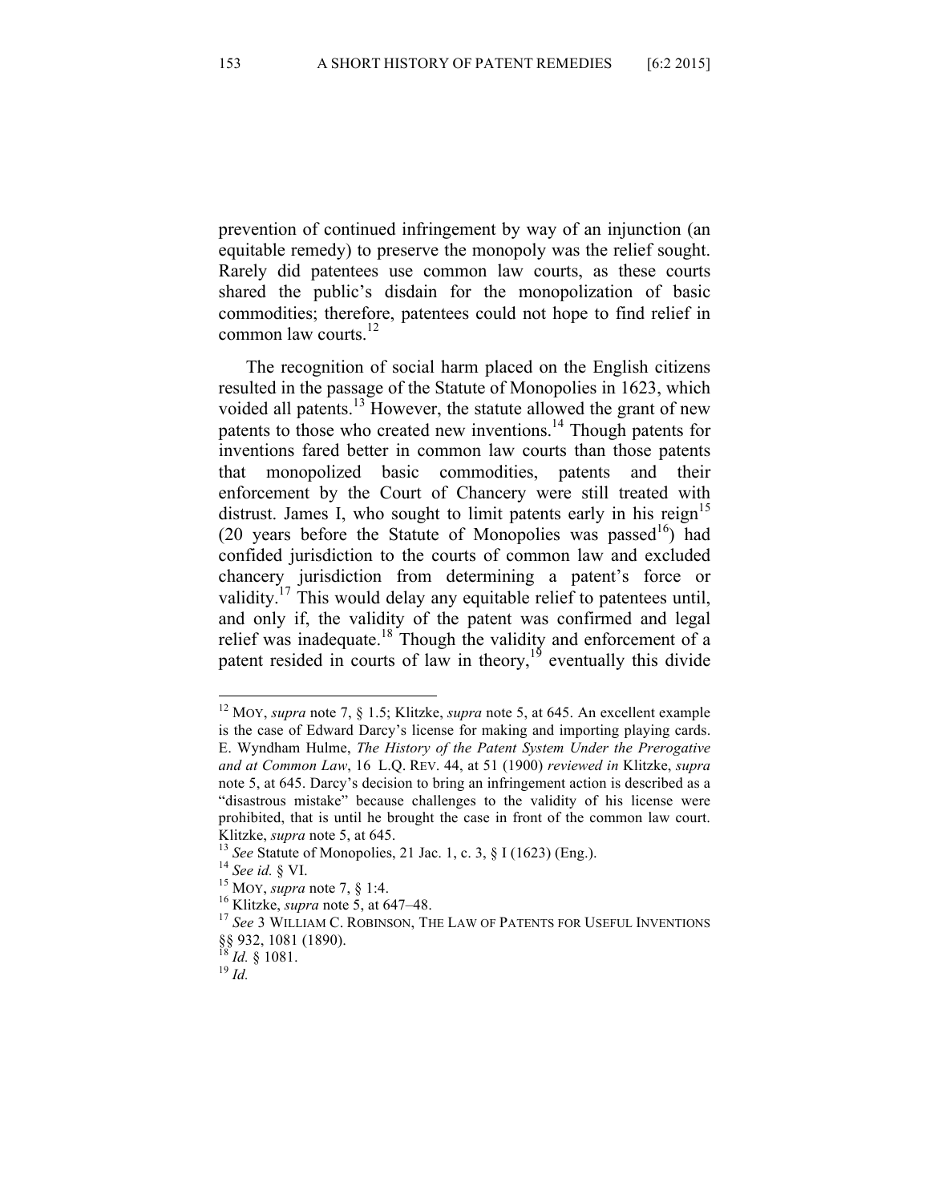prevention of continued infringement by way of an injunction (an equitable remedy) to preserve the monopoly was the relief sought. Rarely did patentees use common law courts, as these courts shared the public's disdain for the monopolization of basic commodities; therefore, patentees could not hope to find relief in common law courts.[12]

The recognition of social harm placed on the English citizens resulted in the passage of the Statute of Monopolies in 1623, which voided all patents.[13] However, the statute allowed the grant of new patents to those who created new inventions.[14] Though patents for inventions fared better in common law courts than those patents that monopolized basic commodities, patents and their enforcement by the Court of Chancery were still treated with distrust. James I, who sought to limit patents early in his reign[15] (20 years before the Statute of Monopolies was passed[16]) had confided jurisdiction to the courts of common law and excluded chancery jurisdiction from determining a patent's force or validity.[17] This would delay any equitable relief to patentees until, and only if, the validity of the patent was confirmed and legal relief was inadequate.[18] Though the validity and enforcement of a patent resided in courts of law in theory,[19] eventually this divide

---

[12] MOY, *supra* note 7, § 1.5; Klitzke, *supra* note 5, at 645. An excellent example is the case of Edward Darcy's license for making and importing playing cards. E. Wyndham Hulme, *The History of the Patent System Under the Prerogative and at Common Law*, 16 L.Q. REV. 44, at 51 (1900) *reviewed in* Klitzke, *supra* note 5, at 645. Darcy's decision to bring an infringement action is described as a "disastrous mistake" because challenges to the validity of his license were prohibited, that is until he brought the case in front of the common law court. Klitzke, *supra* note 5, at 645.

[13] *See* Statute of Monopolies, 21 Jac. 1, c. 3, § I (1623) (Eng.).

[14] *See id.* § VI.

[15] MOY, *supra* note 7, § 1:4.

[16] Klitzke, *supra* note 5, at 647–48.

[17] *See* 3 WILLIAM C. ROBINSON, THE LAW OF PATENTS FOR USEFUL INVENTIONS §§ 932, 1081 (1890).

[18] *Id.* § 1081.

[19] *Id.*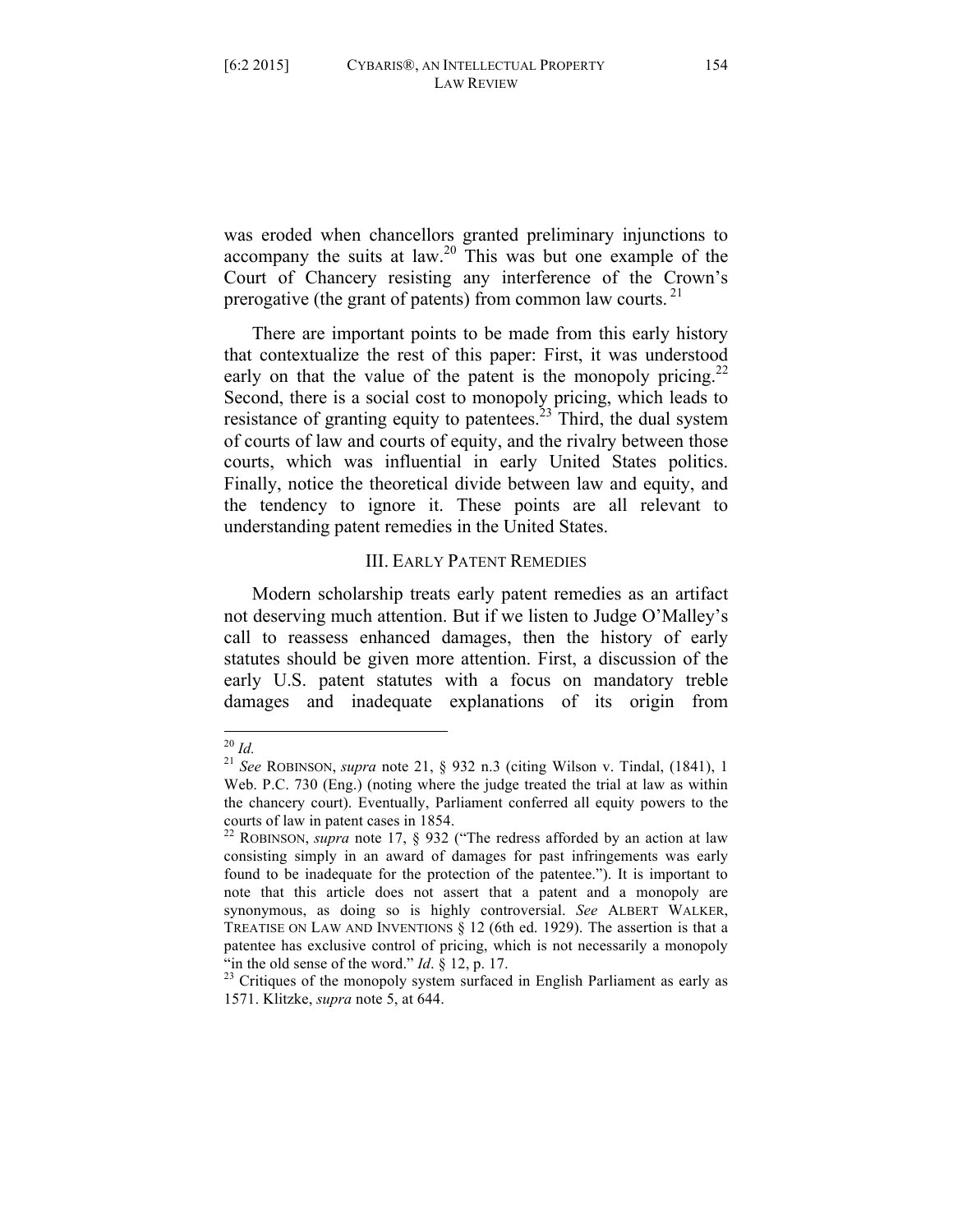was eroded when chancellors granted preliminary injunctions to accompany the suits at law.[20] This was but one example of the Court of Chancery resisting any interference of the Crown's prerogative (the grant of patents) from common law courts.[21]

There are important points to be made from this early history that contextualize the rest of this paper: First, it was understood early on that the value of the patent is the monopoly pricing.[22] Second, there is a social cost to monopoly pricing, which leads to resistance of granting equity to patentees.[23] Third, the dual system of courts of law and courts of equity, and the rivalry between those courts, which was influential in early United States politics. Finally, notice the theoretical divide between law and equity, and the tendency to ignore it. These points are all relevant to understanding patent remedies in the United States.

## III. EARLY PATENT REMEDIES

Modern scholarship treats early patent remedies as an artifact not deserving much attention. But if we listen to Judge O'Malley's call to reassess enhanced damages, then the history of early statutes should be given more attention. First, a discussion of the early U.S. patent statutes with a focus on mandatory treble damages and inadequate explanations of its origin from

---

[20] *Id.*

[21] *See* ROBINSON, *supra* note 21, § 932 n.3 (citing Wilson v. Tindal, (1841), 1 Web. P.C. 730 (Eng.) (noting where the judge treated the trial at law as within the chancery court). Eventually, Parliament conferred all equity powers to the courts of law in patent cases in 1854.

[22] ROBINSON, *supra* note 17, § 932 ("The redress afforded by an action at law consisting simply in an award of damages for past infringements was early found to be inadequate for the protection of the patentee."). It is important to note that this article does not assert that a patent and a monopoly are synonymous, as doing so is highly controversial. *See* ALBERT WALKER, TREATISE ON LAW AND INVENTIONS § 12 (6th ed. 1929). The assertion is that a patentee has exclusive control of pricing, which is not necessarily a monopoly "in the old sense of the word." *Id*. § 12, p. 17.

[23] Critiques of the monopoly system surfaced in English Parliament as early as 1571. Klitzke, *supra* note 5, at 644.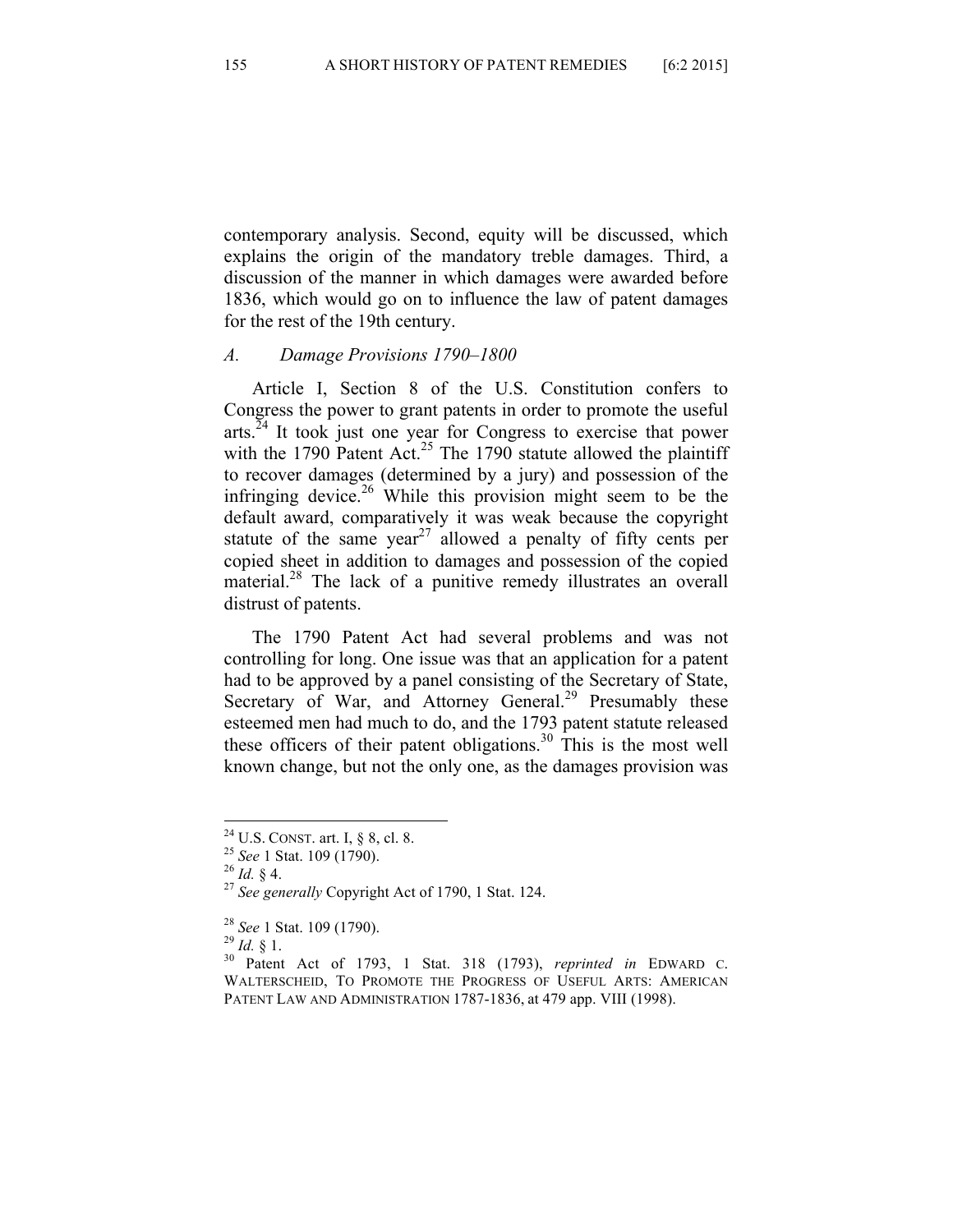contemporary analysis. Second, equity will be discussed, which explains the origin of the mandatory treble damages. Third, a discussion of the manner in which damages were awarded before 1836, which would go on to influence the law of patent damages for the rest of the 19th century.

### *A. Damage Provisions 1790–1800*

Article I, Section 8 of the U.S. Constitution confers to Congress the power to grant patents in order to promote the useful arts.[24] It took just one year for Congress to exercise that power with the 1790 Patent Act.[25] The 1790 statute allowed the plaintiff to recover damages (determined by a jury) and possession of the infringing device.[26] While this provision might seem to be the default award, comparatively it was weak because the copyright statute of the same year[27] allowed a penalty of fifty cents per copied sheet in addition to damages and possession of the copied material.[28] The lack of a punitive remedy illustrates an overall distrust of patents.

The 1790 Patent Act had several problems and was not controlling for long. One issue was that an application for a patent had to be approved by a panel consisting of the Secretary of State, Secretary of War, and Attorney General.[29] Presumably these esteemed men had much to do, and the 1793 patent statute released these officers of their patent obligations.[30] This is the most well known change, but not the only one, as the damages provision was

---

[24] U.S. CONST. art. I, § 8, cl. 8.

[25] *See* 1 Stat. 109 (1790).

[26] *Id.* § 4.

[27] *See generally* Copyright Act of 1790, 1 Stat. 124.

[28] *See* 1 Stat. 109 (1790).

[29] *Id.* § 1.

[30] Patent Act of 1793, 1 Stat. 318 (1793), *reprinted in* EDWARD C. WALTERSCHEID, TO PROMOTE THE PROGRESS OF USEFUL ARTS: AMERICAN PATENT LAW AND ADMINISTRATION 1787-1836, at 479 app. VIII (1998).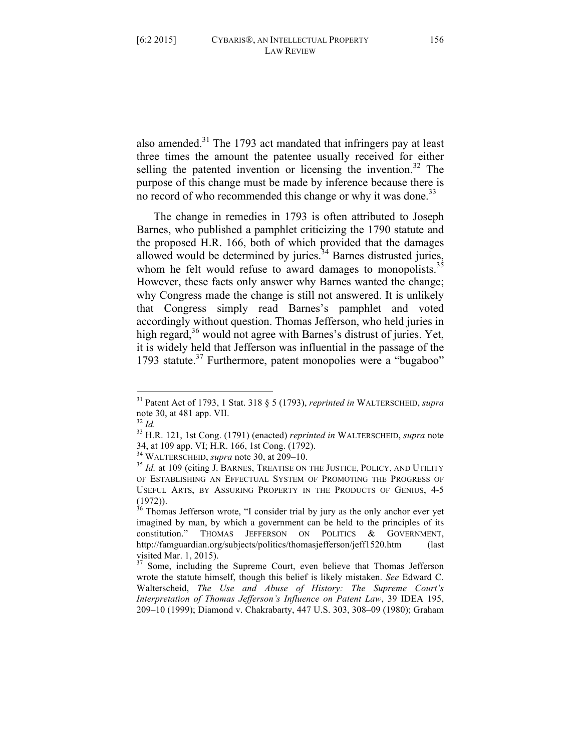also amended.[31] The 1793 act mandated that infringers pay at least three times the amount the patentee usually received for either selling the patented invention or licensing the invention.[32] The purpose of this change must be made by inference because there is no record of who recommended this change or why it was done.[33]

The change in remedies in 1793 is often attributed to Joseph Barnes, who published a pamphlet criticizing the 1790 statute and the proposed H.R. 166, both of which provided that the damages allowed would be determined by juries.[34] Barnes distrusted juries, whom he felt would refuse to award damages to monopolists.[35] However, these facts only answer why Barnes wanted the change; why Congress made the change is still not answered. It is unlikely that Congress simply read Barnes's pamphlet and voted accordingly without question. Thomas Jefferson, who held juries in high regard,[36] would not agree with Barnes's distrust of juries. Yet, it is widely held that Jefferson was influential in the passage of the 1793 statute.[37] Furthermore, patent monopolies were a "bugaboo"

---

[31] Patent Act of 1793, 1 Stat. 318 § 5 (1793), *reprinted in* WALTERSCHEID, *supra* note 30, at 481 app. VII.

[32] *Id.*

[33] H.R. 121, 1st Cong. (1791) (enacted) *reprinted in* WALTERSCHEID, *supra* note 34, at 109 app. VI; H.R. 166, 1st Cong. (1792).

[34] WALTERSCHEID, *supra* note 30, at 209–10.

[35] *Id.* at 109 (citing J. BARNES, TREATISE ON THE JUSTICE, POLICY, AND UTILITY OF ESTABLISHING AN EFFECTUAL SYSTEM OF PROMOTING THE PROGRESS OF USEFUL ARTS, BY ASSURING PROPERTY IN THE PRODUCTS OF GENIUS, 4-5 (1972)).

[36] Thomas Jefferson wrote, "I consider trial by jury as the only anchor ever yet imagined by man, by which a government can be held to the principles of its constitution." THOMAS JEFFERSON ON POLITICS & GOVERNMENT, http://famguardian.org/subjects/politics/thomasjefferson/jeff1520.htm (last visited Mar. 1, 2015).

[37] Some, including the Supreme Court, even believe that Thomas Jefferson wrote the statute himself, though this belief is likely mistaken. *See* Edward C. Walterscheid, *The Use and Abuse of History: The Supreme Court's Interpretation of Thomas Jefferson's Influence on Patent Law*, 39 IDEA 195, 209–10 (1999); Diamond v. Chakrabarty, 447 U.S. 303, 308–09 (1980); Graham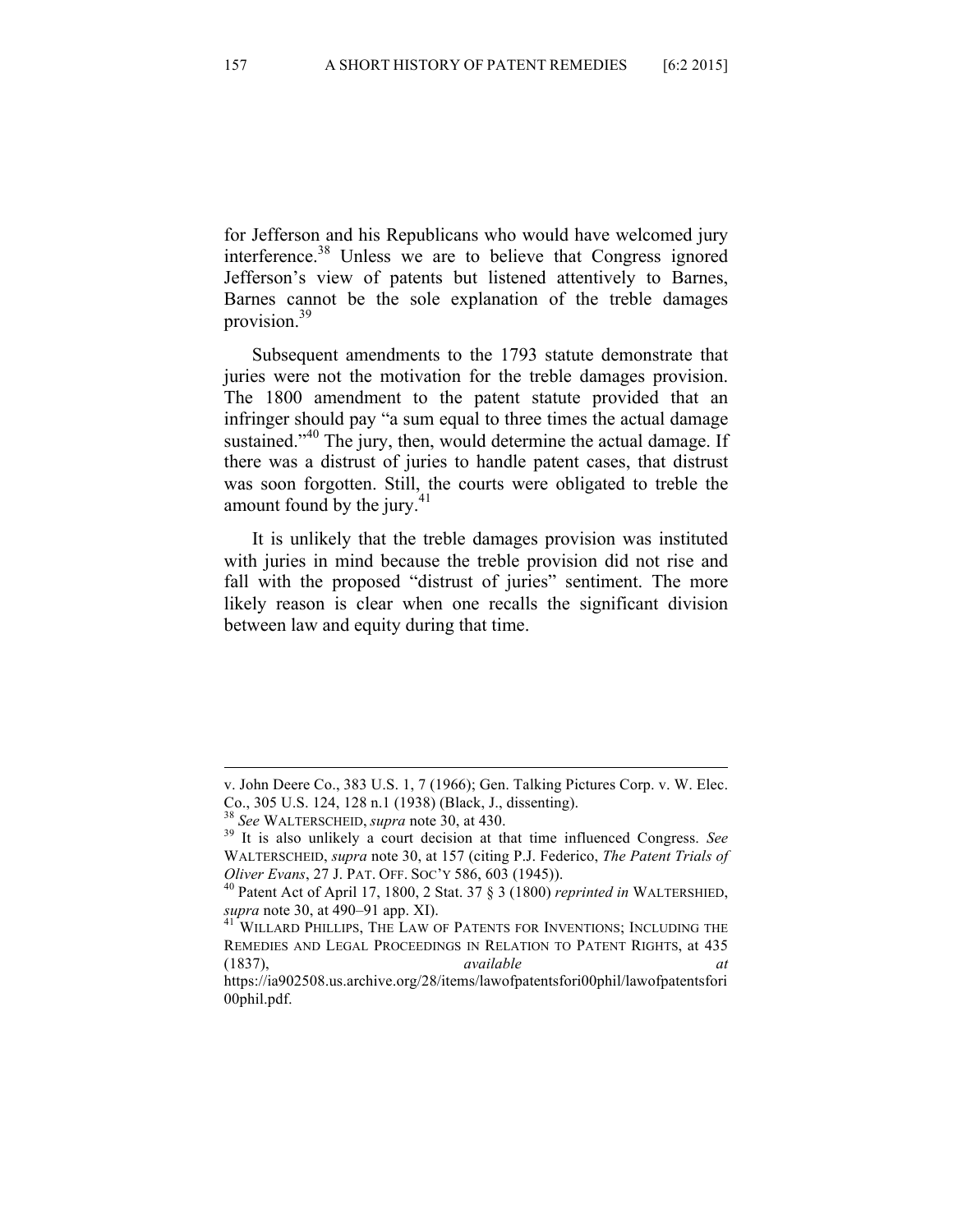for Jefferson and his Republicans who would have welcomed jury interference.[38] Unless we are to believe that Congress ignored Jefferson's view of patents but listened attentively to Barnes, Barnes cannot be the sole explanation of the treble damages provision.[39]

Subsequent amendments to the 1793 statute demonstrate that juries were not the motivation for the treble damages provision. The 1800 amendment to the patent statute provided that an infringer should pay "a sum equal to three times the actual damage sustained."[40] The jury, then, would determine the actual damage. If there was a distrust of juries to handle patent cases, that distrust was soon forgotten. Still, the courts were obligated to treble the amount found by the jury.[41]

It is unlikely that the treble damages provision was instituted with juries in mind because the treble provision did not rise and fall with the proposed "distrust of juries" sentiment. The more likely reason is clear when one recalls the significant division between law and equity during that time.

---

v. John Deere Co., 383 U.S. 1, 7 (1966); Gen. Talking Pictures Corp. v. W. Elec. Co., 305 U.S. 124, 128 n.1 (1938) (Black, J., dissenting).

[38] *See* WALTERSCHEID, *supra* note 30, at 430.

[39] It is also unlikely a court decision at that time influenced Congress. *See* WALTERSCHEID, *supra* note 30, at 157 (citing P.J. Federico, *The Patent Trials of Oliver Evans*, 27 J. PAT. OFF. SOC'Y 586, 603 (1945)).

[40] Patent Act of April 17, 1800, 2 Stat. 37 § 3 (1800) *reprinted in* WALTERSHIED, *supra* note 30, at 490–91 app. XI).

[41] WILLARD PHILLIPS, THE LAW OF PATENTS FOR INVENTIONS; INCLUDING THE REMEDIES AND LEGAL PROCEEDINGS IN RELATION TO PATENT RIGHTS, at 435 (1837), *available at* https://ia902508.us.archive.org/28/items/lawofpatentsfori00phil/lawofpatentsfori00phil.pdf.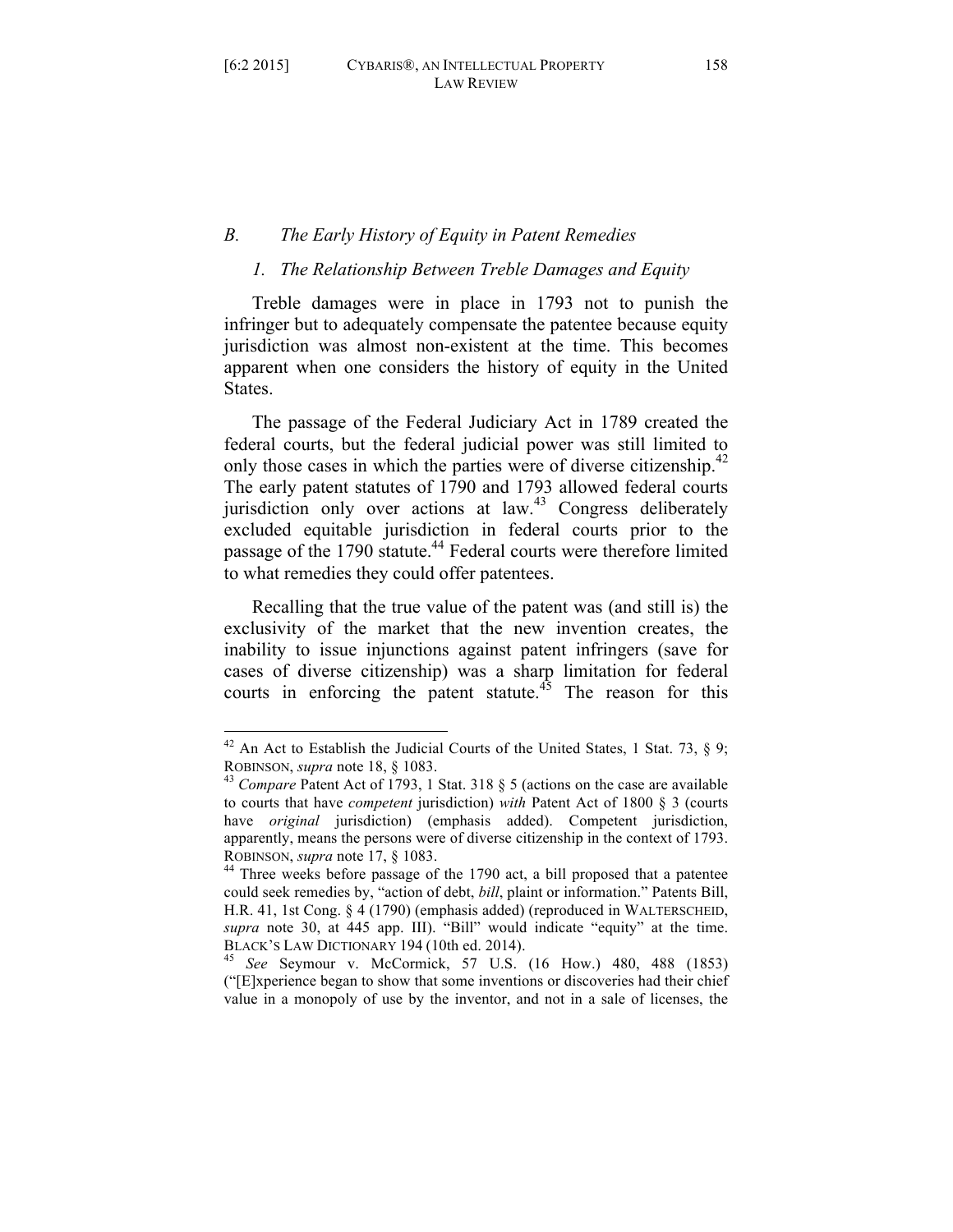### *B. The Early History of Equity in Patent Remedies*

#### *1. The Relationship Between Treble Damages and Equity*

Treble damages were in place in 1793 not to punish the infringer but to adequately compensate the patentee because equity jurisdiction was almost non-existent at the time. This becomes apparent when one considers the history of equity in the United States.

The passage of the Federal Judiciary Act in 1789 created the federal courts, but the federal judicial power was still limited to only those cases in which the parties were of diverse citizenship.[42] The early patent statutes of 1790 and 1793 allowed federal courts jurisdiction only over actions at law.[43] Congress deliberately excluded equitable jurisdiction in federal courts prior to the passage of the 1790 statute.[44] Federal courts were therefore limited to what remedies they could offer patentees.

Recalling that the true value of the patent was (and still is) the exclusivity of the market that the new invention creates, the inability to issue injunctions against patent infringers (save for cases of diverse citizenship) was a sharp limitation for federal courts in enforcing the patent statute.[45] The reason for this

---

[42] An Act to Establish the Judicial Courts of the United States, 1 Stat. 73, § 9; ROBINSON, *supra* note 18, § 1083.

[43] *Compare* Patent Act of 1793, 1 Stat. 318 § 5 (actions on the case are available to courts that have *competent* jurisdiction) *with* Patent Act of 1800 § 3 (courts have *original* jurisdiction) (emphasis added). Competent jurisdiction, apparently, means the persons were of diverse citizenship in the context of 1793. ROBINSON, *supra* note 17, § 1083.

[44] Three weeks before passage of the 1790 act, a bill proposed that a patentee could seek remedies by, "action of debt, *bill*, plaint or information." Patents Bill, H.R. 41, 1st Cong. § 4 (1790) (emphasis added) (reproduced in WALTERSCHEID, *supra* note 30, at 445 app. III). "Bill" would indicate "equity" at the time. BLACK'S LAW DICTIONARY 194 (10th ed. 2014).

[45] *See* Seymour v. McCormick, 57 U.S. (16 How.) 480, 488 (1853) ("[E]xperience began to show that some inventions or discoveries had their chief value in a monopoly of use by the inventor, and not in a sale of licenses, the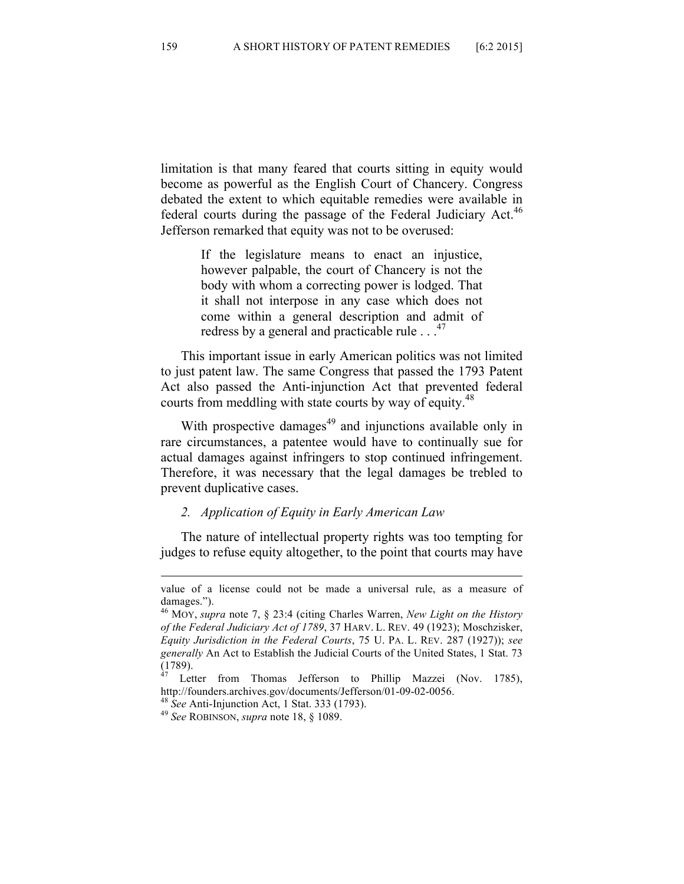limitation is that many feared that courts sitting in equity would become as powerful as the English Court of Chancery. Congress debated the extent to which equitable remedies were available in federal courts during the passage of the Federal Judiciary Act.[46] Jefferson remarked that equity was not to be overused:

> If the legislature means to enact an injustice, however palpable, the court of Chancery is not the body with whom a correcting power is lodged. That it shall not interpose in any case which does not come within a general description and admit of redress by a general and practicable rule . . .[47]

This important issue in early American politics was not limited to just patent law. The same Congress that passed the 1793 Patent Act also passed the Anti-injunction Act that prevented federal courts from meddling with state courts by way of equity.[48]

With prospective damages[49] and injunctions available only in rare circumstances, a patentee would have to continually sue for actual damages against infringers to stop continued infringement. Therefore, it was necessary that the legal damages be trebled to prevent duplicative cases.

### *2. Application of Equity in Early American Law*

The nature of intellectual property rights was too tempting for judges to refuse equity altogether, to the point that courts may have

---

value of a license could not be made a universal rule, as a measure of damages.").

[46] MOY, *supra* note 7, § 23:4 (citing Charles Warren, *New Light on the History of the Federal Judiciary Act of 1789*, 37 HARV. L. REV. 49 (1923); Moschzisker, *Equity Jurisdiction in the Federal Courts*, 75 U. PA. L. REV. 287 (1927)); *see generally* An Act to Establish the Judicial Courts of the United States, 1 Stat. 73 (1789).

[47] Letter from Thomas Jefferson to Phillip Mazzei (Nov. 1785), http://founders.archives.gov/documents/Jefferson/01-09-02-0056.

[48] *See* Anti-Injunction Act, 1 Stat. 333 (1793).

[49] *See* ROBINSON, *supra* note 18, § 1089.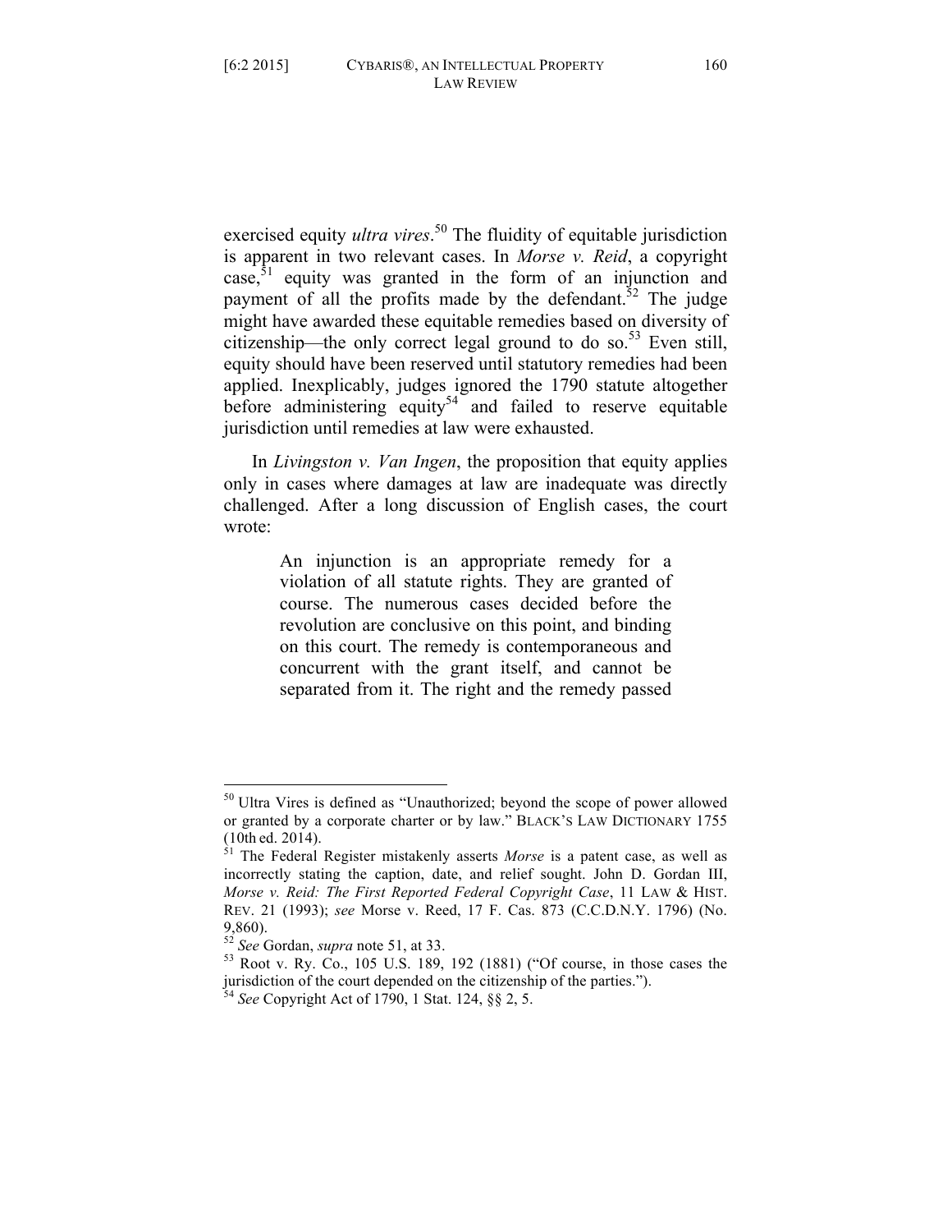exercised equity *ultra vires*.[50] The fluidity of equitable jurisdiction is apparent in two relevant cases. In *Morse v. Reid*, a copyright case,[51] equity was granted in the form of an injunction and payment of all the profits made by the defendant.[52] The judge might have awarded these equitable remedies based on diversity of citizenship—the only correct legal ground to do so.[53] Even still, equity should have been reserved until statutory remedies had been applied. Inexplicably, judges ignored the 1790 statute altogether before administering equity[54] and failed to reserve equitable jurisdiction until remedies at law were exhausted.

In *Livingston v. Van Ingen*, the proposition that equity applies only in cases where damages at law are inadequate was directly challenged. After a long discussion of English cases, the court wrote:

> An injunction is an appropriate remedy for a violation of all statute rights. They are granted of course. The numerous cases decided before the revolution are conclusive on this point, and binding on this court. The remedy is contemporaneous and concurrent with the grant itself, and cannot be separated from it. The right and the remedy passed

---

[50] Ultra Vires is defined as "Unauthorized; beyond the scope of power allowed or granted by a corporate charter or by law." BLACK'S LAW DICTIONARY 1755 (10th ed. 2014).

[51] The Federal Register mistakenly asserts *Morse* is a patent case, as well as incorrectly stating the caption, date, and relief sought. John D. Gordan III, *Morse v. Reid: The First Reported Federal Copyright Case*, 11 LAW & HIST. REV. 21 (1993); *see* Morse v. Reed, 17 F. Cas. 873 (C.C.D.N.Y. 1796) (No. 9,860).

[52] *See* Gordan, *supra* note 51, at 33.

[53] Root v. Ry. Co., 105 U.S. 189, 192 (1881) ("Of course, in those cases the jurisdiction of the court depended on the citizenship of the parties.").

[54] *See* Copyright Act of 1790, 1 Stat. 124, §§ 2, 5.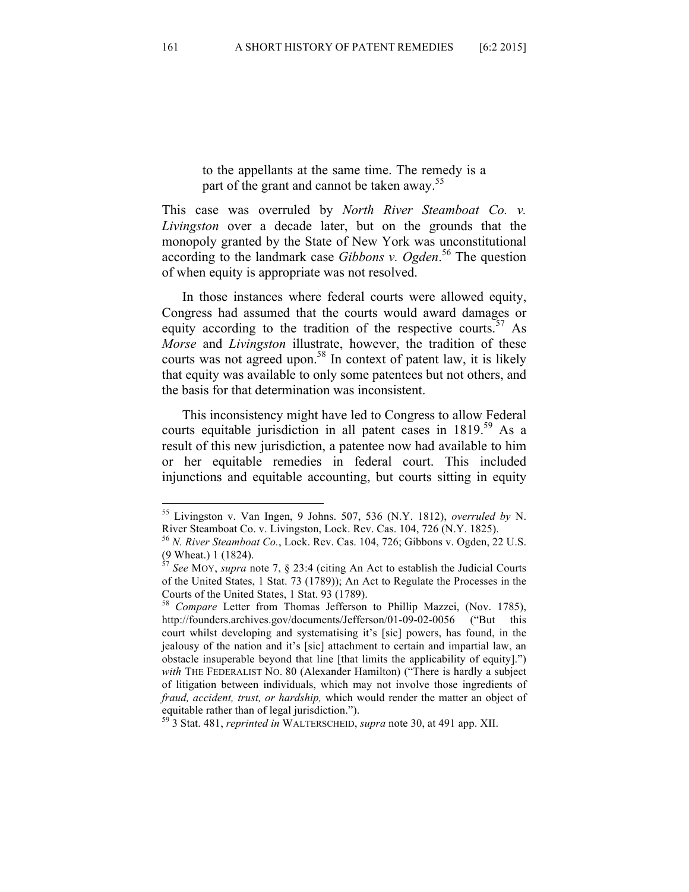> to the appellants at the same time. The remedy is a part of the grant and cannot be taken away.[55]

This case was overruled by *North River Steamboat Co. v. Livingston* over a decade later, but on the grounds that the monopoly granted by the State of New York was unconstitutional according to the landmark case *Gibbons v. Ogden*.[56] The question of when equity is appropriate was not resolved.

In those instances where federal courts were allowed equity, Congress had assumed that the courts would award damages or equity according to the tradition of the respective courts.[57] As *Morse* and *Livingston* illustrate, however, the tradition of these courts was not agreed upon.[58] In context of patent law, it is likely that equity was available to only some patentees but not others, and the basis for that determination was inconsistent.

This inconsistency might have led to Congress to allow Federal courts equitable jurisdiction in all patent cases in 1819.[59] As a result of this new jurisdiction, a patentee now had available to him or her equitable remedies in federal court. This included injunctions and equitable accounting, but courts sitting in equity

---

[55] Livingston v. Van Ingen, 9 Johns. 507, 536 (N.Y. 1812), *overruled by* N. River Steamboat Co. v. Livingston, Lock. Rev. Cas. 104, 726 (N.Y. 1825).

[56] *N. River Steamboat Co.*, Lock. Rev. Cas. 104, 726; Gibbons v. Ogden, 22 U.S. (9 Wheat.) 1 (1824).

[57] *See* MOY, *supra* note 7, § 23:4 (citing An Act to establish the Judicial Courts of the United States, 1 Stat. 73 (1789)); An Act to Regulate the Processes in the Courts of the United States, 1 Stat. 93 (1789).

[58] *Compare* Letter from Thomas Jefferson to Phillip Mazzei, (Nov. 1785), http://founders.archives.gov/documents/Jefferson/01-09-02-0056 ("But this court whilst developing and systematising it's [sic] powers, has found, in the jealousy of the nation and it's [sic] attachment to certain and impartial law, an obstacle insuperable beyond that line [that limits the applicability of equity].") *with* THE FEDERALIST NO. 80 (Alexander Hamilton) ("There is hardly a subject of litigation between individuals, which may not involve those ingredients of *fraud, accident, trust, or hardship,* which would render the matter an object of equitable rather than of legal jurisdiction.").

[59] 3 Stat. 481, *reprinted in* WALTERSCHEID, *supra* note 30, at 491 app. XII.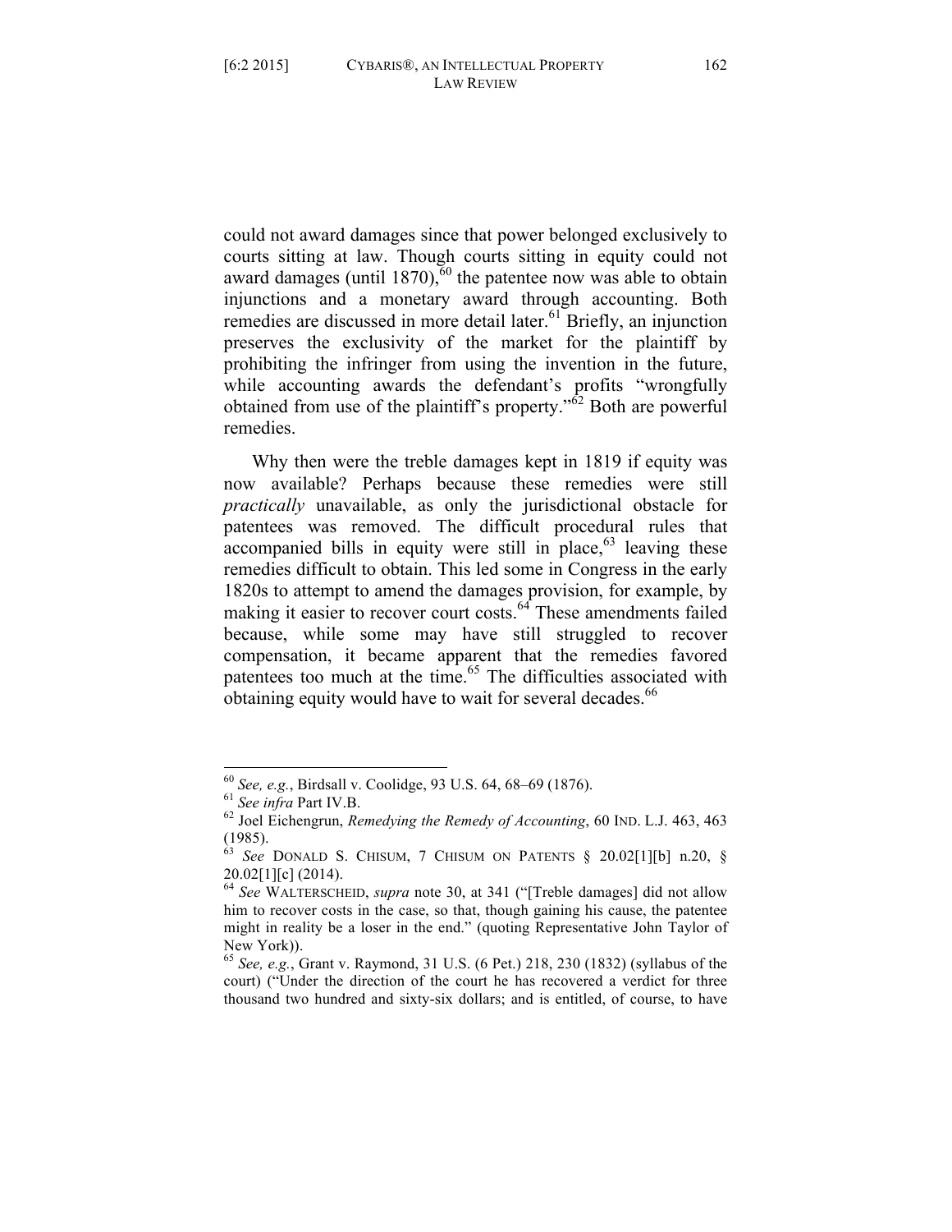could not award damages since that power belonged exclusively to courts sitting at law. Though courts sitting in equity could not award damages (until 1870),[60] the patentee now was able to obtain injunctions and a monetary award through accounting. Both remedies are discussed in more detail later.[61] Briefly, an injunction preserves the exclusivity of the market for the plaintiff by prohibiting the infringer from using the invention in the future, while accounting awards the defendant's profits "wrongfully obtained from use of the plaintiff's property."[62] Both are powerful remedies.

Why then were the treble damages kept in 1819 if equity was now available? Perhaps because these remedies were still *practically* unavailable, as only the jurisdictional obstacle for patentees was removed. The difficult procedural rules that accompanied bills in equity were still in place,[63] leaving these remedies difficult to obtain. This led some in Congress in the early 1820s to attempt to amend the damages provision, for example, by making it easier to recover court costs.[64] These amendments failed because, while some may have still struggled to recover compensation, it became apparent that the remedies favored patentees too much at the time.[65] The difficulties associated with obtaining equity would have to wait for several decades.[66]

---

[60] *See, e.g.*, Birdsall v. Coolidge, 93 U.S. 64, 68–69 (1876).

[61] *See infra* Part IV.B.

[62] Joel Eichengrun, *Remedying the Remedy of Accounting*, 60 IND. L.J. 463, 463 (1985).

[63] *See* DONALD S. CHISUM, 7 CHISUM ON PATENTS § 20.02[1][b] n.20, § 20.02[1][c] (2014).

[64] *See* WALTERSCHEID, *supra* note 30, at 341 ("[Treble damages] did not allow him to recover costs in the case, so that, though gaining his cause, the patentee might in reality be a loser in the end." (quoting Representative John Taylor of New York)).

[65] *See, e.g.*, Grant v. Raymond, 31 U.S. (6 Pet.) 218, 230 (1832) (syllabus of the court) ("Under the direction of the court he has recovered a verdict for three thousand two hundred and sixty-six dollars; and is entitled, of course, to have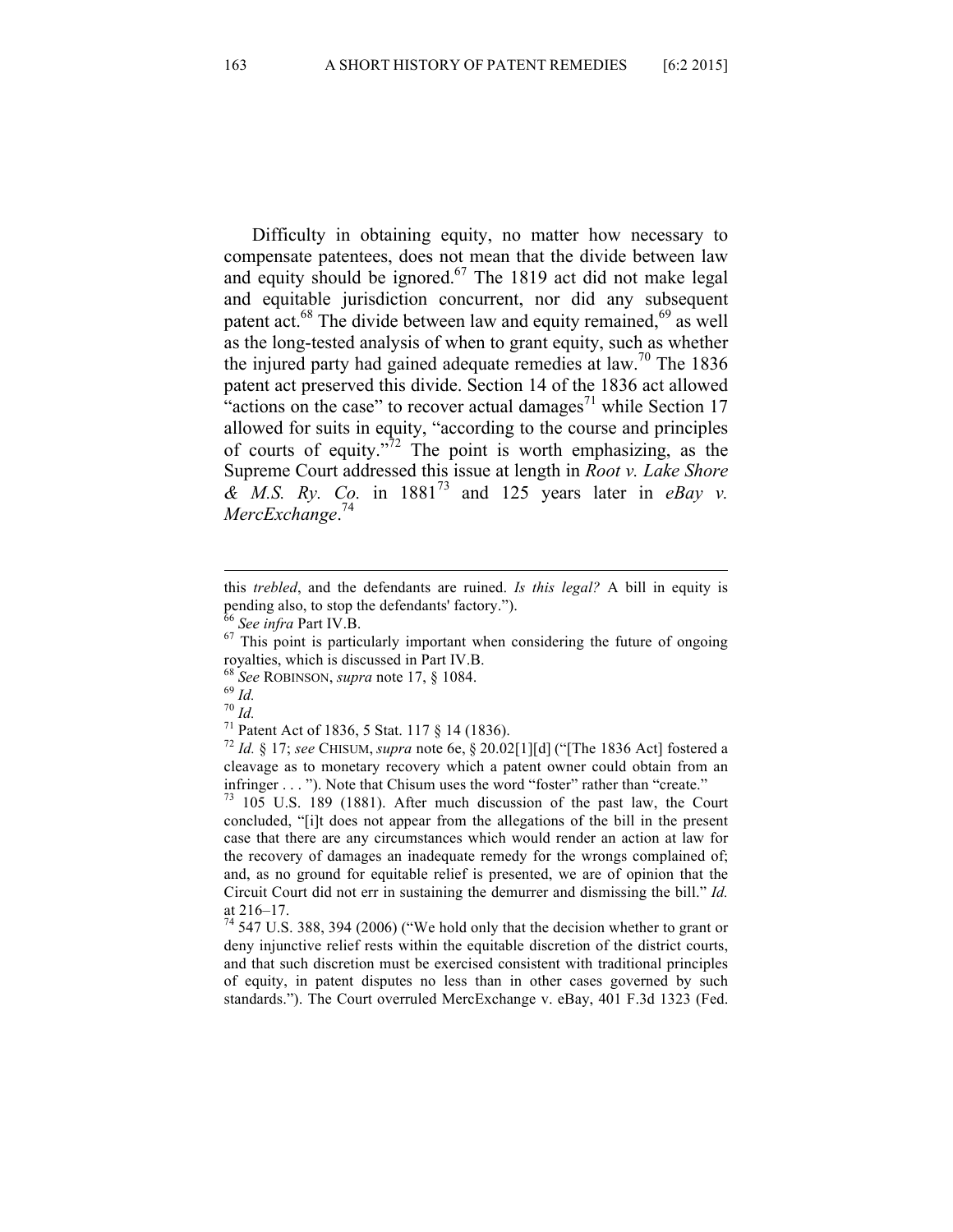Difficulty in obtaining equity, no matter how necessary to compensate patentees, does not mean that the divide between law and equity should be ignored.[67] The 1819 act did not make legal and equitable jurisdiction concurrent, nor did any subsequent patent act.[68] The divide between law and equity remained,[69] as well as the long-tested analysis of when to grant equity, such as whether the injured party had gained adequate remedies at law.[70] The 1836 patent act preserved this divide. Section 14 of the 1836 act allowed "actions on the case" to recover actual damages[71] while Section 17 allowed for suits in equity, "according to the course and principles of courts of equity."[72] The point is worth emphasizing, as the Supreme Court addressed this issue at length in *Root v. Lake Shore & M.S. Ry. Co.* in 1881[73] and 125 years later in *eBay v. MercExchange*.[74]

---

this *trebled*, and the defendants are ruined. *Is this legal?* A bill in equity is pending also, to stop the defendants' factory.").

[66] *See infra* Part IV.B.

[67] This point is particularly important when considering the future of ongoing royalties, which is discussed in Part IV.B.

[68] *See* ROBINSON, *supra* note 17, § 1084.

[69] *Id.*

[70] *Id.*

[71] Patent Act of 1836, 5 Stat. 117 § 14 (1836).

[72] *Id.* § 17; *see* CHISUM, *supra* note 6e, § 20.02[1][d] ("[The 1836 Act] fostered a cleavage as to monetary recovery which a patent owner could obtain from an infringer . . . "). Note that Chisum uses the word "foster" rather than "create."

[73] 105 U.S. 189 (1881). After much discussion of the past law, the Court concluded, "[i]t does not appear from the allegations of the bill in the present case that there are any circumstances which would render an action at law for the recovery of damages an inadequate remedy for the wrongs complained of; and, as no ground for equitable relief is presented, we are of opinion that the Circuit Court did not err in sustaining the demurrer and dismissing the bill." *Id.* at 216–17.

[74] 547 U.S. 388, 394 (2006) ("We hold only that the decision whether to grant or deny injunctive relief rests within the equitable discretion of the district courts, and that such discretion must be exercised consistent with traditional principles of equity, in patent disputes no less than in other cases governed by such standards."). The Court overruled MercExchange v. eBay, 401 F.3d 1323 (Fed.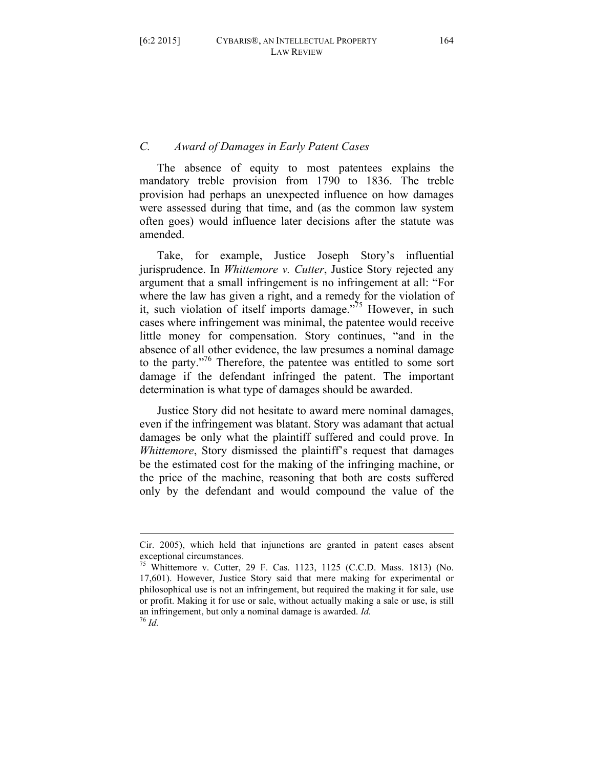### *C. Award of Damages in Early Patent Cases*

The absence of equity to most patentees explains the mandatory treble provision from 1790 to 1836. The treble provision had perhaps an unexpected influence on how damages were assessed during that time, and (as the common law system often goes) would influence later decisions after the statute was amended.

Take, for example, Justice Joseph Story's influential jurisprudence. In *Whittemore v. Cutter*, Justice Story rejected any argument that a small infringement is no infringement at all: "For where the law has given a right, and a remedy for the violation of it, such violation of itself imports damage."[75] However, in such cases where infringement was minimal, the patentee would receive little money for compensation. Story continues, "and in the absence of all other evidence, the law presumes a nominal damage to the party."[76] Therefore, the patentee was entitled to some sort damage if the defendant infringed the patent. The important determination is what type of damages should be awarded.

Justice Story did not hesitate to award mere nominal damages, even if the infringement was blatant. Story was adamant that actual damages be only what the plaintiff suffered and could prove. In *Whittemore*, Story dismissed the plaintiff's request that damages be the estimated cost for the making of the infringing machine, or the price of the machine, reasoning that both are costs suffered only by the defendant and would compound the value of the

---

Cir. 2005), which held that injunctions are granted in patent cases absent exceptional circumstances.

[75] Whittemore v. Cutter, 29 F. Cas. 1123, 1125 (C.C.D. Mass. 1813) (No. 17,601). However, Justice Story said that mere making for experimental or philosophical use is not an infringement, but required the making it for sale, use or profit. Making it for use or sale, without actually making a sale or use, is still an infringement, but only a nominal damage is awarded. *Id.*

[76] *Id.*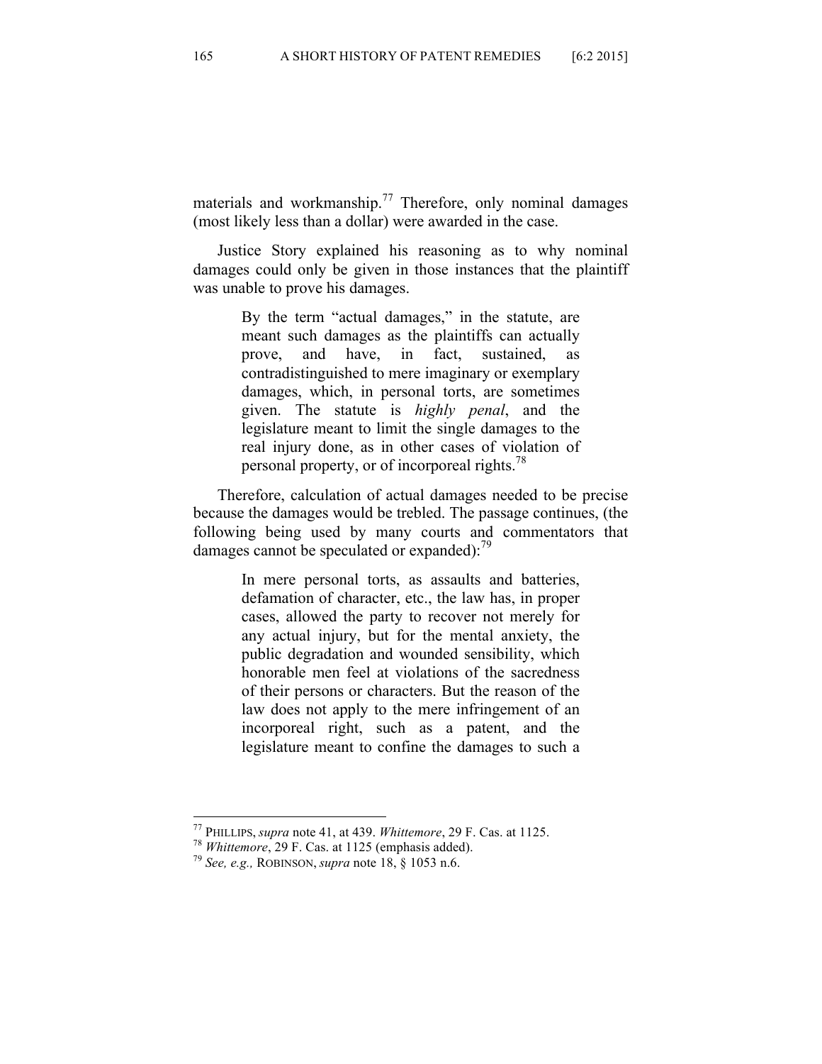materials and workmanship.[77] Therefore, only nominal damages (most likely less than a dollar) were awarded in the case.

Justice Story explained his reasoning as to why nominal damages could only be given in those instances that the plaintiff was unable to prove his damages.

> By the term "actual damages," in the statute, are meant such damages as the plaintiffs can actually prove, and have, in fact, sustained, as contradistinguished to mere imaginary or exemplary damages, which, in personal torts, are sometimes given. The statute is *highly penal*, and the legislature meant to limit the single damages to the real injury done, as in other cases of violation of personal property, or of incorporeal rights.[78]

Therefore, calculation of actual damages needed to be precise because the damages would be trebled. The passage continues, (the following being used by many courts and commentators that damages cannot be speculated or expanded):[79]

> In mere personal torts, as assaults and batteries, defamation of character, etc., the law has, in proper cases, allowed the party to recover not merely for any actual injury, but for the mental anxiety, the public degradation and wounded sensibility, which honorable men feel at violations of the sacredness of their persons or characters. But the reason of the law does not apply to the mere infringement of an incorporeal right, such as a patent, and the legislature meant to confine the damages to such a

---

[77] PHILLIPS, *supra* note 41, at 439. *Whittemore*, 29 F. Cas. at 1125.

[78] *Whittemore*, 29 F. Cas. at 1125 (emphasis added).

[79] *See, e.g.,* ROBINSON, *supra* note 18, § 1053 n.6.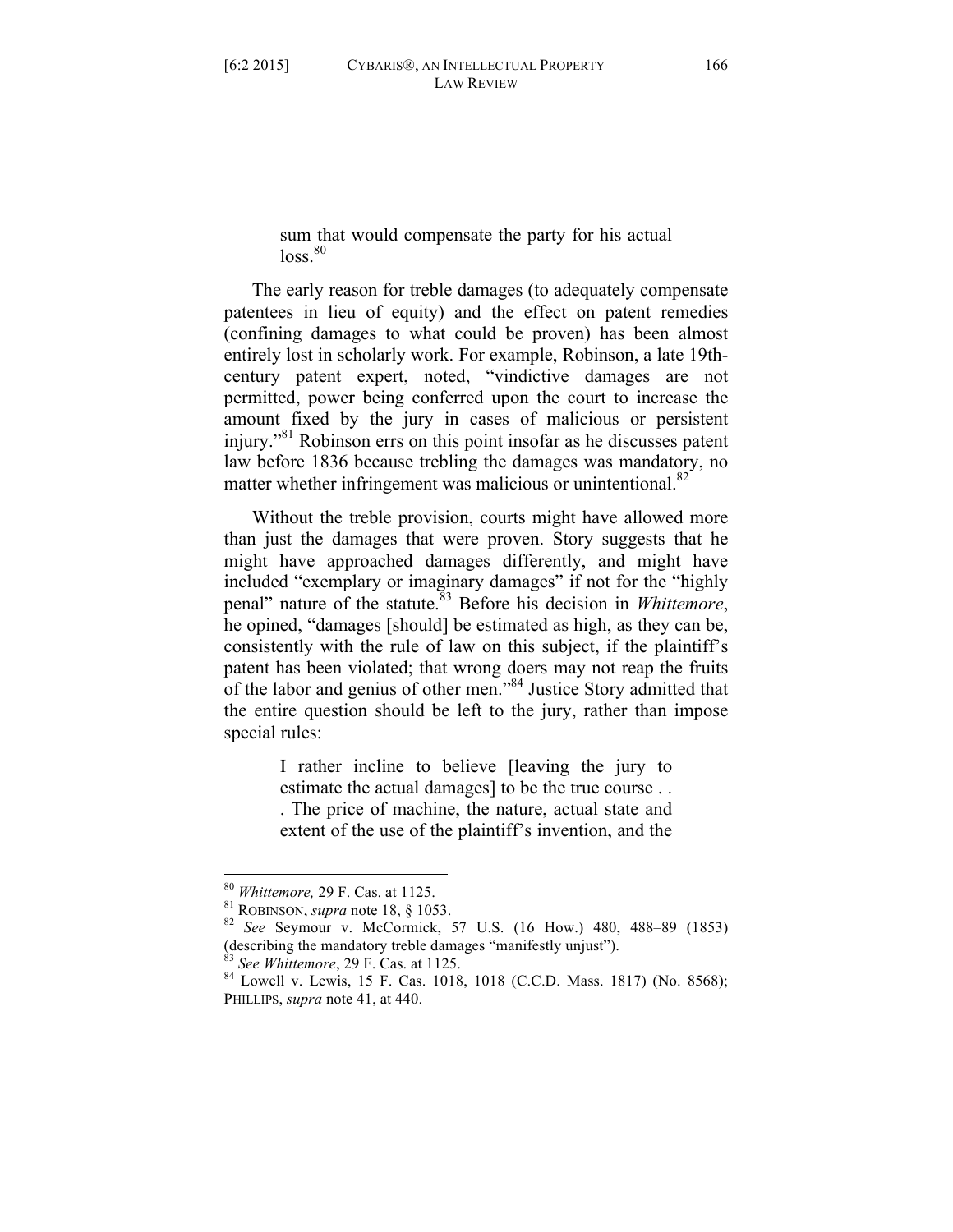> sum that would compensate the party for his actual loss.[80]

The early reason for treble damages (to adequately compensate patentees in lieu of equity) and the effect on patent remedies (confining damages to what could be proven) has been almost entirely lost in scholarly work. For example, Robinson, a late 19th-century patent expert, noted, "vindictive damages are not permitted, power being conferred upon the court to increase the amount fixed by the jury in cases of malicious or persistent injury."[81] Robinson errs on this point insofar as he discusses patent law before 1836 because trebling the damages was mandatory, no matter whether infringement was malicious or unintentional.[82]

Without the treble provision, courts might have allowed more than just the damages that were proven. Story suggests that he might have approached damages differently, and might have included "exemplary or imaginary damages" if not for the "highly penal" nature of the statute.[83] Before his decision in *Whittemore*, he opined, "damages [should] be estimated as high, as they can be, consistently with the rule of law on this subject, if the plaintiff's patent has been violated; that wrong doers may not reap the fruits of the labor and genius of other men."[84] Justice Story admitted that the entire question should be left to the jury, rather than impose special rules:

> I rather incline to believe [leaving the jury to estimate the actual damages] to be the true course . . . The price of machine, the nature, actual state and extent of the use of the plaintiff's invention, and the

---

[80] *Whittemore,* 29 F. Cas. at 1125.

[81] ROBINSON, *supra* note 18, § 1053.

[82] *See* Seymour v. McCormick, 57 U.S. (16 How.) 480, 488–89 (1853) (describing the mandatory treble damages "manifestly unjust").

[83] *See Whittemore*, 29 F. Cas. at 1125.

[84] Lowell v. Lewis, 15 F. Cas. 1018, 1018 (C.C.D. Mass. 1817) (No. 8568); PHILLIPS, *supra* note 41, at 440.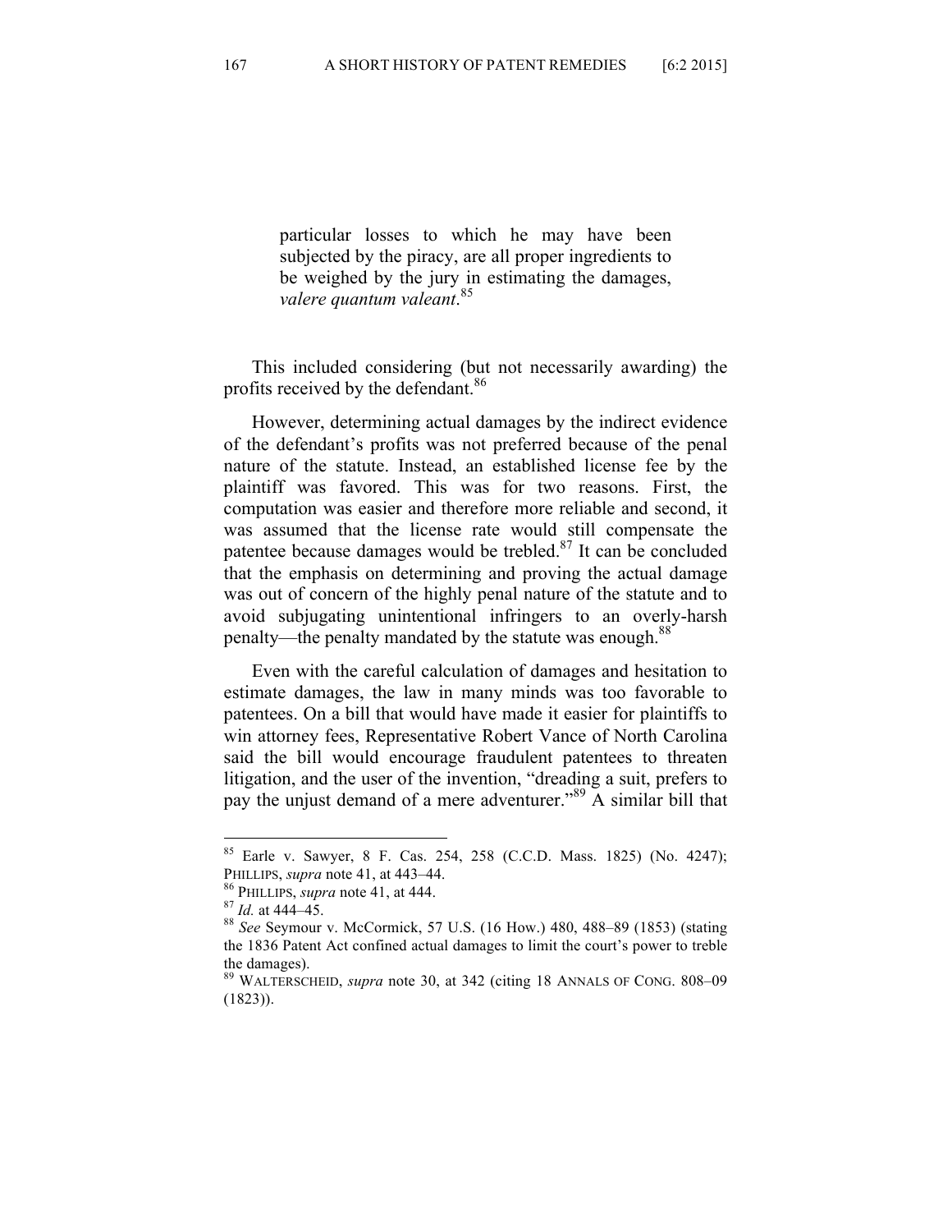> particular losses to which he may have been subjected by the piracy, are all proper ingredients to be weighed by the jury in estimating the damages, *valere quantum valeant*.[85]

This included considering (but not necessarily awarding) the profits received by the defendant.[86]

However, determining actual damages by the indirect evidence of the defendant's profits was not preferred because of the penal nature of the statute. Instead, an established license fee by the plaintiff was favored. This was for two reasons. First, the computation was easier and therefore more reliable and second, it was assumed that the license rate would still compensate the patentee because damages would be trebled.[87] It can be concluded that the emphasis on determining and proving the actual damage was out of concern of the highly penal nature of the statute and to avoid subjugating unintentional infringers to an overly-harsh penalty—the penalty mandated by the statute was enough.[88]

Even with the careful calculation of damages and hesitation to estimate damages, the law in many minds was too favorable to patentees. On a bill that would have made it easier for plaintiffs to win attorney fees, Representative Robert Vance of North Carolina said the bill would encourage fraudulent patentees to threaten litigation, and the user of the invention, "dreading a suit, prefers to pay the unjust demand of a mere adventurer."[89] A similar bill that

---

[85] Earle v. Sawyer, 8 F. Cas. 254, 258 (C.C.D. Mass. 1825) (No. 4247); PHILLIPS, *supra* note 41, at 443–44.

[86] PHILLIPS, *supra* note 41, at 444.

[87] *Id.* at 444–45.

[88] *See* Seymour v. McCormick, 57 U.S. (16 How.) 480, 488–89 (1853) (stating the 1836 Patent Act confined actual damages to limit the court's power to treble the damages).

[89] WALTERSCHEID, *supra* note 30, at 342 (citing 18 ANNALS OF CONG. 808–09 (1823)).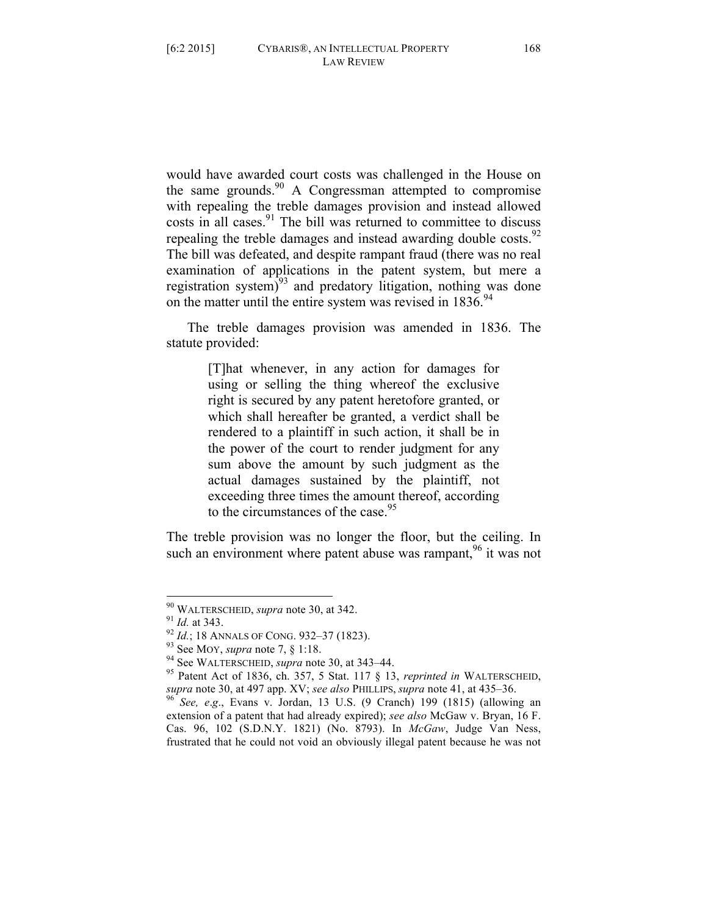would have awarded court costs was challenged in the House on the same grounds.[90] A Congressman attempted to compromise with repealing the treble damages provision and instead allowed costs in all cases.[91] The bill was returned to committee to discuss repealing the treble damages and instead awarding double costs.[92] The bill was defeated, and despite rampant fraud (there was no real examination of applications in the patent system, but mere a registration system)[93] and predatory litigation, nothing was done on the matter until the entire system was revised in 1836.[94]

The treble damages provision was amended in 1836. The statute provided:

> [T]hat whenever, in any action for damages for using or selling the thing whereof the exclusive right is secured by any patent heretofore granted, or which shall hereafter be granted, a verdict shall be rendered to a plaintiff in such action, it shall be in the power of the court to render judgment for any sum above the amount by such judgment as the actual damages sustained by the plaintiff, not exceeding three times the amount thereof, according to the circumstances of the case.[95]

The treble provision was no longer the floor, but the ceiling. In such an environment where patent abuse was rampant,[96] it was not

---

[90] WALTERSCHEID, *supra* note 30, at 342.

[91] *Id.* at 343.

[92] *Id.*; 18 ANNALS OF CONG. 932–37 (1823).

[93] See MOY, *supra* note 7, § 1:18.

[94] See WALTERSCHEID, *supra* note 30, at 343–44.

[95] Patent Act of 1836, ch. 357, 5 Stat. 117 § 13, *reprinted in* WALTERSCHEID, *supra* note 30, at 497 app. XV; *see also* PHILLIPS, *supra* note 41, at 435–36.

[96] *See, e.g.*, Evans v. Jordan, 13 U.S. (9 Cranch) 199 (1815) (allowing an extension of a patent that had already expired); *see also* McGaw v. Bryan, 16 F. Cas. 96, 102 (S.D.N.Y. 1821) (No. 8793). In *McGaw*, Judge Van Ness, frustrated that he could not void an obviously illegal patent because he was not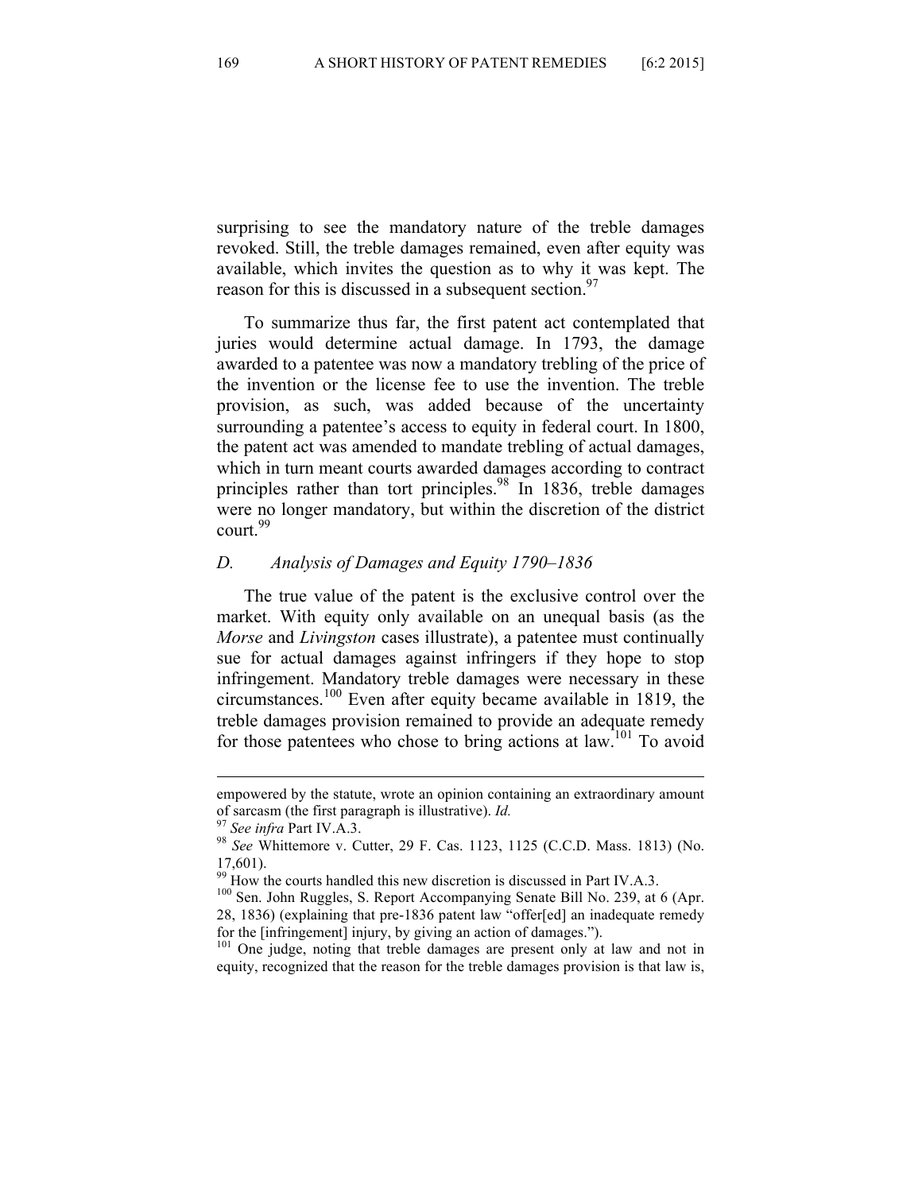surprising to see the mandatory nature of the treble damages revoked. Still, the treble damages remained, even after equity was available, which invites the question as to why it was kept. The reason for this is discussed in a subsequent section.[97]

To summarize thus far, the first patent act contemplated that juries would determine actual damage. In 1793, the damage awarded to a patentee was now a mandatory trebling of the price of the invention or the license fee to use the invention. The treble provision, as such, was added because of the uncertainty surrounding a patentee's access to equity in federal court. In 1800, the patent act was amended to mandate trebling of actual damages, which in turn meant courts awarded damages according to contract principles rather than tort principles.[98] In 1836, treble damages were no longer mandatory, but within the discretion of the district court.[99]

### D. *Analysis of Damages and Equity 1790–1836*

The true value of the patent is the exclusive control over the market. With equity only available on an unequal basis (as the *Morse* and *Livingston* cases illustrate), a patentee must continually sue for actual damages against infringers if they hope to stop infringement. Mandatory treble damages were necessary in these circumstances.[100] Even after equity became available in 1819, the treble damages provision remained to provide an adequate remedy for those patentees who chose to bring actions at law.[101] To avoid

---

empowered by the statute, wrote an opinion containing an extraordinary amount of sarcasm (the first paragraph is illustrative). *Id.*

[97] *See infra* Part IV.A.3.

[98] *See* Whittemore v. Cutter, 29 F. Cas. 1123, 1125 (C.C.D. Mass. 1813) (No. 17,601).

[99] How the courts handled this new discretion is discussed in Part IV.A.3.

[100] Sen. John Ruggles, S. Report Accompanying Senate Bill No. 239, at 6 (Apr. 28, 1836) (explaining that pre-1836 patent law "offer[ed] an inadequate remedy for the [infringement] injury, by giving an action of damages.").

[101] One judge, noting that treble damages are present only at law and not in equity, recognized that the reason for the treble damages provision is that law is,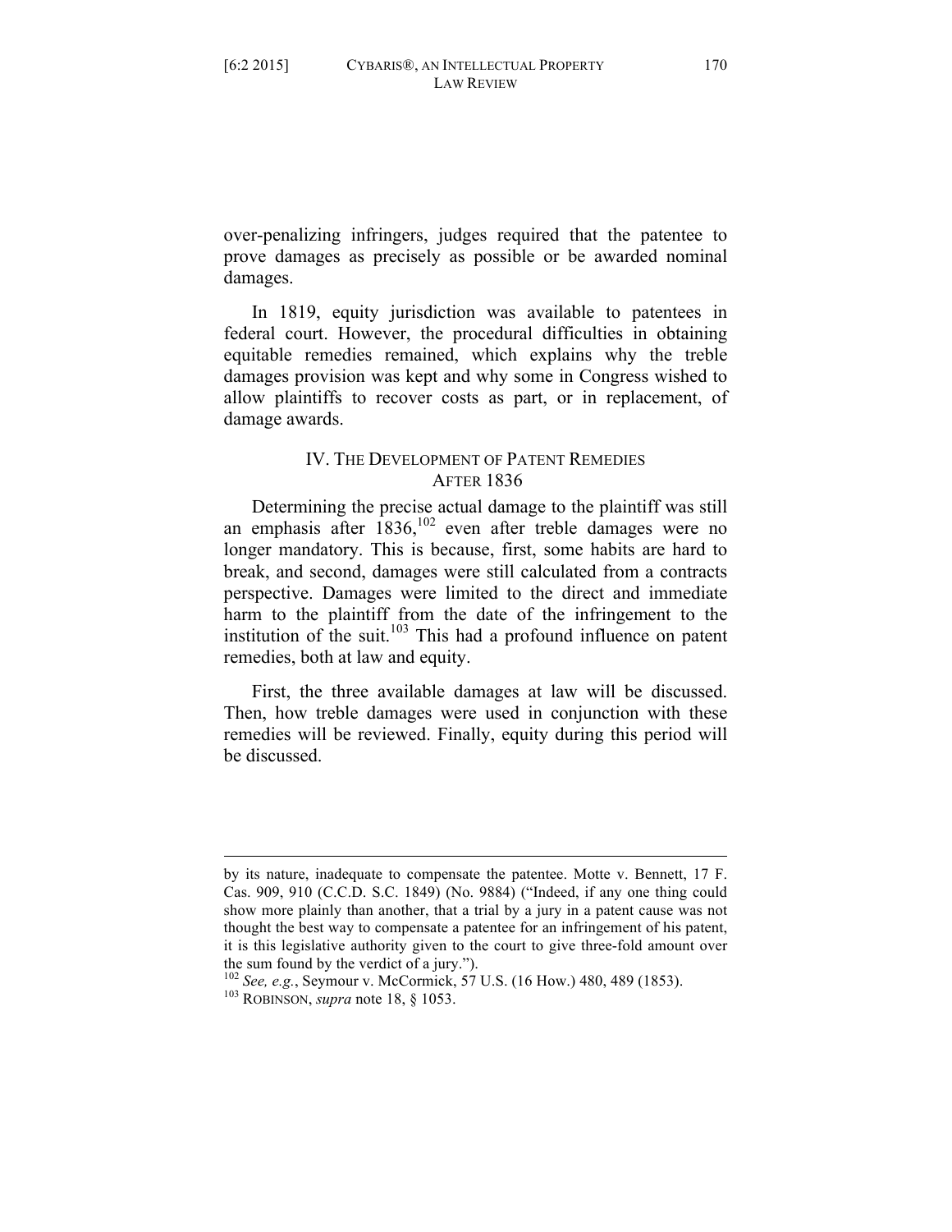over-penalizing infringers, judges required that the patentee to prove damages as precisely as possible or be awarded nominal damages.

In 1819, equity jurisdiction was available to patentees in federal court. However, the procedural difficulties in obtaining equitable remedies remained, which explains why the treble damages provision was kept and why some in Congress wished to allow plaintiffs to recover costs as part, or in replacement, of damage awards.

## IV. The Development of Patent Remedies After 1836

Determining the precise actual damage to the plaintiff was still an emphasis after 1836,[102] even after treble damages were no longer mandatory. This is because, first, some habits are hard to break, and second, damages were still calculated from a contracts perspective. Damages were limited to the direct and immediate harm to the plaintiff from the date of the infringement to the institution of the suit.[103] This had a profound influence on patent remedies, both at law and equity.

First, the three available damages at law will be discussed. Then, how treble damages were used in conjunction with these remedies will be reviewed. Finally, equity during this period will be discussed.

---

by its nature, inadequate to compensate the patentee. Motte v. Bennett, 17 F. Cas. 909, 910 (C.C.D. S.C. 1849) (No. 9884) ("Indeed, if any one thing could show more plainly than another, that a trial by a jury in a patent cause was not thought the best way to compensate a patentee for an infringement of his patent, it is this legislative authority given to the court to give three-fold amount over the sum found by the verdict of a jury.").

[102] *See, e.g.*, Seymour v. McCormick, 57 U.S. (16 How.) 480, 489 (1853).

[103] ROBINSON, *supra* note 18, § 1053.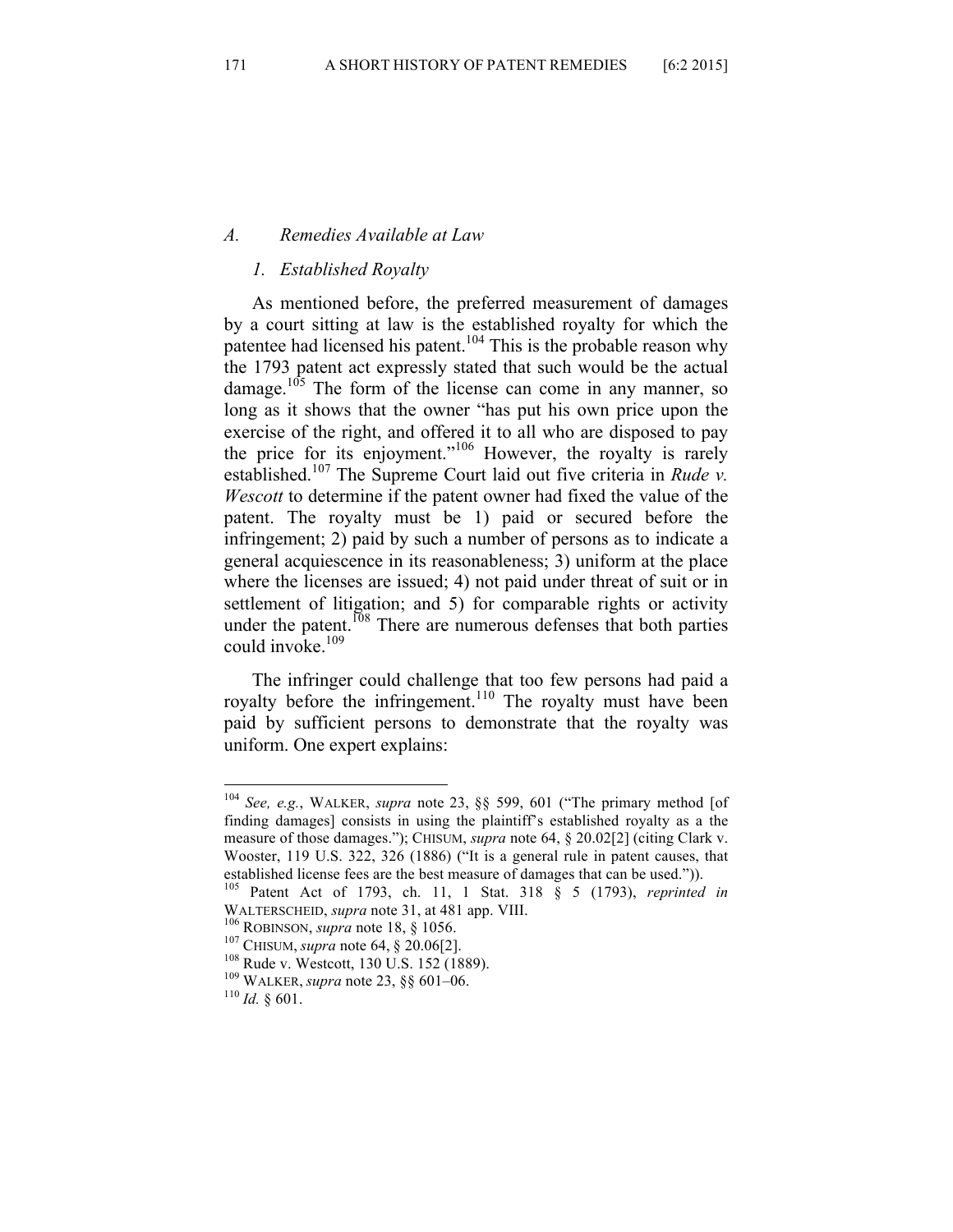### A. Remedies Available at Law

#### 1. Established Royalty

As mentioned before, the preferred measurement of damages by a court sitting at law is the established royalty for which the patentee had licensed his patent.[104] This is the probable reason why the 1793 patent act expressly stated that such would be the actual damage.[105] The form of the license can come in any manner, so long as it shows that the owner "has put his own price upon the exercise of the right, and offered it to all who are disposed to pay the price for its enjoyment."[106] However, the royalty is rarely established.[107] The Supreme Court laid out five criteria in *Rude v. Wescott* to determine if the patent owner had fixed the value of the patent. The royalty must be 1) paid or secured before the infringement; 2) paid by such a number of persons as to indicate a general acquiescence in its reasonableness; 3) uniform at the place where the licenses are issued; 4) not paid under threat of suit or in settlement of litigation; and 5) for comparable rights or activity under the patent.[108] There are numerous defenses that both parties could invoke.[109]

The infringer could challenge that too few persons had paid a royalty before the infringement.[110] The royalty must have been paid by sufficient persons to demonstrate that the royalty was uniform. One expert explains:

---

[104] *See, e.g.*, WALKER, *supra* note 23, §§ 599, 601 ("The primary method [of finding damages] consists in using the plaintiff's established royalty as a the measure of those damages."); CHISUM, *supra* note 64, § 20.02[2] (citing Clark v. Wooster, 119 U.S. 322, 326 (1886) ("It is a general rule in patent causes, that established license fees are the best measure of damages that can be used.")).

[105] Patent Act of 1793, ch. 11, 1 Stat. 318 § 5 (1793), *reprinted in* WALTERSCHEID, *supra* note 31, at 481 app. VIII.

[106] ROBINSON, *supra* note 18, § 1056.

[107] CHISUM, *supra* note 64, § 20.06[2].

[108] Rude v. Westcott, 130 U.S. 152 (1889).

[109] WALKER, *supra* note 23, §§ 601–06.

[110] *Id.* § 601.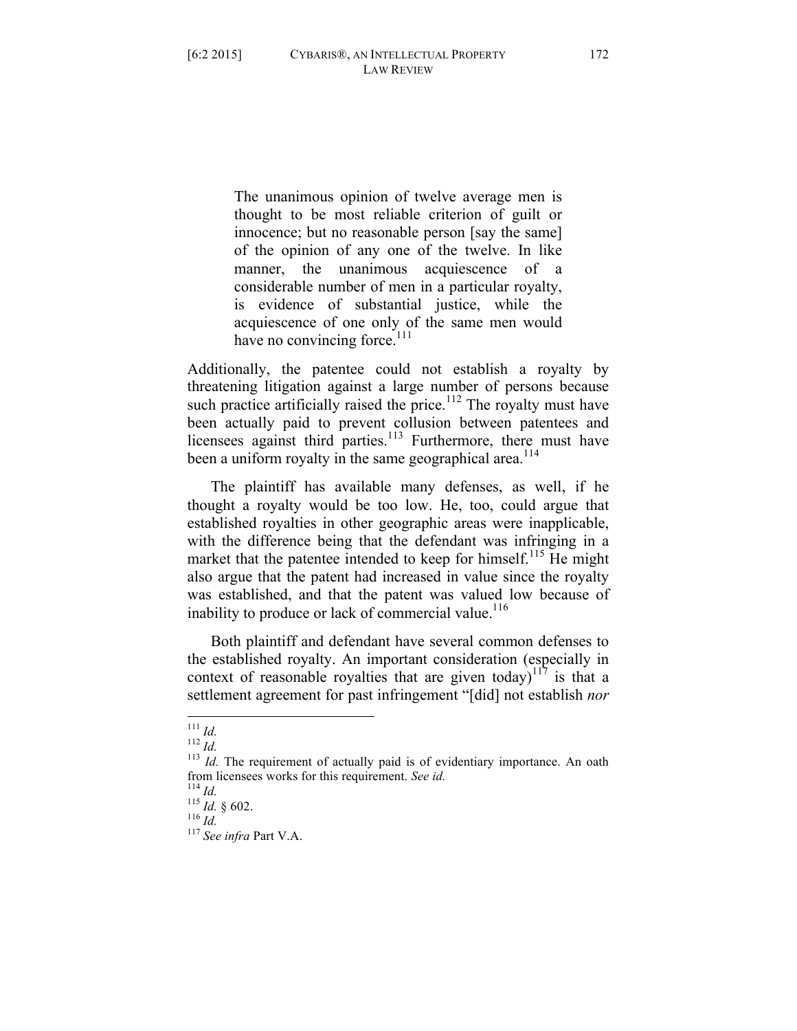> The unanimous opinion of twelve average men is thought to be most reliable criterion of guilt or innocence; but no reasonable person [say the same] of the opinion of any one of the twelve. In like manner, the unanimous acquiescence of a considerable number of men in a particular royalty, is evidence of substantial justice, while the acquiescence of one only of the same men would have no convincing force.[111]

Additionally, the patentee could not establish a royalty by threatening litigation against a large number of persons because such practice artificially raised the price.[112] The royalty must have been actually paid to prevent collusion between patentees and licensees against third parties.[113] Furthermore, there must have been a uniform royalty in the same geographical area.[114]

The plaintiff has available many defenses, as well, if he thought a royalty would be too low. He, too, could argue that established royalties in other geographic areas were inapplicable, with the difference being that the defendant was infringing in a market that the patentee intended to keep for himself.[115] He might also argue that the patent had increased in value since the royalty was established, and that the patent was valued low because of inability to produce or lack of commercial value.[116]

Both plaintiff and defendant have several common defenses to the established royalty. An important consideration (especially in context of reasonable royalties that are given today)[117] is that a settlement agreement for past infringement "[did] not establish *nor*

---

[111] *Id.*

[112] *Id.*

[113] *Id.* The requirement of actually paid is of evidentiary importance. An oath from licensees works for this requirement. *See id.*

[114] *Id.*

[115] *Id.* § 602.

[116] *Id.*

[117] *See infra* Part V.A.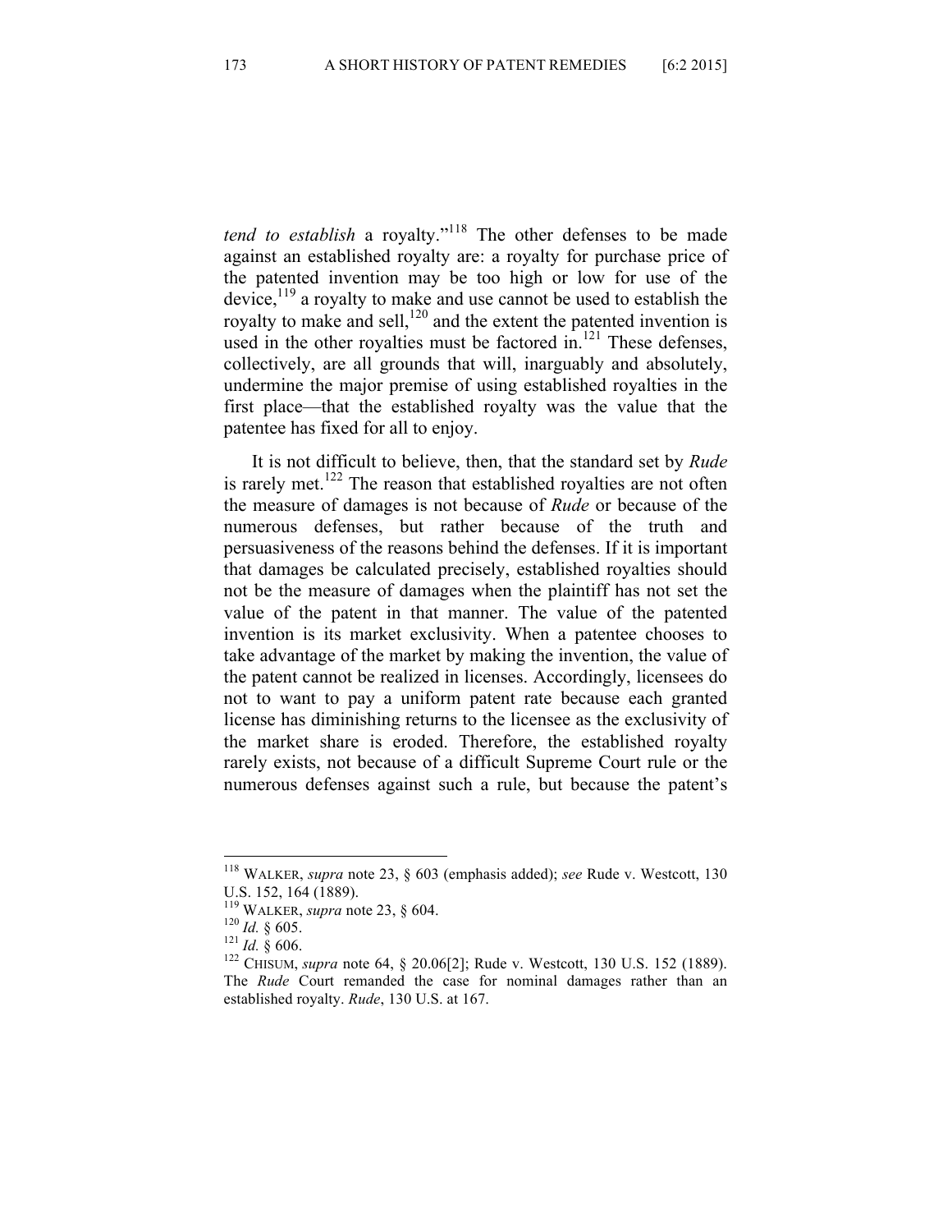*tend to establish* a royalty."[118] The other defenses to be made against an established royalty are: a royalty for purchase price of the patented invention may be too high or low for use of the device,[119] a royalty to make and use cannot be used to establish the royalty to make and sell,[120] and the extent the patented invention is used in the other royalties must be factored in.[121] These defenses, collectively, are all grounds that will, inarguably and absolutely, undermine the major premise of using established royalties in the first place—that the established royalty was the value that the patentee has fixed for all to enjoy.

It is not difficult to believe, then, that the standard set by *Rude* is rarely met.[122] The reason that established royalties are not often the measure of damages is not because of *Rude* or because of the numerous defenses, but rather because of the truth and persuasiveness of the reasons behind the defenses. If it is important that damages be calculated precisely, established royalties should not be the measure of damages when the plaintiff has not set the value of the patent in that manner. The value of the patented invention is its market exclusivity. When a patentee chooses to take advantage of the market by making the invention, the value of the patent cannot be realized in licenses. Accordingly, licensees do not to want to pay a uniform patent rate because each granted license has diminishing returns to the licensee as the exclusivity of the market share is eroded. Therefore, the established royalty rarely exists, not because of a difficult Supreme Court rule or the numerous defenses against such a rule, but because the patent's

---

[118] WALKER, *supra* note 23, § 603 (emphasis added); *see* Rude v. Westcott, 130 U.S. 152, 164 (1889).

[119] WALKER, *supra* note 23, § 604.

[120] *Id.* § 605.

[121] *Id.* § 606.

[122] CHISUM, *supra* note 64, § 20.06[2]; Rude v. Westcott, 130 U.S. 152 (1889). The *Rude* Court remanded the case for nominal damages rather than an established royalty. *Rude*, 130 U.S. at 167.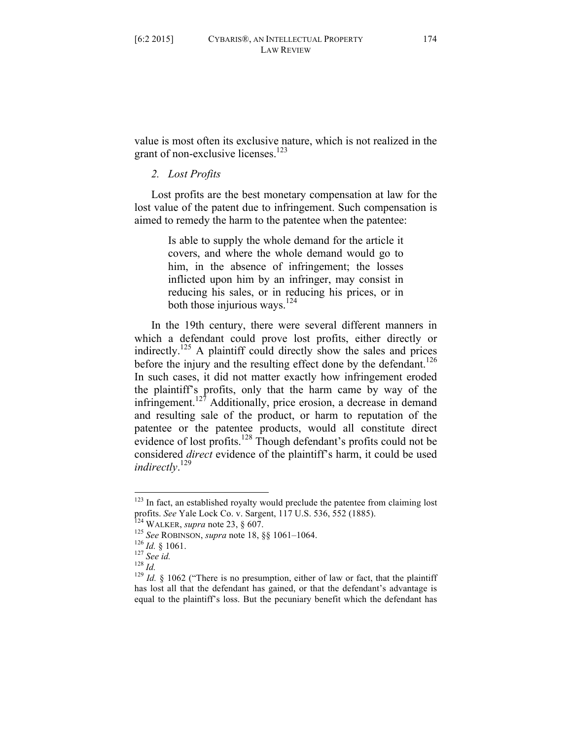value is most often its exclusive nature, which is not realized in the grant of non-exclusive licenses.[123]

### *2. Lost Profits*

Lost profits are the best monetary compensation at law for the lost value of the patent due to infringement. Such compensation is aimed to remedy the harm to the patentee when the patentee:

> Is able to supply the whole demand for the article it covers, and where the whole demand would go to him, in the absence of infringement; the losses inflicted upon him by an infringer, may consist in reducing his sales, or in reducing his prices, or in both those injurious ways.[124]

In the 19th century, there were several different manners in which a defendant could prove lost profits, either directly or indirectly.[125] A plaintiff could directly show the sales and prices before the injury and the resulting effect done by the defendant.[126] In such cases, it did not matter exactly how infringement eroded the plaintiff's profits, only that the harm came by way of the infringement.[127] Additionally, price erosion, a decrease in demand and resulting sale of the product, or harm to reputation of the patentee or the patentee products, would all constitute direct evidence of lost profits.[128] Though defendant's profits could not be considered *direct* evidence of the plaintiff's harm, it could be used *indirectly*.[129]

---

[123] In fact, an established royalty would preclude the patentee from claiming lost profits. *See* Yale Lock Co. v. Sargent, 117 U.S. 536, 552 (1885).

[124] WALKER, *supra* note 23, § 607.

[125] *See* ROBINSON, *supra* note 18, §§ 1061–1064.

[126] *Id.* § 1061.

[127] *See id.*

[128] *Id.*

[129] *Id.* § 1062 ("There is no presumption, either of law or fact, that the plaintiff has lost all that the defendant has gained, or that the defendant's advantage is equal to the plaintiff's loss. But the pecuniary benefit which the defendant has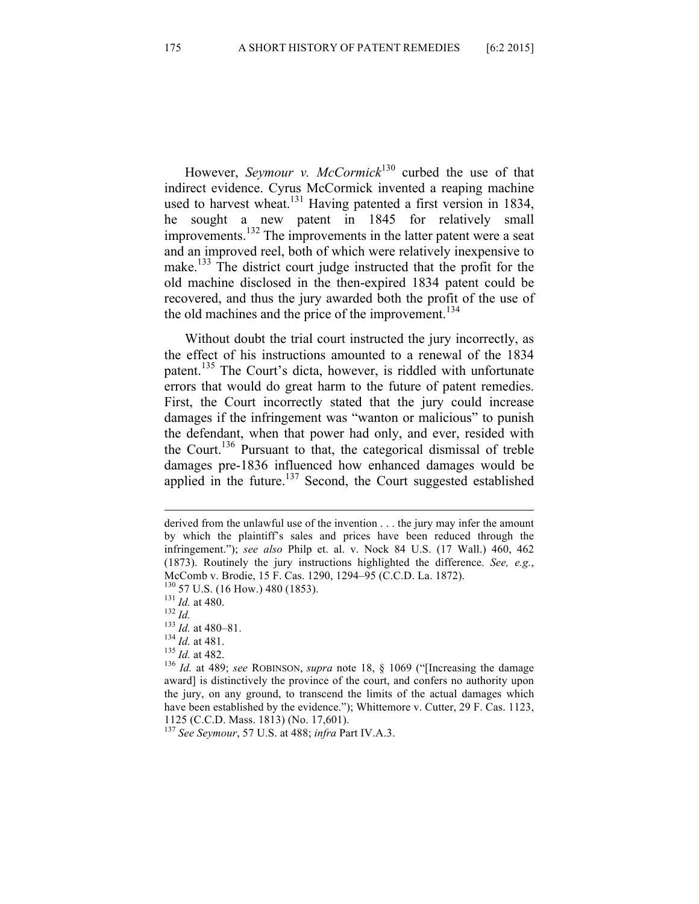However, *Seymour v. McCormick*[130] curbed the use of that indirect evidence. Cyrus McCormick invented a reaping machine used to harvest wheat.[131] Having patented a first version in 1834, he sought a new patent in 1845 for relatively small improvements.[132] The improvements in the latter patent were a seat and an improved reel, both of which were relatively inexpensive to make.[133] The district court judge instructed that the profit for the old machine disclosed in the then-expired 1834 patent could be recovered, and thus the jury awarded both the profit of the use of the old machines and the price of the improvement.[134]

Without doubt the trial court instructed the jury incorrectly, as the effect of his instructions amounted to a renewal of the 1834 patent.[135] The Court's dicta, however, is riddled with unfortunate errors that would do great harm to the future of patent remedies. First, the Court incorrectly stated that the jury could increase damages if the infringement was "wanton or malicious" to punish the defendant, when that power had only, and ever, resided with the Court.[136] Pursuant to that, the categorical dismissal of treble damages pre-1836 influenced how enhanced damages would be applied in the future.[137] Second, the Court suggested established

---

derived from the unlawful use of the invention . . . the jury may infer the amount by which the plaintiff's sales and prices have been reduced through the infringement."); *see also* Philp et. al. v. Nock 84 U.S. (17 Wall.) 460, 462 (1873). Routinely the jury instructions highlighted the difference. *See, e.g.*, McComb v. Brodie, 15 F. Cas. 1290, 1294–95 (C.C.D. La. 1872).

[130] 57 U.S. (16 How.) 480 (1853).

[131] *Id.* at 480.

[132] *Id.*

[133] *Id.* at 480–81.

[134] *Id.* at 481.

[135] *Id.* at 482.

[136] *Id.* at 489; *see* ROBINSON, *supra* note 18, § 1069 ("[Increasing the damage award] is distinctively the province of the court, and confers no authority upon the jury, on any ground, to transcend the limits of the actual damages which have been established by the evidence."); Whittemore v. Cutter, 29 F. Cas. 1123, 1125 (C.C.D. Mass. 1813) (No. 17,601).

[137] *See Seymour*, 57 U.S. at 488; *infra* Part IV.A.3.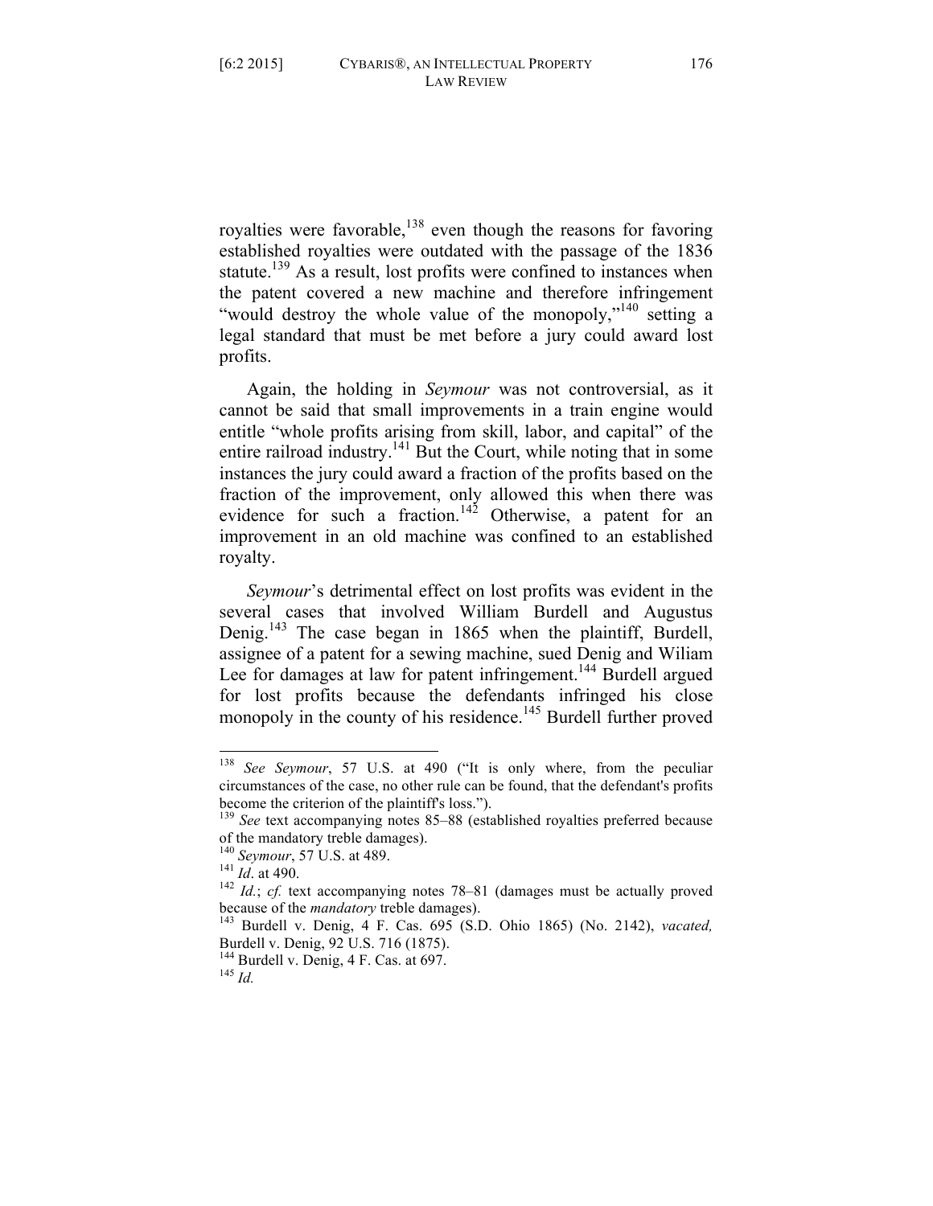royalties were favorable,[138] even though the reasons for favoring established royalties were outdated with the passage of the 1836 statute.[139] As a result, lost profits were confined to instances when the patent covered a new machine and therefore infringement "would destroy the whole value of the monopoly,"[140] setting a legal standard that must be met before a jury could award lost profits.

Again, the holding in *Seymour* was not controversial, as it cannot be said that small improvements in a train engine would entitle "whole profits arising from skill, labor, and capital" of the entire railroad industry.[141] But the Court, while noting that in some instances the jury could award a fraction of the profits based on the fraction of the improvement, only allowed this when there was evidence for such a fraction.[142] Otherwise, a patent for an improvement in an old machine was confined to an established royalty.

*Seymour*'s detrimental effect on lost profits was evident in the several cases that involved William Burdell and Augustus Denig.[143] The case began in 1865 when the plaintiff, Burdell, assignee of a patent for a sewing machine, sued Denig and Wiliam Lee for damages at law for patent infringement.[144] Burdell argued for lost profits because the defendants infringed his close monopoly in the county of his residence.[145] Burdell further proved

---

[138] *See Seymour*, 57 U.S. at 490 ("It is only where, from the peculiar circumstances of the case, no other rule can be found, that the defendant's profits become the criterion of the plaintiff's loss.").

[139] *See* text accompanying notes 85–88 (established royalties preferred because of the mandatory treble damages).

[140] *Seymour*, 57 U.S. at 489.

[141] *Id*. at 490.

[142] *Id.*; *cf.* text accompanying notes 78–81 (damages must be actually proved because of the *mandatory* treble damages).

[143] Burdell v. Denig, 4 F. Cas. 695 (S.D. Ohio 1865) (No. 2142), *vacated,* Burdell v. Denig, 92 U.S. 716 (1875).

[144] Burdell v. Denig, 4 F. Cas. at 697.

[145] *Id.*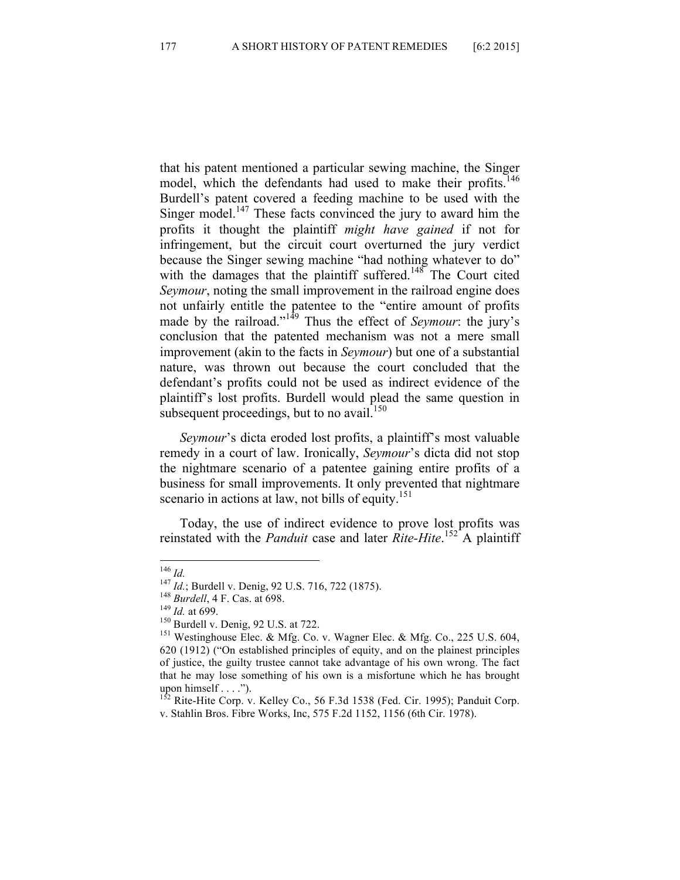that his patent mentioned a particular sewing machine, the Singer model, which the defendants had used to make their profits.[146] Burdell's patent covered a feeding machine to be used with the Singer model.[147] These facts convinced the jury to award him the profits it thought the plaintiff *might have gained* if not for infringement, but the circuit court overturned the jury verdict because the Singer sewing machine "had nothing whatever to do" with the damages that the plaintiff suffered.[148] The Court cited *Seymour*, noting the small improvement in the railroad engine does not unfairly entitle the patentee to the "entire amount of profits made by the railroad."[149] Thus the effect of *Seymour*: the jury's conclusion that the patented mechanism was not a mere small improvement (akin to the facts in *Seymour*) but one of a substantial nature, was thrown out because the court concluded that the defendant's profits could not be used as indirect evidence of the plaintiff's lost profits. Burdell would plead the same question in subsequent proceedings, but to no avail.[150]

*Seymour*'s dicta eroded lost profits, a plaintiff's most valuable remedy in a court of law. Ironically, *Seymour*'s dicta did not stop the nightmare scenario of a patentee gaining entire profits of a business for small improvements. It only prevented that nightmare scenario in actions at law, not bills of equity.[151]

Today, the use of indirect evidence to prove lost profits was reinstated with the *Panduit* case and later *Rite-Hite*.[152] A plaintiff

---

[146] *Id.*

[147] *Id.*; Burdell v. Denig, 92 U.S. 716, 722 (1875).

[148] *Burdell*, 4 F. Cas. at 698.

[149] *Id.* at 699.

[150] Burdell v. Denig, 92 U.S. at 722.

[151] Westinghouse Elec. & Mfg. Co. v. Wagner Elec. & Mfg. Co., 225 U.S. 604, 620 (1912) ("On established principles of equity, and on the plainest principles of justice, the guilty trustee cannot take advantage of his own wrong. The fact that he may lose something of his own is a misfortune which he has brought upon himself . . . .").

[152] Rite-Hite Corp. v. Kelley Co., 56 F.3d 1538 (Fed. Cir. 1995); Panduit Corp. v. Stahlin Bros. Fibre Works, Inc, 575 F.2d 1152, 1156 (6th Cir. 1978).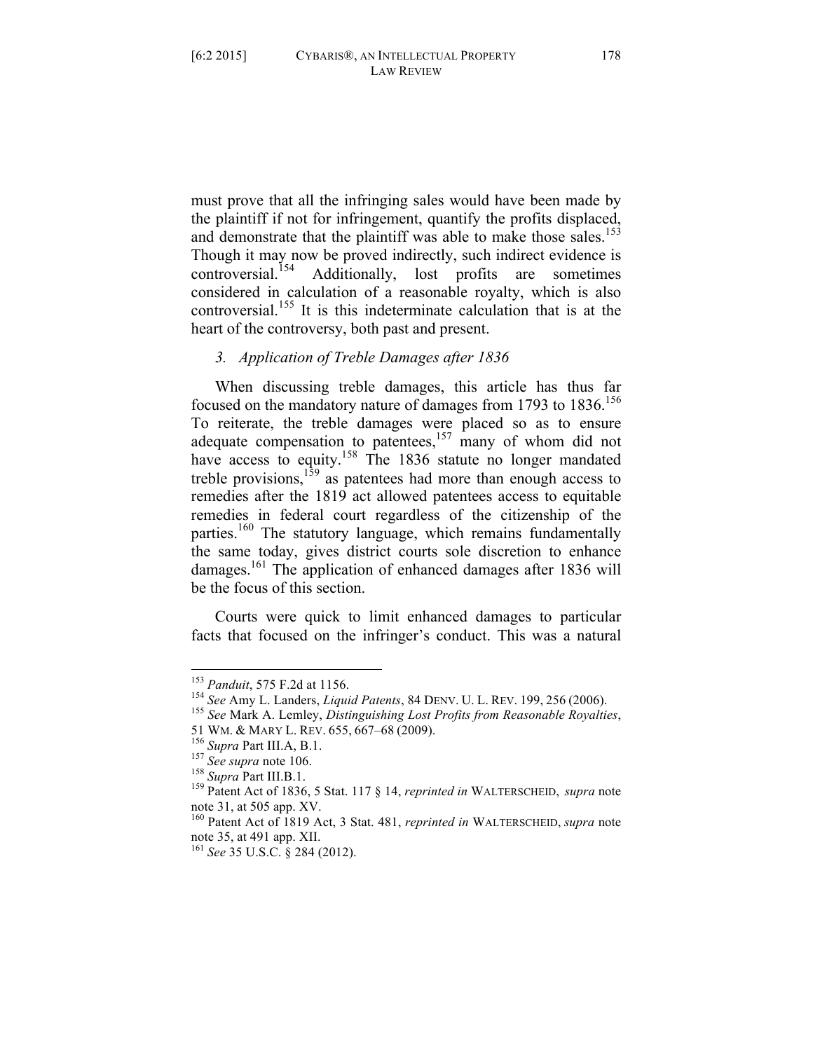must prove that all the infringing sales would have been made by the plaintiff if not for infringement, quantify the profits displaced, and demonstrate that the plaintiff was able to make those sales.[153] Though it may now be proved indirectly, such indirect evidence is controversial.[154] Additionally, lost profits are sometimes considered in calculation of a reasonable royalty, which is also controversial.[155] It is this indeterminate calculation that is at the heart of the controversy, both past and present.

### *3. Application of Treble Damages after 1836*

When discussing treble damages, this article has thus far focused on the mandatory nature of damages from 1793 to 1836.[156] To reiterate, the treble damages were placed so as to ensure adequate compensation to patentees,[157] many of whom did not have access to equity.[158] The 1836 statute no longer mandated treble provisions,[159] as patentees had more than enough access to remedies after the 1819 act allowed patentees access to equitable remedies in federal court regardless of the citizenship of the parties.[160] The statutory language, which remains fundamentally the same today, gives district courts sole discretion to enhance damages.[161] The application of enhanced damages after 1836 will be the focus of this section.

Courts were quick to limit enhanced damages to particular facts that focused on the infringer's conduct. This was a natural

---

[153] *Panduit*, 575 F.2d at 1156.

[154] *See* Amy L. Landers, *Liquid Patents*, 84 DENV. U. L. REV. 199, 256 (2006).

[155] *See* Mark A. Lemley, *Distinguishing Lost Profits from Reasonable Royalties*, 51 WM. & MARY L. REV. 655, 667–68 (2009).

[156] *Supra* Part III.A, B.1.

[157] *See supra* note 106.

[158] *Supra* Part III.B.1.

[159] Patent Act of 1836, 5 Stat. 117 § 14, *reprinted in* WALTERSCHEID, *supra* note note 31, at 505 app. XV.

[160] Patent Act of 1819 Act, 3 Stat. 481, *reprinted in* WALTERSCHEID, *supra* note note 35, at 491 app. XII.

[161] *See* 35 U.S.C. § 284 (2012).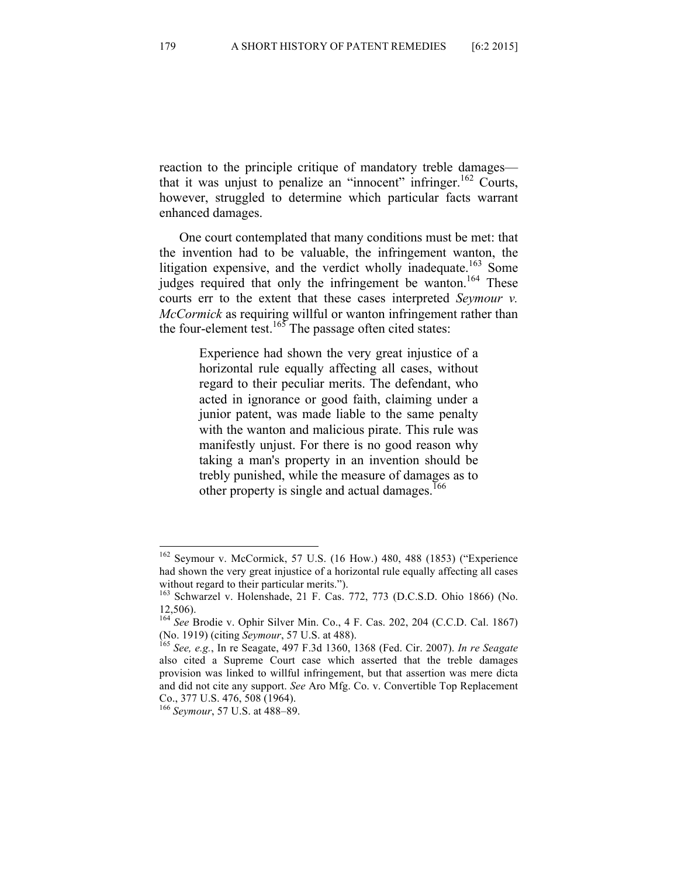reaction to the principle critique of mandatory treble damages—that it was unjust to penalize an "innocent" infringer.[162] Courts, however, struggled to determine which particular facts warrant enhanced damages.

One court contemplated that many conditions must be met: that the invention had to be valuable, the infringement wanton, the litigation expensive, and the verdict wholly inadequate.[163] Some judges required that only the infringement be wanton.[164] These courts err to the extent that these cases interpreted *Seymour v. McCormick* as requiring willful or wanton infringement rather than the four-element test.[165] The passage often cited states:

> Experience had shown the very great injustice of a horizontal rule equally affecting all cases, without regard to their peculiar merits. The defendant, who acted in ignorance or good faith, claiming under a junior patent, was made liable to the same penalty with the wanton and malicious pirate. This rule was manifestly unjust. For there is no good reason why taking a man's property in an invention should be trebly punished, while the measure of damages as to other property is single and actual damages.[166]

---

[162] Seymour v. McCormick, 57 U.S. (16 How.) 480, 488 (1853) ("Experience had shown the very great injustice of a horizontal rule equally affecting all cases without regard to their particular merits.").

[163] Schwarzel v. Holenshade, 21 F. Cas. 772, 773 (D.C.S.D. Ohio 1866) (No. 12,506).

[164] *See* Brodie v. Ophir Silver Min. Co., 4 F. Cas. 202, 204 (C.C.D. Cal. 1867) (No. 1919) (citing *Seymour*, 57 U.S. at 488).

[165] *See, e.g.*, In re Seagate, 497 F.3d 1360, 1368 (Fed. Cir. 2007). *In re Seagate* also cited a Supreme Court case which asserted that the treble damages provision was linked to willful infringement, but that assertion was mere dicta and did not cite any support. *See* Aro Mfg. Co. v. Convertible Top Replacement Co., 377 U.S. 476, 508 (1964).

[166] *Seymour*, 57 U.S. at 488–89.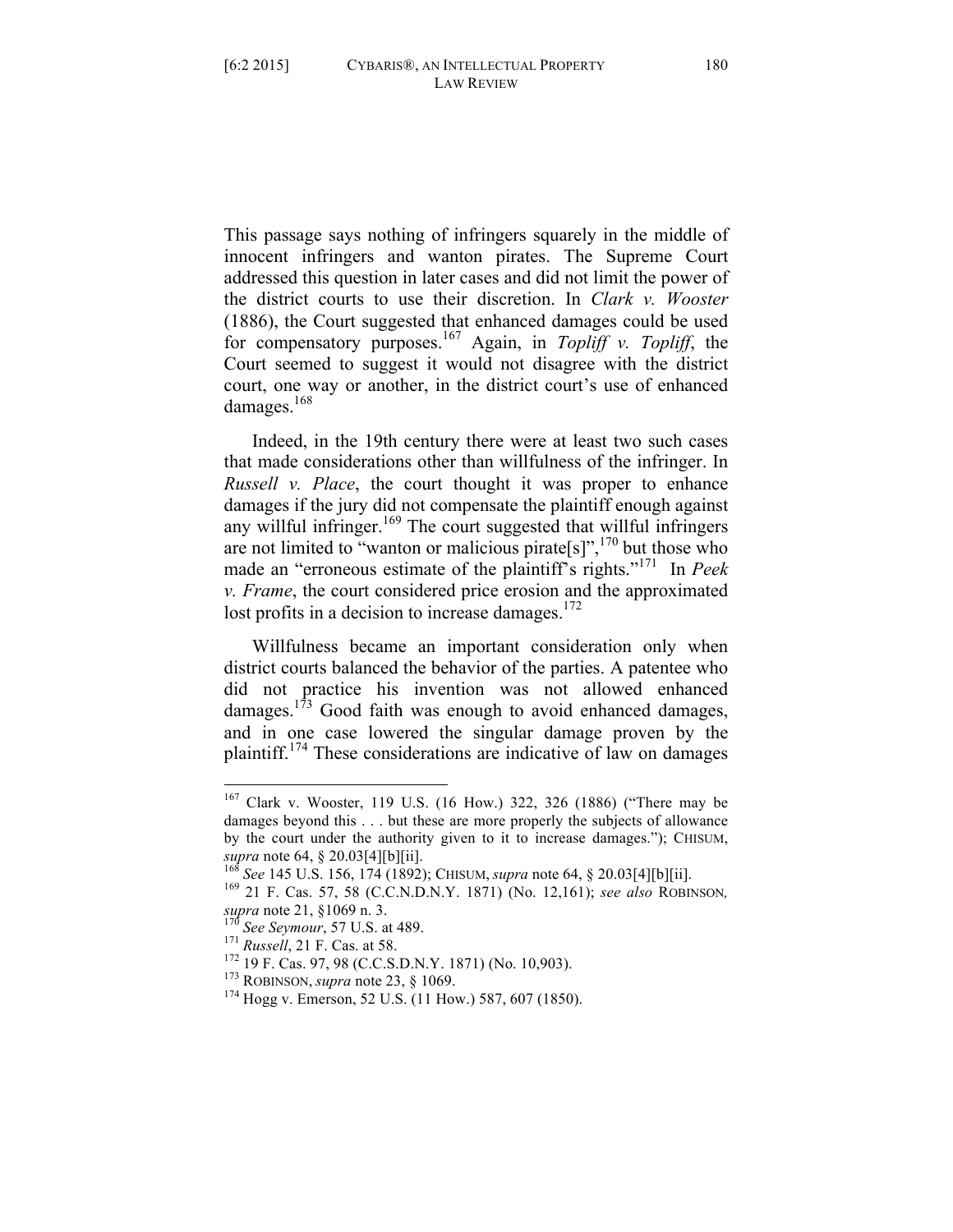This passage says nothing of infringers squarely in the middle of innocent infringers and wanton pirates. The Supreme Court addressed this question in later cases and did not limit the power of the district courts to use their discretion. In *Clark v. Wooster* (1886), the Court suggested that enhanced damages could be used for compensatory purposes.[167] Again, in *Topliff v. Topliff*, the Court seemed to suggest it would not disagree with the district court, one way or another, in the district court's use of enhanced damages.[168]

Indeed, in the 19th century there were at least two such cases that made considerations other than willfulness of the infringer. In *Russell v. Place*, the court thought it was proper to enhance damages if the jury did not compensate the plaintiff enough against any willful infringer.[169] The court suggested that willful infringers are not limited to "wanton or malicious pirate[s]",[170] but those who made an "erroneous estimate of the plaintiff's rights."[171] In *Peek v. Frame*, the court considered price erosion and the approximated lost profits in a decision to increase damages.[172]

Willfulness became an important consideration only when district courts balanced the behavior of the parties. A patentee who did not practice his invention was not allowed enhanced damages.[173] Good faith was enough to avoid enhanced damages, and in one case lowered the singular damage proven by the plaintiff.[174] These considerations are indicative of law on damages

---

[167] Clark v. Wooster, 119 U.S. (16 How.) 322, 326 (1886) ("There may be damages beyond this . . . but these are more properly the subjects of allowance by the court under the authority given to it to increase damages."); CHISUM, *supra* note 64, § 20.03[4][b][ii].

[168] *See* 145 U.S. 156, 174 (1892); CHISUM, *supra* note 64, § 20.03[4][b][ii].

[169] 21 F. Cas. 57, 58 (C.C.N.D.N.Y. 1871) (No. 12,161); *see also* ROBINSON, *supra* note 21, §1069 n. 3.

[170] *See Seymour*, 57 U.S. at 489.

[171] *Russell*, 21 F. Cas. at 58.

[172] 19 F. Cas. 97, 98 (C.C.S.D.N.Y. 1871) (No. 10,903).

[173] ROBINSON, *supra* note 23, § 1069.

[174] Hogg v. Emerson, 52 U.S. (11 How.) 587, 607 (1850).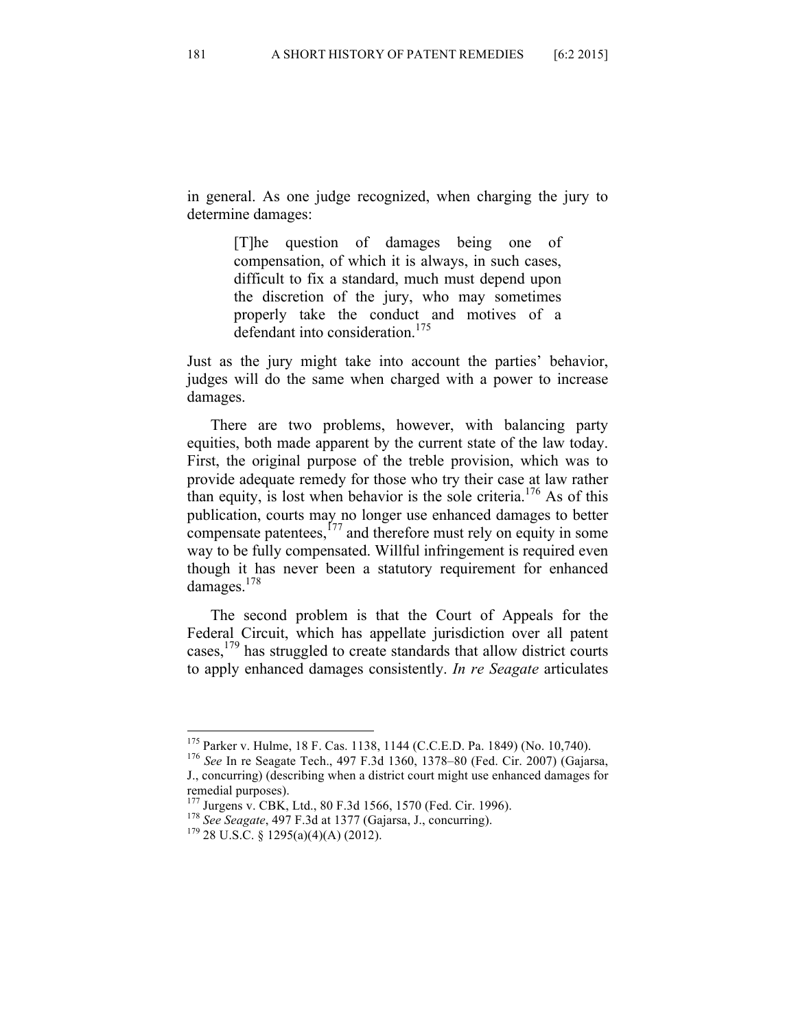in general. As one judge recognized, when charging the jury to determine damages:

> [T]he question of damages being one of compensation, of which it is always, in such cases, difficult to fix a standard, much must depend upon the discretion of the jury, who may sometimes properly take the conduct and motives of a defendant into consideration.[175]

Just as the jury might take into account the parties' behavior, judges will do the same when charged with a power to increase damages.

There are two problems, however, with balancing party equities, both made apparent by the current state of the law today. First, the original purpose of the treble provision, which was to provide adequate remedy for those who try their case at law rather than equity, is lost when behavior is the sole criteria.[176] As of this publication, courts may no longer use enhanced damages to better compensate patentees,[177] and therefore must rely on equity in some way to be fully compensated. Willful infringement is required even though it has never been a statutory requirement for enhanced damages.[178]

The second problem is that the Court of Appeals for the Federal Circuit, which has appellate jurisdiction over all patent cases,[179] has struggled to create standards that allow district courts to apply enhanced damages consistently. *In re Seagate* articulates

---

[175] Parker v. Hulme, 18 F. Cas. 1138, 1144 (C.C.E.D. Pa. 1849) (No. 10,740).

[176] *See* In re Seagate Tech., 497 F.3d 1360, 1378–80 (Fed. Cir. 2007) (Gajarsa, J., concurring) (describing when a district court might use enhanced damages for remedial purposes).

[177] Jurgens v. CBK, Ltd., 80 F.3d 1566, 1570 (Fed. Cir. 1996).

[178] *See Seagate*, 497 F.3d at 1377 (Gajarsa, J., concurring).

[179] 28 U.S.C. § 1295(a)(4)(A) (2012).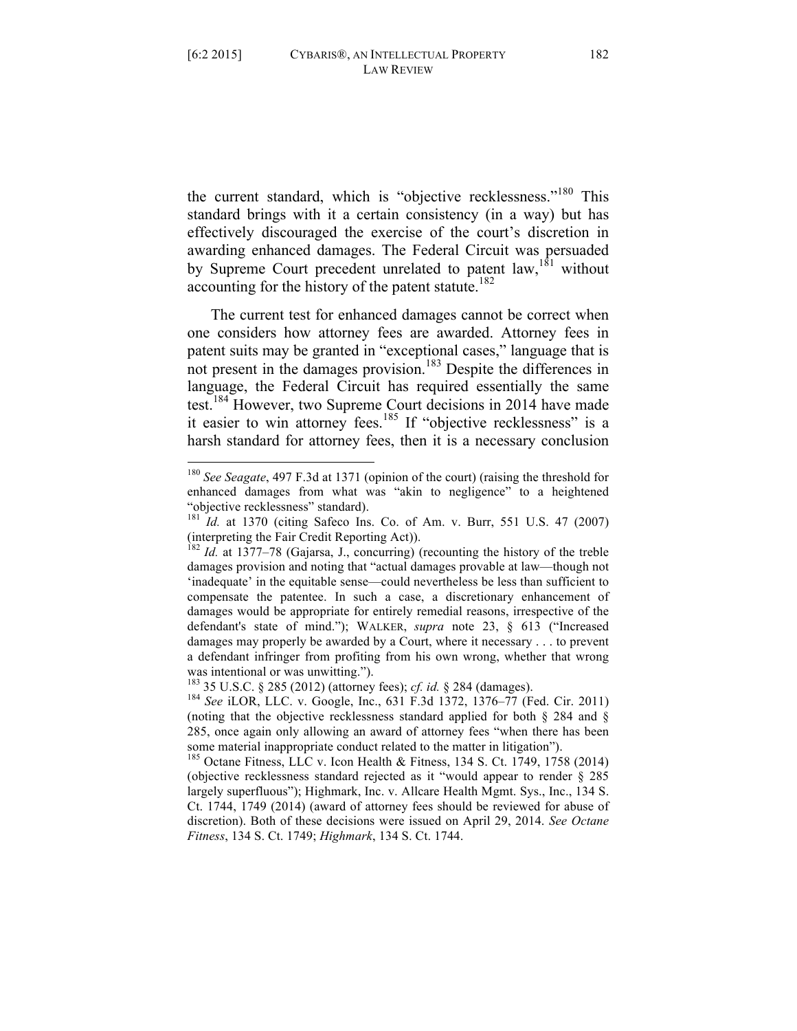the current standard, which is "objective recklessness."[180] This standard brings with it a certain consistency (in a way) but has effectively discouraged the exercise of the court's discretion in awarding enhanced damages. The Federal Circuit was persuaded by Supreme Court precedent unrelated to patent law,[181] without accounting for the history of the patent statute.[182]

The current test for enhanced damages cannot be correct when one considers how attorney fees are awarded. Attorney fees in patent suits may be granted in "exceptional cases," language that is not present in the damages provision.[183] Despite the differences in language, the Federal Circuit has required essentially the same test.[184] However, two Supreme Court decisions in 2014 have made it easier to win attorney fees.[185] If "objective recklessness" is a harsh standard for attorney fees, then it is a necessary conclusion

---

[180] *See Seagate*, 497 F.3d at 1371 (opinion of the court) (raising the threshold for enhanced damages from what was "akin to negligence" to a heightened "objective recklessness" standard).

[181] *Id.* at 1370 (citing Safeco Ins. Co. of Am. v. Burr, 551 U.S. 47 (2007) (interpreting the Fair Credit Reporting Act)).

[182] *Id.* at 1377–78 (Gajarsa, J., concurring) (recounting the history of the treble damages provision and noting that "actual damages provable at law—though not 'inadequate' in the equitable sense—could nevertheless be less than sufficient to compensate the patentee. In such a case, a discretionary enhancement of damages would be appropriate for entirely remedial reasons, irrespective of the defendant's state of mind."); WALKER, *supra* note 23, § 613 ("Increased damages may properly be awarded by a Court, where it necessary . . . to prevent a defendant infringer from profiting from his own wrong, whether that wrong was intentional or was unwitting.").

[183] 35 U.S.C. § 285 (2012) (attorney fees); *cf. id.* § 284 (damages).

[184] *See* iLOR, LLC. v. Google, Inc., 631 F.3d 1372, 1376–77 (Fed. Cir. 2011) (noting that the objective recklessness standard applied for both § 284 and § 285, once again only allowing an award of attorney fees "when there has been some material inappropriate conduct related to the matter in litigation").

[185] Octane Fitness, LLC v. Icon Health & Fitness, 134 S. Ct. 1749, 1758 (2014) (objective recklessness standard rejected as it "would appear to render § 285 largely superfluous"); Highmark, Inc. v. Allcare Health Mgmt. Sys., Inc., 134 S. Ct. 1744, 1749 (2014) (award of attorney fees should be reviewed for abuse of discretion). Both of these decisions were issued on April 29, 2014. *See Octane Fitness*, 134 S. Ct. 1749; *Highmark*, 134 S. Ct. 1744.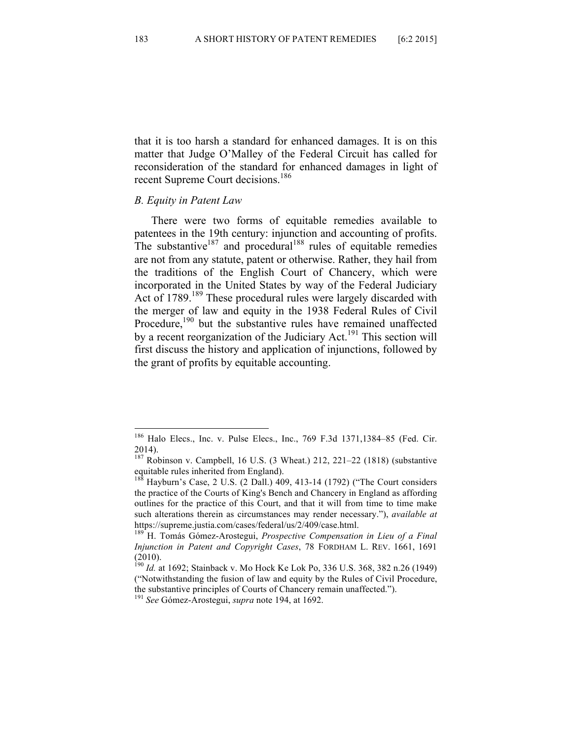that it is too harsh a standard for enhanced damages. It is on this matter that Judge O'Malley of the Federal Circuit has called for reconsideration of the standard for enhanced damages in light of recent Supreme Court decisions.[186]

### *B. Equity in Patent Law*

There were two forms of equitable remedies available to patentees in the 19th century: injunction and accounting of profits. The substantive[187] and procedural[188] rules of equitable remedies are not from any statute, patent or otherwise. Rather, they hail from the traditions of the English Court of Chancery, which were incorporated in the United States by way of the Federal Judiciary Act of 1789.[189] These procedural rules were largely discarded with the merger of law and equity in the 1938 Federal Rules of Civil Procedure,[190] but the substantive rules have remained unaffected by a recent reorganization of the Judiciary Act.[191] This section will first discuss the history and application of injunctions, followed by the grant of profits by equitable accounting.

---

[186] Halo Elecs., Inc. v. Pulse Elecs., Inc., 769 F.3d 1371,1384–85 (Fed. Cir. 2014).

[187] Robinson v. Campbell, 16 U.S. (3 Wheat.) 212, 221–22 (1818) (substantive equitable rules inherited from England).

[188] Hayburn's Case, 2 U.S. (2 Dall.) 409, 413-14 (1792) ("The Court considers the practice of the Courts of King's Bench and Chancery in England as affording outlines for the practice of this Court, and that it will from time to time make such alterations therein as circumstances may render necessary."), *available at* https://supreme.justia.com/cases/federal/us/2/409/case.html.

[189] H. Tomás Gómez-Arostegui, *Prospective Compensation in Lieu of a Final Injunction in Patent and Copyright Cases*, 78 FORDHAM L. REV. 1661, 1691 (2010).

[190] *Id.* at 1692; Stainback v. Mo Hock Ke Lok Po, 336 U.S. 368, 382 n.26 (1949) ("Notwithstanding the fusion of law and equity by the Rules of Civil Procedure, the substantive principles of Courts of Chancery remain unaffected.").

[191] *See* Gómez-Arostegui, *supra* note 194, at 1692.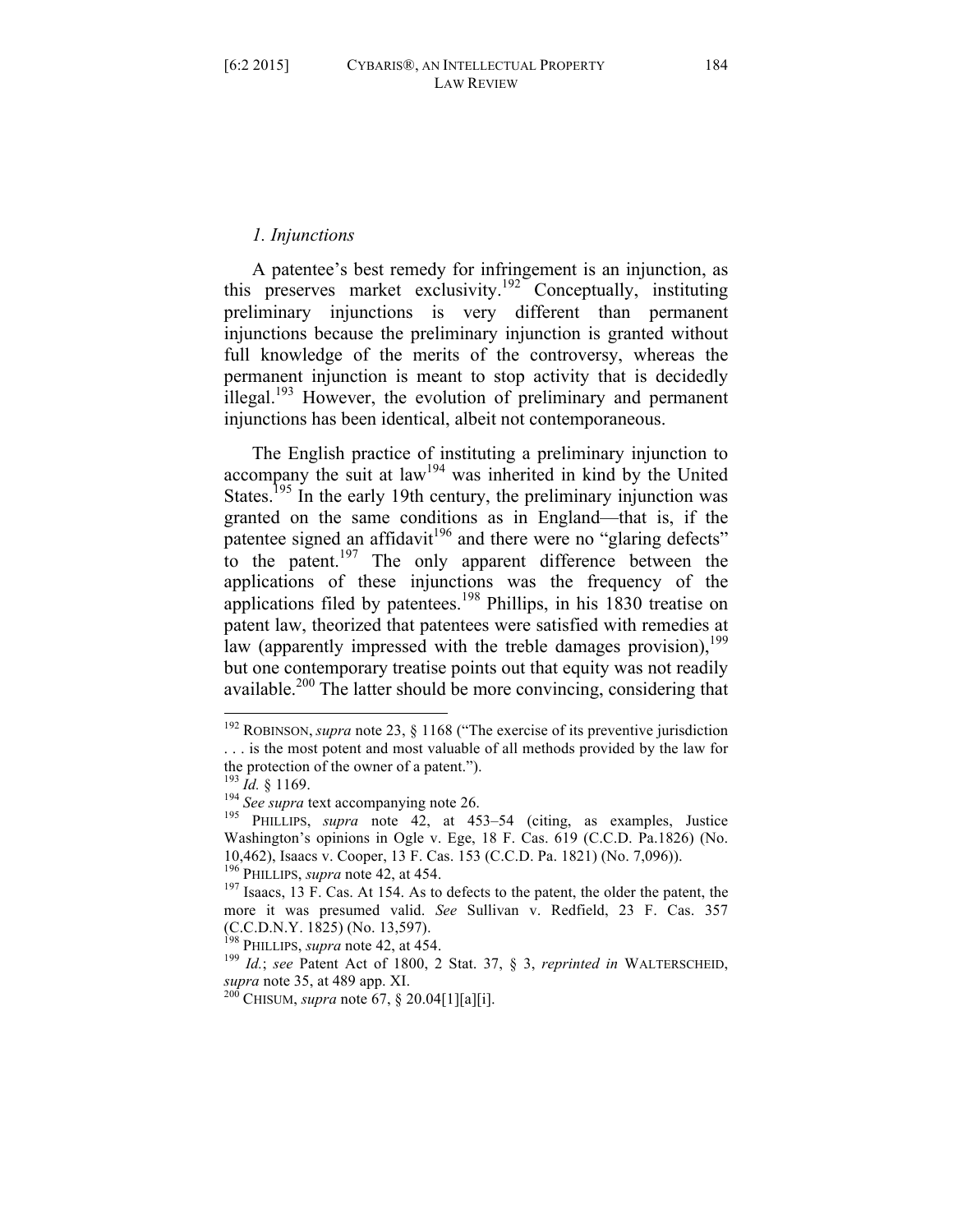### *1. Injunctions*

A patentee's best remedy for infringement is an injunction, as this preserves market exclusivity.[192] Conceptually, instituting preliminary injunctions is very different than permanent injunctions because the preliminary injunction is granted without full knowledge of the merits of the controversy, whereas the permanent injunction is meant to stop activity that is decidedly illegal.[193] However, the evolution of preliminary and permanent injunctions has been identical, albeit not contemporaneous.

The English practice of instituting a preliminary injunction to accompany the suit at law[194] was inherited in kind by the United States.[195] In the early 19th century, the preliminary injunction was granted on the same conditions as in England—that is, if the patentee signed an affidavit[196] and there were no "glaring defects" to the patent.[197] The only apparent difference between the applications of these injunctions was the frequency of the applications filed by patentees.[198] Phillips, in his 1830 treatise on patent law, theorized that patentees were satisfied with remedies at law (apparently impressed with the treble damages provision),[199] but one contemporary treatise points out that equity was not readily available.[200] The latter should be more convincing, considering that

---

[192] ROBINSON, *supra* note 23, § 1168 ("The exercise of its preventive jurisdiction . . . is the most potent and most valuable of all methods provided by the law for the protection of the owner of a patent.").

[193] *Id.* § 1169.

[194] *See supra* text accompanying note 26.

[195] PHILLIPS, *supra* note 42, at 453–54 (citing, as examples, Justice Washington's opinions in Ogle v. Ege, 18 F. Cas. 619 (C.C.D. Pa.1826) (No. 10,462), Isaacs v. Cooper, 13 F. Cas. 153 (C.C.D. Pa. 1821) (No. 7,096)).

[196] PHILLIPS, *supra* note 42, at 454.

[197] Isaacs, 13 F. Cas. At 154. As to defects to the patent, the older the patent, the more it was presumed valid. *See* Sullivan v. Redfield, 23 F. Cas. 357 (C.C.D.N.Y. 1825) (No. 13,597).

[198] PHILLIPS, *supra* note 42, at 454.

[199] *Id.*; *see* Patent Act of 1800, 2 Stat. 37, § 3, *reprinted in* WALTERSCHEID, *supra* note 35, at 489 app. XI.

[200] CHISUM, *supra* note 67, § 20.04[1][a][i].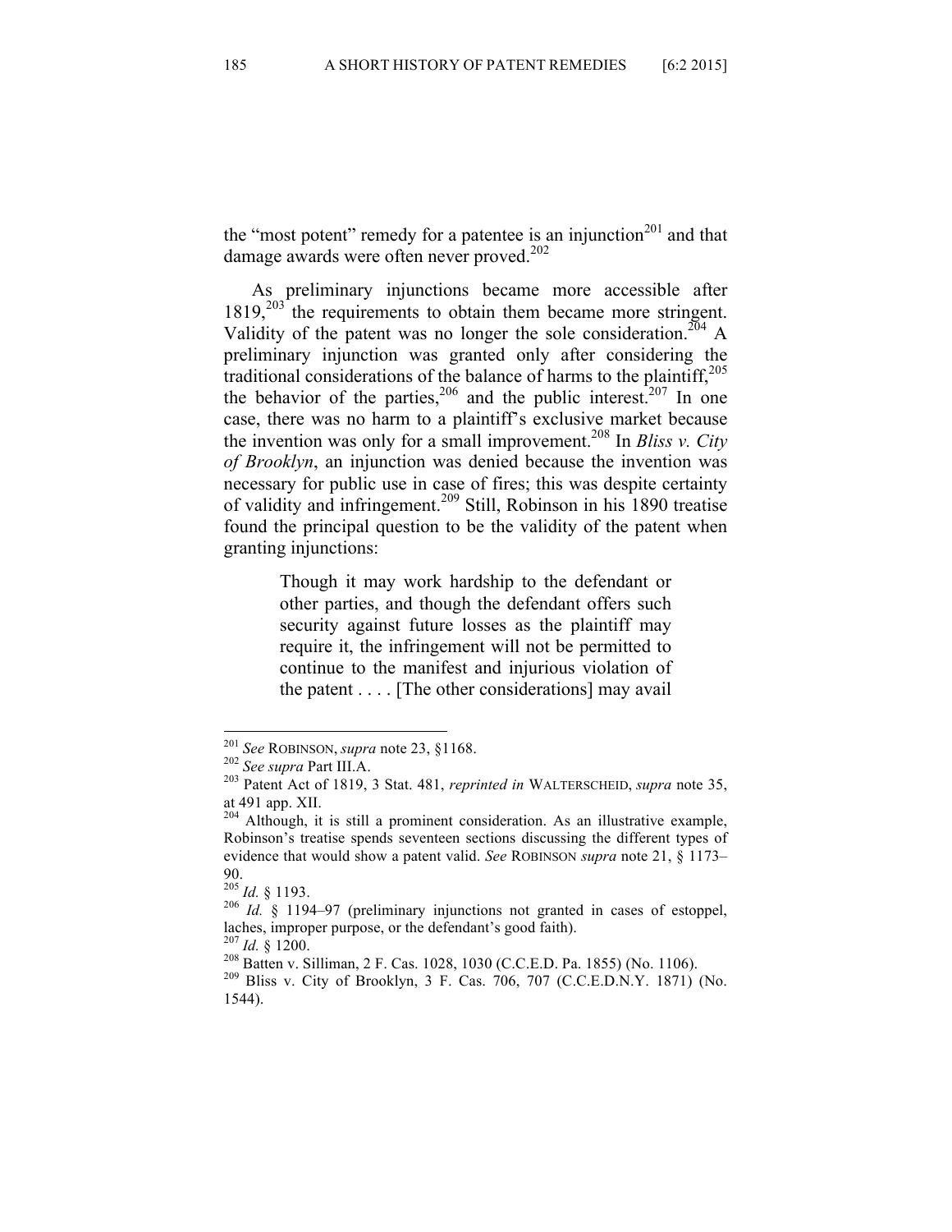the "most potent" remedy for a patentee is an injunction[201] and that damage awards were often never proved.[202]

As preliminary injunctions became more accessible after 1819,[203] the requirements to obtain them became more stringent. Validity of the patent was no longer the sole consideration.[204] A preliminary injunction was granted only after considering the traditional considerations of the balance of harms to the plaintiff,[205] the behavior of the parties,[206] and the public interest.[207] In one case, there was no harm to a plaintiff's exclusive market because the invention was only for a small improvement.[208] In *Bliss v. City of Brooklyn*, an injunction was denied because the invention was necessary for public use in case of fires; this was despite certainty of validity and infringement.[209] Still, Robinson in his 1890 treatise found the principal question to be the validity of the patent when granting injunctions:

> Though it may work hardship to the defendant or other parties, and though the defendant offers such security against future losses as the plaintiff may require it, the infringement will not be permitted to continue to the manifest and injurious violation of the patent . . . . [The other considerations] may avail

---

[201] *See* ROBINSON, *supra* note 23, §1168.

[202] *See supra* Part III.A.

[203] Patent Act of 1819, 3 Stat. 481, *reprinted in* WALTERSCHEID, *supra* note 35, at 491 app. XII.

[204] Although, it is still a prominent consideration. As an illustrative example, Robinson's treatise spends seventeen sections discussing the different types of evidence that would show a patent valid. *See* ROBINSON *supra* note 21, § 1173–90.

[205] *Id.* § 1193.

[206] *Id.* § 1194–97 (preliminary injunctions not granted in cases of estoppel, laches, improper purpose, or the defendant's good faith).

[207] *Id.* § 1200.

[208] Batten v. Silliman, 2 F. Cas. 1028, 1030 (C.C.E.D. Pa. 1855) (No. 1106).

[209] Bliss v. City of Brooklyn, 3 F. Cas. 706, 707 (C.C.E.D.N.Y. 1871) (No. 1544).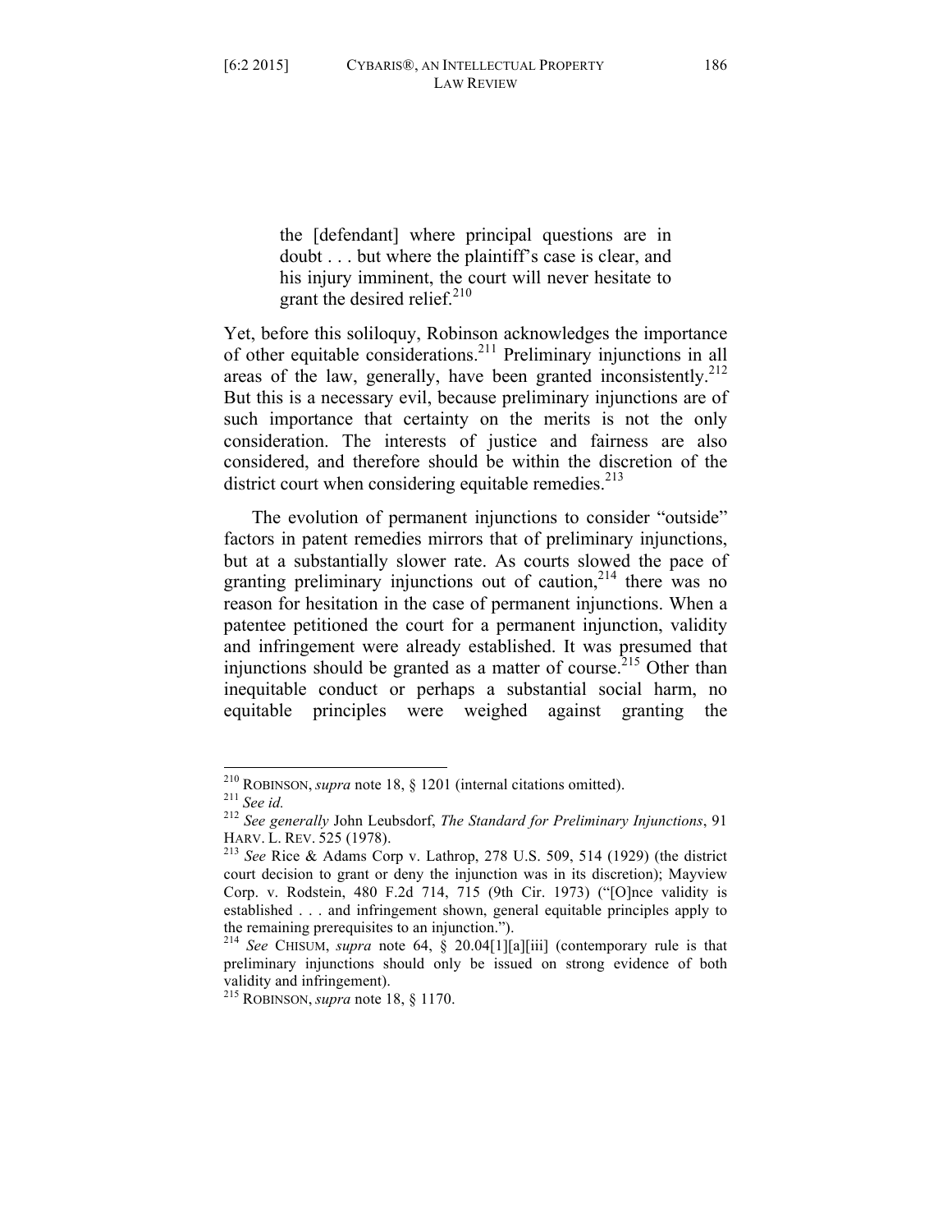> the [defendant] where principal questions are in doubt . . . but where the plaintiff's case is clear, and his injury imminent, the court will never hesitate to grant the desired relief.[210]

Yet, before this soliloquy, Robinson acknowledges the importance of other equitable considerations.[211] Preliminary injunctions in all areas of the law, generally, have been granted inconsistently.[212] But this is a necessary evil, because preliminary injunctions are of such importance that certainty on the merits is not the only consideration. The interests of justice and fairness are also considered, and therefore should be within the discretion of the district court when considering equitable remedies.[213]

The evolution of permanent injunctions to consider "outside" factors in patent remedies mirrors that of preliminary injunctions, but at a substantially slower rate. As courts slowed the pace of granting preliminary injunctions out of caution,[214] there was no reason for hesitation in the case of permanent injunctions. When a patentee petitioned the court for a permanent injunction, validity and infringement were already established. It was presumed that injunctions should be granted as a matter of course.[215] Other than inequitable conduct or perhaps a substantial social harm, no equitable principles were weighed against granting the

---

[210] ROBINSON, *supra* note 18, § 1201 (internal citations omitted).

[211] *See id.*

[212] *See generally* John Leubsdorf, *The Standard for Preliminary Injunctions*, 91 HARV. L. REV. 525 (1978).

[213] *See* Rice & Adams Corp v. Lathrop, 278 U.S. 509, 514 (1929) (the district court decision to grant or deny the injunction was in its discretion); Mayview Corp. v. Rodstein, 480 F.2d 714, 715 (9th Cir. 1973) ("[O]nce validity is established . . . and infringement shown, general equitable principles apply to the remaining prerequisites to an injunction.").

[214] *See* CHISUM, *supra* note 64, § 20.04[1][a][iii] (contemporary rule is that preliminary injunctions should only be issued on strong evidence of both validity and infringement).

[215] ROBINSON, *supra* note 18, § 1170.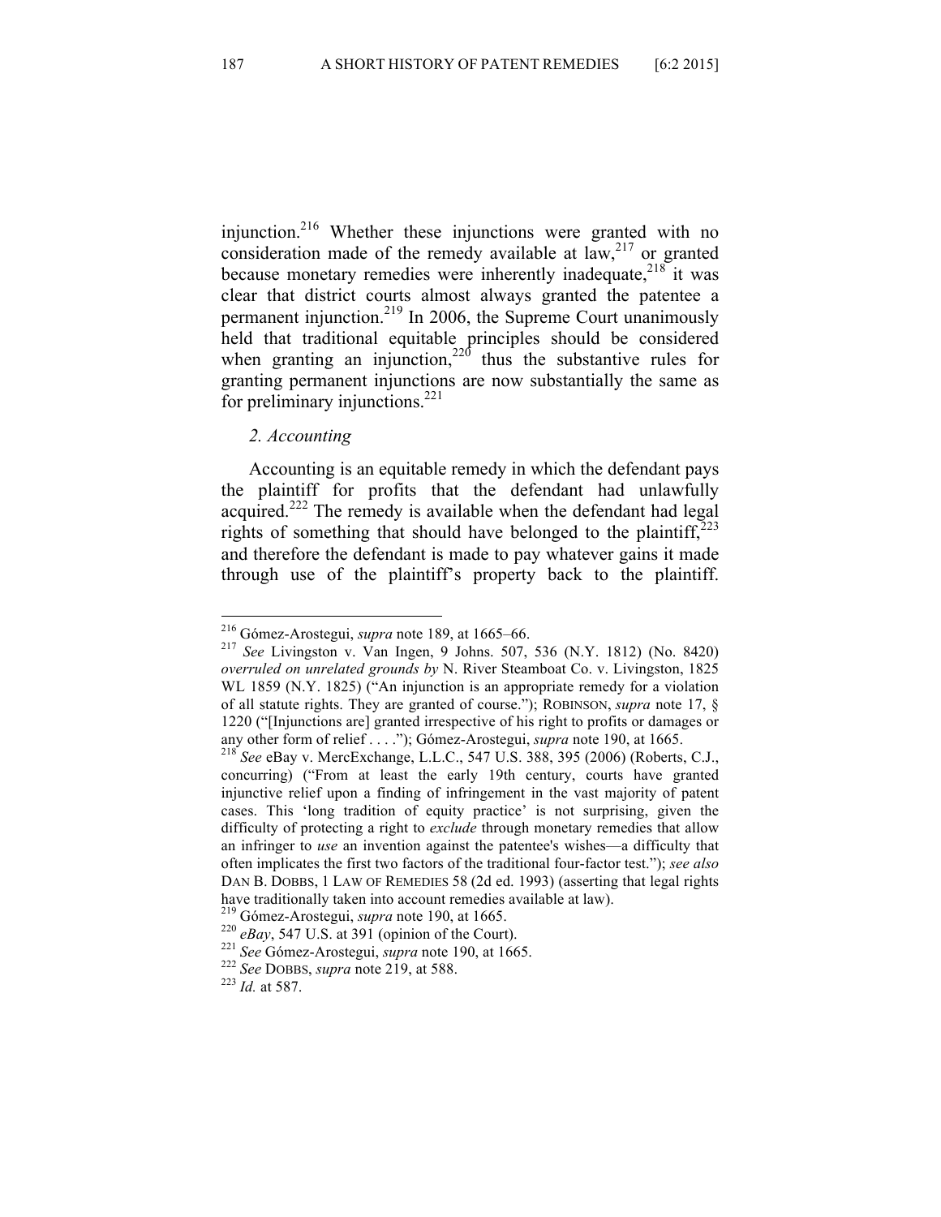injunction.[216] Whether these injunctions were granted with no consideration made of the remedy available at law,[217] or granted because monetary remedies were inherently inadequate,[218] it was clear that district courts almost always granted the patentee a permanent injunction.[219] In 2006, the Supreme Court unanimously held that traditional equitable principles should be considered when granting an injunction,[220] thus the substantive rules for granting permanent injunctions are now substantially the same as for preliminary injunctions.[221]

### *2. Accounting*

Accounting is an equitable remedy in which the defendant pays the plaintiff for profits that the defendant had unlawfully acquired.[222] The remedy is available when the defendant had legal rights of something that should have belonged to the plaintiff,[223] and therefore the defendant is made to pay whatever gains it made through use of the plaintiff's property back to the plaintiff.

---

[216] Gómez-Arostegui, *supra* note 189, at 1665–66.

[217] *See* Livingston v. Van Ingen, 9 Johns. 507, 536 (N.Y. 1812) (No. 8420) *overruled on unrelated grounds by* N. River Steamboat Co. v. Livingston, 1825 WL 1859 (N.Y. 1825) ("An injunction is an appropriate remedy for a violation of all statute rights. They are granted of course."); ROBINSON, *supra* note 17, § 1220 ("[Injunctions are] granted irrespective of his right to profits or damages or any other form of relief . . . ."); Gómez-Arostegui, *supra* note 190, at 1665.

[218] *See* eBay v. MercExchange, L.L.C., 547 U.S. 388, 395 (2006) (Roberts, C.J., concurring) ("From at least the early 19th century, courts have granted injunctive relief upon a finding of infringement in the vast majority of patent cases. This 'long tradition of equity practice' is not surprising, given the difficulty of protecting a right to *exclude* through monetary remedies that allow an infringer to *use* an invention against the patentee's wishes—a difficulty that often implicates the first two factors of the traditional four-factor test."); *see also* DAN B. DOBBS, 1 LAW OF REMEDIES 58 (2d ed. 1993) (asserting that legal rights have traditionally taken into account remedies available at law).

[219] Gómez-Arostegui, *supra* note 190, at 1665.

[220] *eBay*, 547 U.S. at 391 (opinion of the Court).

[221] *See* Gómez-Arostegui, *supra* note 190, at 1665.

[222] *See* DOBBS, *supra* note 219, at 588.

[223] *Id.* at 587.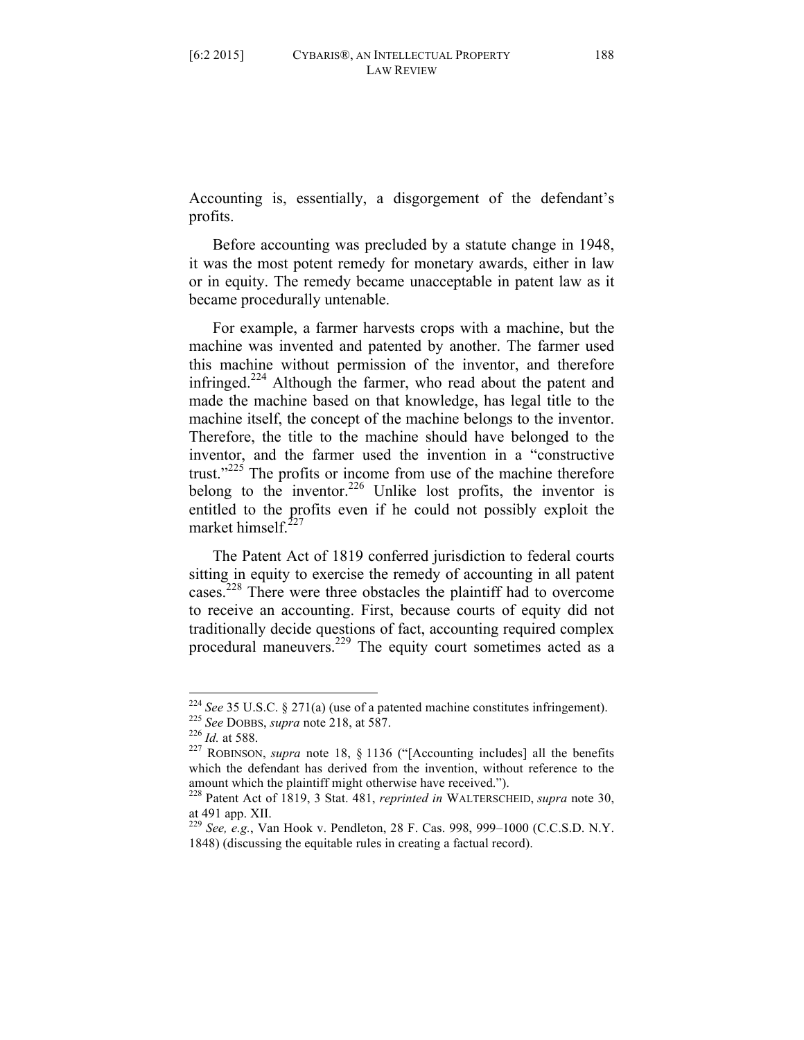Accounting is, essentially, a disgorgement of the defendant's profits.

Before accounting was precluded by a statute change in 1948, it was the most potent remedy for monetary awards, either in law or in equity. The remedy became unacceptable in patent law as it became procedurally untenable.

For example, a farmer harvests crops with a machine, but the machine was invented and patented by another. The farmer used this machine without permission of the inventor, and therefore infringed.[224] Although the farmer, who read about the patent and made the machine based on that knowledge, has legal title to the machine itself, the concept of the machine belongs to the inventor. Therefore, the title to the machine should have belonged to the inventor, and the farmer used the invention in a "constructive trust."[225] The profits or income from use of the machine therefore belong to the inventor.[226] Unlike lost profits, the inventor is entitled to the profits even if he could not possibly exploit the market himself.[227]

The Patent Act of 1819 conferred jurisdiction to federal courts sitting in equity to exercise the remedy of accounting in all patent cases.[228] There were three obstacles the plaintiff had to overcome to receive an accounting. First, because courts of equity did not traditionally decide questions of fact, accounting required complex procedural maneuvers.[229] The equity court sometimes acted as a

---

[224] *See* 35 U.S.C. § 271(a) (use of a patented machine constitutes infringement).

[225] *See* DOBBS, *supra* note 218, at 587.

[226] *Id.* at 588.

[227] ROBINSON, *supra* note 18, § 1136 ("[Accounting includes] all the benefits which the defendant has derived from the invention, without reference to the amount which the plaintiff might otherwise have received.").

[228] Patent Act of 1819, 3 Stat. 481, *reprinted in* WALTERSCHEID, *supra* note 30, at 491 app. XII.

[229] *See, e.g.*, Van Hook v. Pendleton, 28 F. Cas. 998, 999–1000 (C.C.S.D. N.Y. 1848) (discussing the equitable rules in creating a factual record).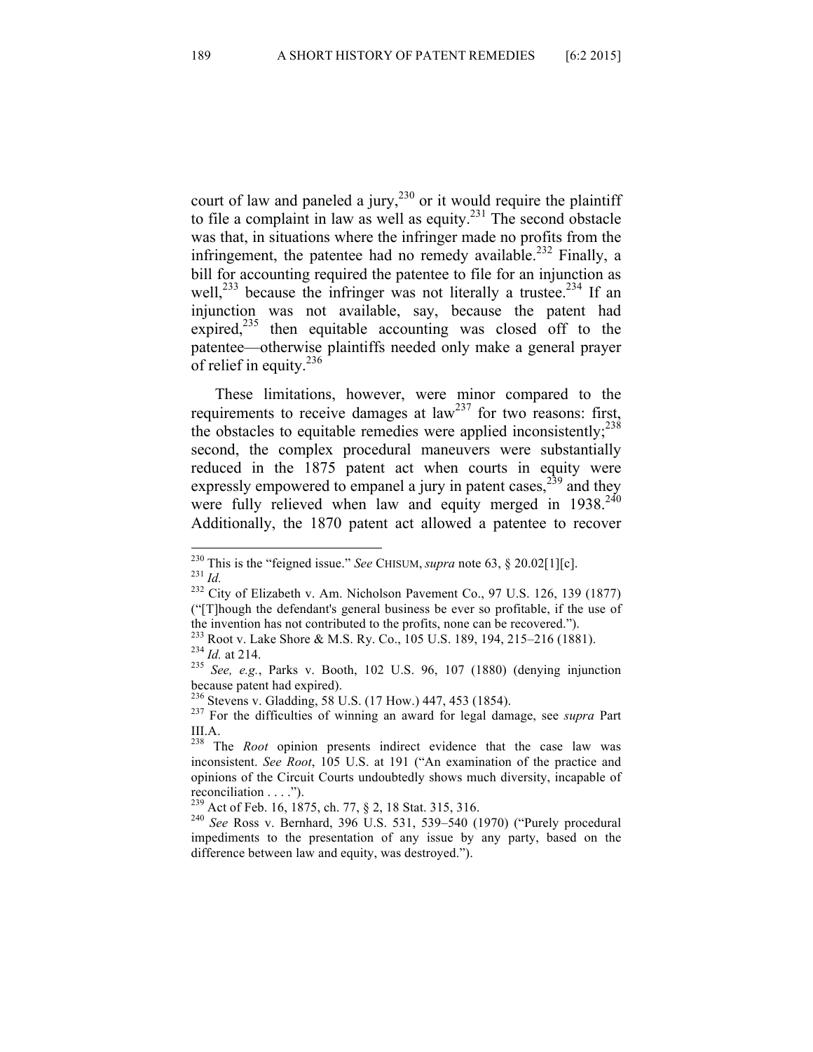court of law and paneled a jury,[230] or it would require the plaintiff to file a complaint in law as well as equity.[231] The second obstacle was that, in situations where the infringer made no profits from the infringement, the patentee had no remedy available.[232] Finally, a bill for accounting required the patentee to file for an injunction as well,[233] because the infringer was not literally a trustee.[234] If an injunction was not available, say, because the patent had expired,[235] then equitable accounting was closed off to the patentee—otherwise plaintiffs needed only make a general prayer of relief in equity.[236]

These limitations, however, were minor compared to the requirements to receive damages at law[237] for two reasons: first, the obstacles to equitable remedies were applied inconsistently;[238] second, the complex procedural maneuvers were substantially reduced in the 1875 patent act when courts in equity were expressly empowered to empanel a jury in patent cases,[239] and they were fully relieved when law and equity merged in 1938.[240] Additionally, the 1870 patent act allowed a patentee to recover

---

[230] This is the "feigned issue." *See* CHISUM, *supra* note 63, § 20.02[1][c].

[231] *Id.*

[232] City of Elizabeth v. Am. Nicholson Pavement Co., 97 U.S. 126, 139 (1877) ("[T]hough the defendant's general business be ever so profitable, if the use of the invention has not contributed to the profits, none can be recovered.").

[233] Root v. Lake Shore & M.S. Ry. Co., 105 U.S. 189, 194, 215–216 (1881).

[234] *Id.* at 214.

[235] *See, e.g.*, Parks v. Booth, 102 U.S. 96, 107 (1880) (denying injunction because patent had expired).

[236] Stevens v. Gladding, 58 U.S. (17 How.) 447, 453 (1854).

[237] For the difficulties of winning an award for legal damage, see *supra* Part III.A.

[238] The *Root* opinion presents indirect evidence that the case law was inconsistent. *See Root*, 105 U.S. at 191 ("An examination of the practice and opinions of the Circuit Courts undoubtedly shows much diversity, incapable of reconciliation . . . .").

[239] Act of Feb. 16, 1875, ch. 77, § 2, 18 Stat. 315, 316.

[240] *See* Ross v. Bernhard, 396 U.S. 531, 539–540 (1970) ("Purely procedural impediments to the presentation of any issue by any party, based on the difference between law and equity, was destroyed.").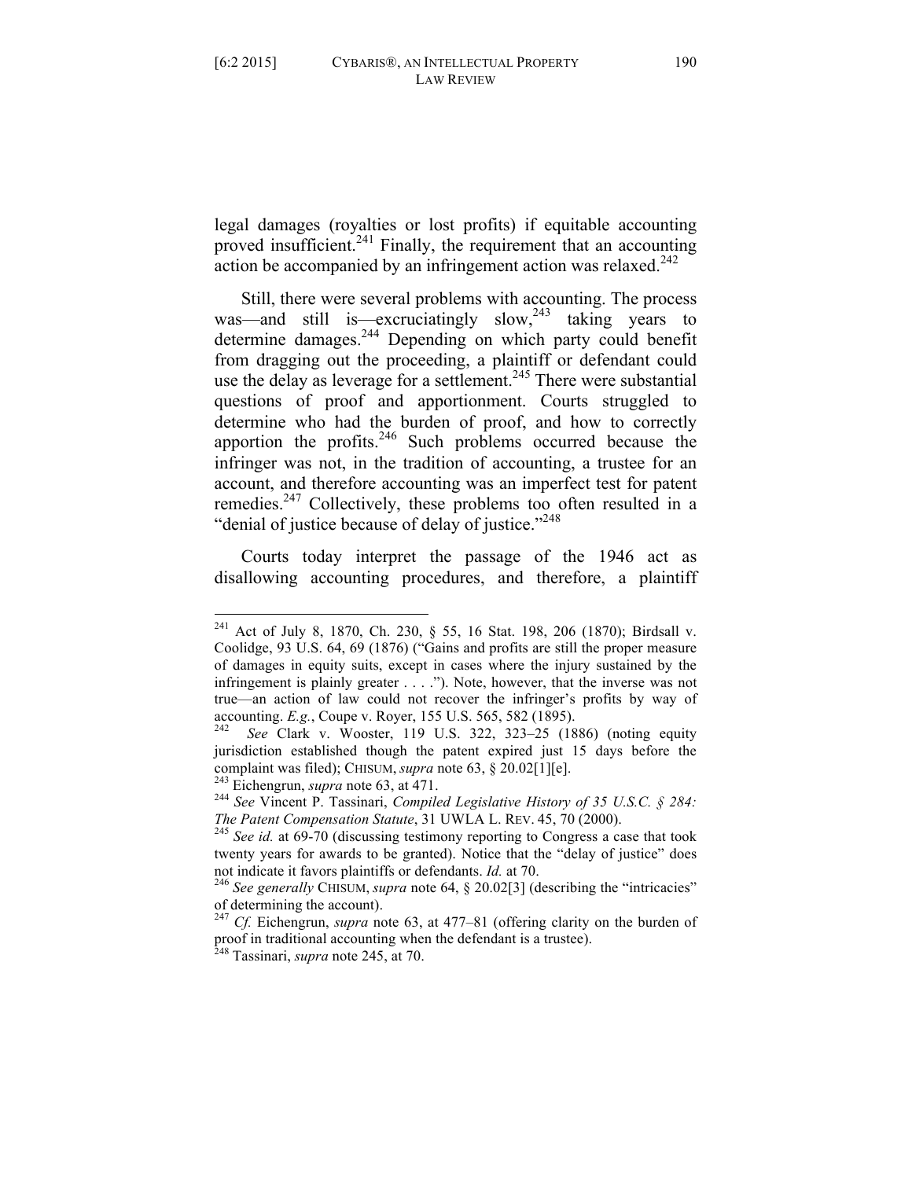legal damages (royalties or lost profits) if equitable accounting proved insufficient.[241] Finally, the requirement that an accounting action be accompanied by an infringement action was relaxed.[242]

Still, there were several problems with accounting. The process was—and still is—excruciatingly slow,[243] taking years to determine damages.[244] Depending on which party could benefit from dragging out the proceeding, a plaintiff or defendant could use the delay as leverage for a settlement.[245] There were substantial questions of proof and apportionment. Courts struggled to determine who had the burden of proof, and how to correctly apportion the profits.[246] Such problems occurred because the infringer was not, in the tradition of accounting, a trustee for an account, and therefore accounting was an imperfect test for patent remedies.[247] Collectively, these problems too often resulted in a "denial of justice because of delay of justice."[248]

Courts today interpret the passage of the 1946 act as disallowing accounting procedures, and therefore, a plaintiff

---

[241] Act of July 8, 1870, Ch. 230, § 55, 16 Stat. 198, 206 (1870); Birdsall v. Coolidge, 93 U.S. 64, 69 (1876) ("Gains and profits are still the proper measure of damages in equity suits, except in cases where the injury sustained by the infringement is plainly greater . . . ."). Note, however, that the inverse was not true—an action of law could not recover the infringer's profits by way of accounting. *E.g.*, Coupe v. Royer, 155 U.S. 565, 582 (1895).

[242] *See* Clark v. Wooster, 119 U.S. 322, 323–25 (1886) (noting equity jurisdiction established though the patent expired just 15 days before the complaint was filed); CHISUM, *supra* note 63, § 20.02[1][e].

[243] Eichengrun, *supra* note 63, at 471.

[244] *See* Vincent P. Tassinari, *Compiled Legislative History of 35 U.S.C. § 284: The Patent Compensation Statute*, 31 UWLA L. REV. 45, 70 (2000).

[245] *See id.* at 69-70 (discussing testimony reporting to Congress a case that took twenty years for awards to be granted). Notice that the "delay of justice" does not indicate it favors plaintiffs or defendants. *Id.* at 70.

[246] *See generally* CHISUM, *supra* note 64, § 20.02[3] (describing the "intricacies" of determining the account).

[247] *Cf.* Eichengrun, *supra* note 63, at 477–81 (offering clarity on the burden of proof in traditional accounting when the defendant is a trustee).

[248] Tassinari, *supra* note 245, at 70.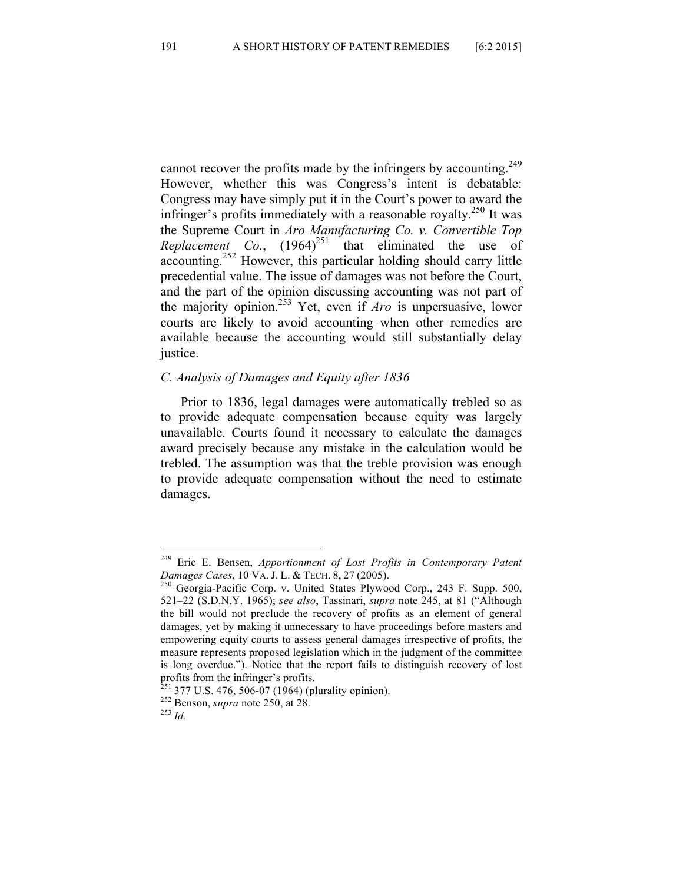cannot recover the profits made by the infringers by accounting.[249] However, whether this was Congress's intent is debatable: Congress may have simply put it in the Court's power to award the infringer's profits immediately with a reasonable royalty.[250] It was the Supreme Court in *Aro Manufacturing Co. v. Convertible Top Replacement Co.*, (1964)[251] that eliminated the use of accounting.[252] However, this particular holding should carry little precedential value. The issue of damages was not before the Court, and the part of the opinion discussing accounting was not part of the majority opinion.[253] Yet, even if *Aro* is unpersuasive, lower courts are likely to avoid accounting when other remedies are available because the accounting would still substantially delay justice.

### *C. Analysis of Damages and Equity after 1836*

Prior to 1836, legal damages were automatically trebled so as to provide adequate compensation because equity was largely unavailable. Courts found it necessary to calculate the damages award precisely because any mistake in the calculation would be trebled. The assumption was that the treble provision was enough to provide adequate compensation without the need to estimate damages.

---

[249] Eric E. Bensen, *Apportionment of Lost Profits in Contemporary Patent Damages Cases*, 10 VA. J. L. & TECH. 8, 27 (2005).

[250] Georgia-Pacific Corp. v. United States Plywood Corp., 243 F. Supp. 500, 521–22 (S.D.N.Y. 1965); *see also*, Tassinari, *supra* note 245, at 81 ("Although the bill would not preclude the recovery of profits as an element of general damages, yet by making it unnecessary to have proceedings before masters and empowering equity courts to assess general damages irrespective of profits, the measure represents proposed legislation which in the judgment of the committee is long overdue."). Notice that the report fails to distinguish recovery of lost profits from the infringer's profits.

[251] 377 U.S. 476, 506-07 (1964) (plurality opinion).

[252] Benson, *supra* note 250, at 28.

[253] *Id.*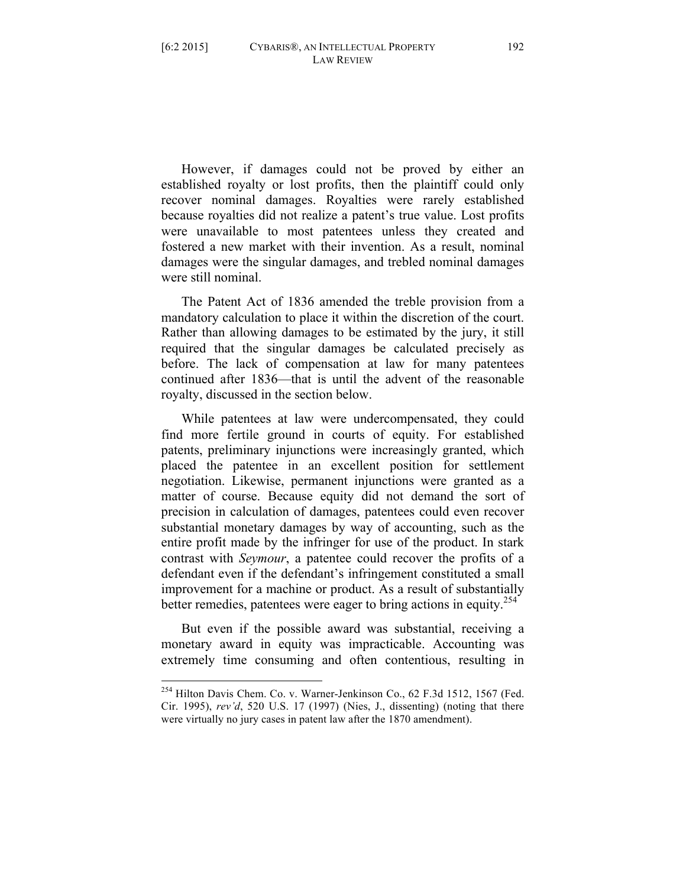However, if damages could not be proved by either an established royalty or lost profits, then the plaintiff could only recover nominal damages. Royalties were rarely established because royalties did not realize a patent's true value. Lost profits were unavailable to most patentees unless they created and fostered a new market with their invention. As a result, nominal damages were the singular damages, and trebled nominal damages were still nominal.

The Patent Act of 1836 amended the treble provision from a mandatory calculation to place it within the discretion of the court. Rather than allowing damages to be estimated by the jury, it still required that the singular damages be calculated precisely as before. The lack of compensation at law for many patentees continued after 1836—that is until the advent of the reasonable royalty, discussed in the section below.

While patentees at law were undercompensated, they could find more fertile ground in courts of equity. For established patents, preliminary injunctions were increasingly granted, which placed the patentee in an excellent position for settlement negotiation. Likewise, permanent injunctions were granted as a matter of course. Because equity did not demand the sort of precision in calculation of damages, patentees could even recover substantial monetary damages by way of accounting, such as the entire profit made by the infringer for use of the product. In stark contrast with *Seymour*, a patentee could recover the profits of a defendant even if the defendant's infringement constituted a small improvement for a machine or product. As a result of substantially better remedies, patentees were eager to bring actions in equity.[254]

But even if the possible award was substantial, receiving a monetary award in equity was impracticable. Accounting was extremely time consuming and often contentious, resulting in

---

[254] Hilton Davis Chem. Co. v. Warner-Jenkinson Co., 62 F.3d 1512, 1567 (Fed. Cir. 1995), *rev'd*, 520 U.S. 17 (1997) (Nies, J., dissenting) (noting that there were virtually no jury cases in patent law after the 1870 amendment).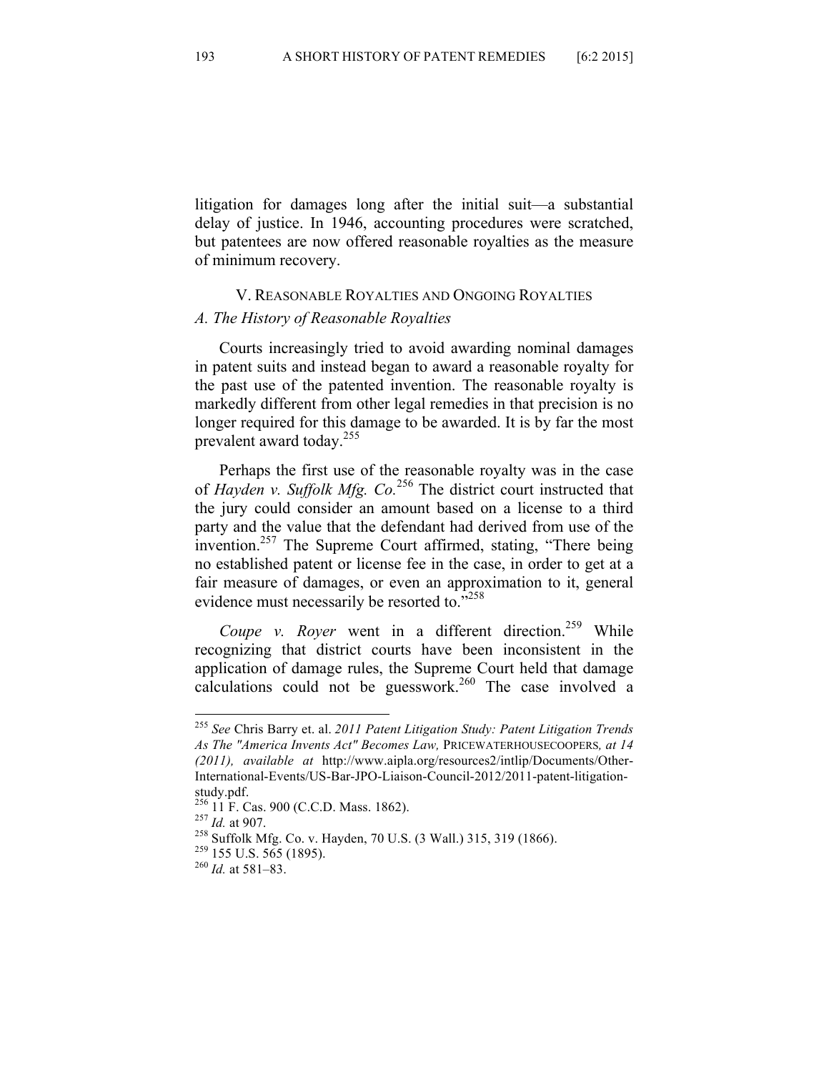litigation for damages long after the initial suit—a substantial delay of justice. In 1946, accounting procedures were scratched, but patentees are now offered reasonable royalties as the measure of minimum recovery.

## V. REASONABLE ROYALTIES AND ONGOING ROYALTIES

### *A. The History of Reasonable Royalties*

Courts increasingly tried to avoid awarding nominal damages in patent suits and instead began to award a reasonable royalty for the past use of the patented invention. The reasonable royalty is markedly different from other legal remedies in that precision is no longer required for this damage to be awarded. It is by far the most prevalent award today.[255]

Perhaps the first use of the reasonable royalty was in the case of *Hayden v. Suffolk Mfg. Co.*[256] The district court instructed that the jury could consider an amount based on a license to a third party and the value that the defendant had derived from use of the invention.[257] The Supreme Court affirmed, stating, "There being no established patent or license fee in the case, in order to get at a fair measure of damages, or even an approximation to it, general evidence must necessarily be resorted to."[258]

*Coupe v. Royer* went in a different direction.[259] While recognizing that district courts have been inconsistent in the application of damage rules, the Supreme Court held that damage calculations could not be guesswork.[260] The case involved a

---

[255] *See* Chris Barry et. al. *2011 Patent Litigation Study: Patent Litigation Trends As The "America Invents Act" Becomes Law,* PRICEWATERHOUSECOOPERS*, at 14 (2011), available at* http://www.aipla.org/resources2/intlip/Documents/Other-International-Events/US-Bar-JPO-Liaison-Council-2012/2011-patent-litigation-study.pdf.

[256] 11 F. Cas. 900 (C.C.D. Mass. 1862).

[257] *Id.* at 907.

[258] Suffolk Mfg. Co. v. Hayden, 70 U.S. (3 Wall.) 315, 319 (1866).

[259] 155 U.S. 565 (1895).

[260] *Id.* at 581–83.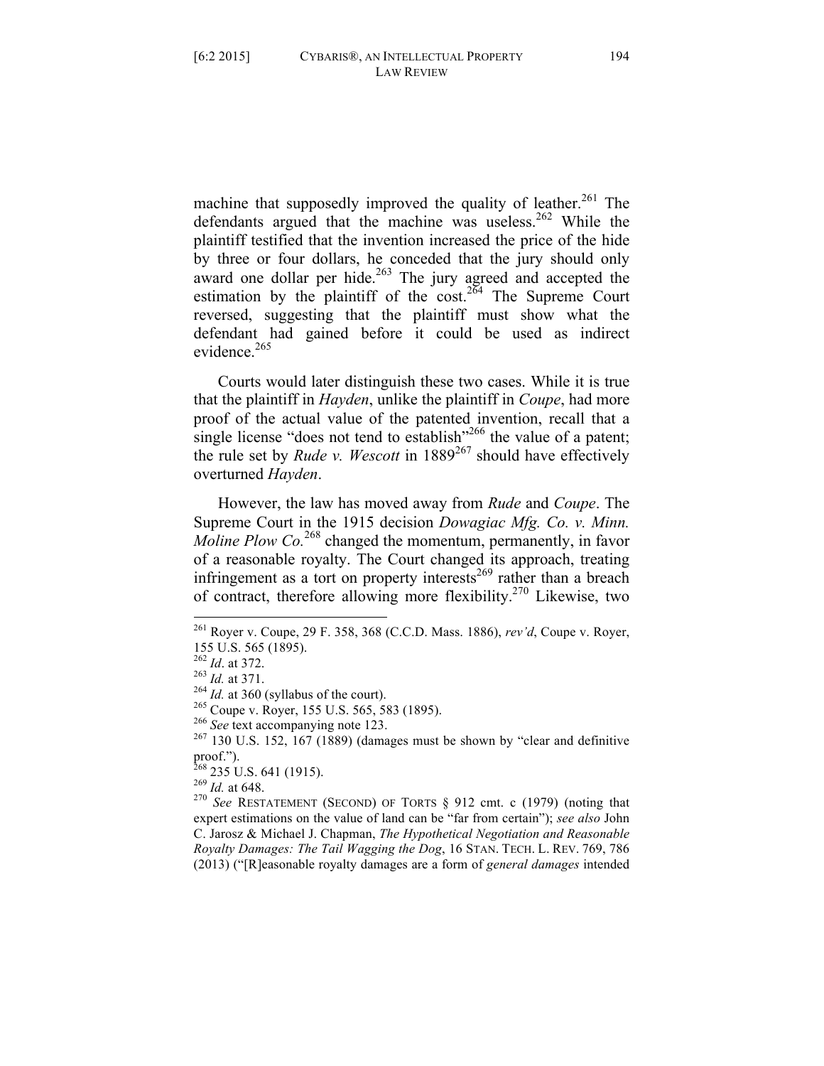machine that supposedly improved the quality of leather.[261] The defendants argued that the machine was useless.[262] While the plaintiff testified that the invention increased the price of the hide by three or four dollars, he conceded that the jury should only award one dollar per hide.[263] The jury agreed and accepted the estimation by the plaintiff of the cost.[264] The Supreme Court reversed, suggesting that the plaintiff must show what the defendant had gained before it could be used as indirect evidence.[265]

Courts would later distinguish these two cases. While it is true that the plaintiff in *Hayden*, unlike the plaintiff in *Coupe*, had more proof of the actual value of the patented invention, recall that a single license "does not tend to establish"[266] the value of a patent; the rule set by *Rude v. Wescott* in 1889[267] should have effectively overturned *Hayden*.

However, the law has moved away from *Rude* and *Coupe*. The Supreme Court in the 1915 decision *Dowagiac Mfg. Co. v. Minn. Moline Plow Co.*[268] changed the momentum, permanently, in favor of a reasonable royalty. The Court changed its approach, treating infringement as a tort on property interests[269] rather than a breach of contract, therefore allowing more flexibility.[270] Likewise, two

---

[261] Royer v. Coupe, 29 F. 358, 368 (C.C.D. Mass. 1886), *rev'd*, Coupe v. Royer, 155 U.S. 565 (1895).

[262] *Id*. at 372.

[263] *Id.* at 371.

[264] *Id.* at 360 (syllabus of the court).

[265] Coupe v. Royer, 155 U.S. 565, 583 (1895).

[266] *See* text accompanying note 123.

[267] 130 U.S. 152, 167 (1889) (damages must be shown by "clear and definitive proof.").

[268] 235 U.S. 641 (1915).

[269] *Id.* at 648.

[270] *See* RESTATEMENT (SECOND) OF TORTS § 912 cmt. c (1979) (noting that expert estimations on the value of land can be "far from certain"); *see also* John C. Jarosz & Michael J. Chapman, *The Hypothetical Negotiation and Reasonable Royalty Damages: The Tail Wagging the Dog*, 16 STAN. TECH. L. REV. 769, 786 (2013) ("[R]easonable royalty damages are a form of *general damages* intended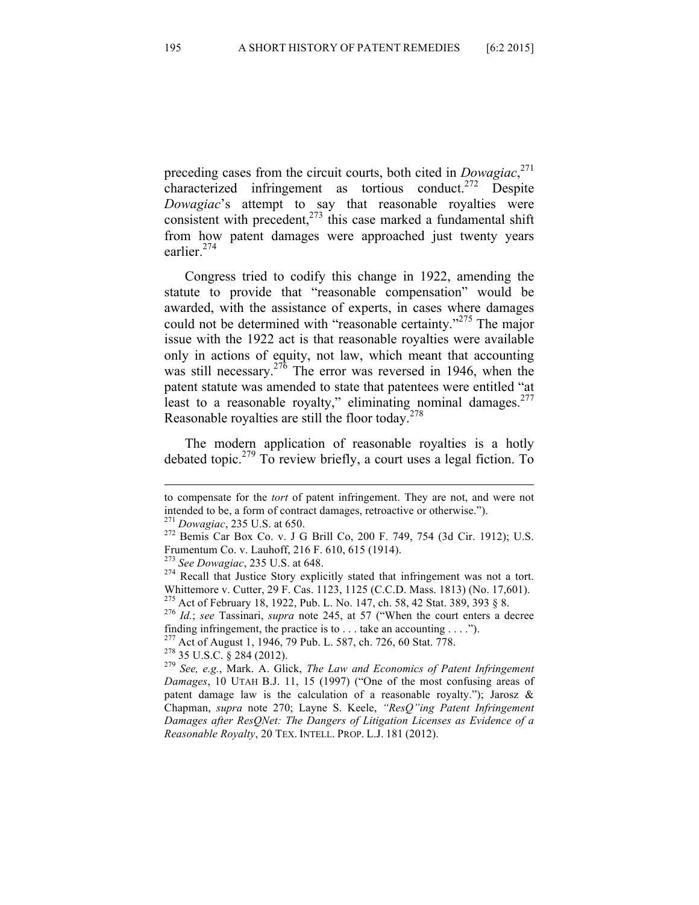preceding cases from the circuit courts, both cited in *Dowagiac*,[271] characterized infringement as tortious conduct.[272] Despite *Dowagiac*'s attempt to say that reasonable royalties were consistent with precedent,[273] this case marked a fundamental shift from how patent damages were approached just twenty years earlier.[274]

Congress tried to codify this change in 1922, amending the statute to provide that "reasonable compensation" would be awarded, with the assistance of experts, in cases where damages could not be determined with "reasonable certainty."[275] The major issue with the 1922 act is that reasonable royalties were available only in actions of equity, not law, which meant that accounting was still necessary.[276] The error was reversed in 1946, when the patent statute was amended to state that patentees were entitled "at least to a reasonable royalty," eliminating nominal damages.[277] Reasonable royalties are still the floor today.[278]

The modern application of reasonable royalties is a hotly debated topic.[279] To review briefly, a court uses a legal fiction. To

---

to compensate for the *tort* of patent infringement. They are not, and were not intended to be, a form of contract damages, retroactive or otherwise.").

[271] *Dowagiac*, 235 U.S. at 650.

[272] Bemis Car Box Co. v. J G Brill Co, 200 F. 749, 754 (3d Cir. 1912); U.S. Frumentum Co. v. Lauhoff, 216 F. 610, 615 (1914).

[273] *See Dowagiac*, 235 U.S. at 648.

[274] Recall that Justice Story explicitly stated that infringement was not a tort. Whittemore v. Cutter, 29 F. Cas. 1123, 1125 (C.C.D. Mass. 1813) (No. 17,601).

[275] Act of February 18, 1922, Pub. L. No. 147, ch. 58, 42 Stat. 389, 393 § 8.

[276] *Id.*; *see* Tassinari, *supra* note 245, at 57 ("When the court enters a decree finding infringement, the practice is to . . . take an accounting . . . .").

[277] Act of August 1, 1946, 79 Pub. L. 587, ch. 726, 60 Stat. 778.

[278] 35 U.S.C. § 284 (2012).

[279] *See, e.g.*, Mark. A. Glick, *The Law and Economics of Patent Infringement Damages*, 10 UTAH B.J. 11, 15 (1997) ("One of the most confusing areas of patent damage law is the calculation of a reasonable royalty."); Jarosz & Chapman, *supra* note 270; Layne S. Keele, *"ResQ"ing Patent Infringement Damages after ResQNet: The Dangers of Litigation Licenses as Evidence of a Reasonable Royalty*, 20 TEX. INTELL. PROP. L.J. 181 (2012).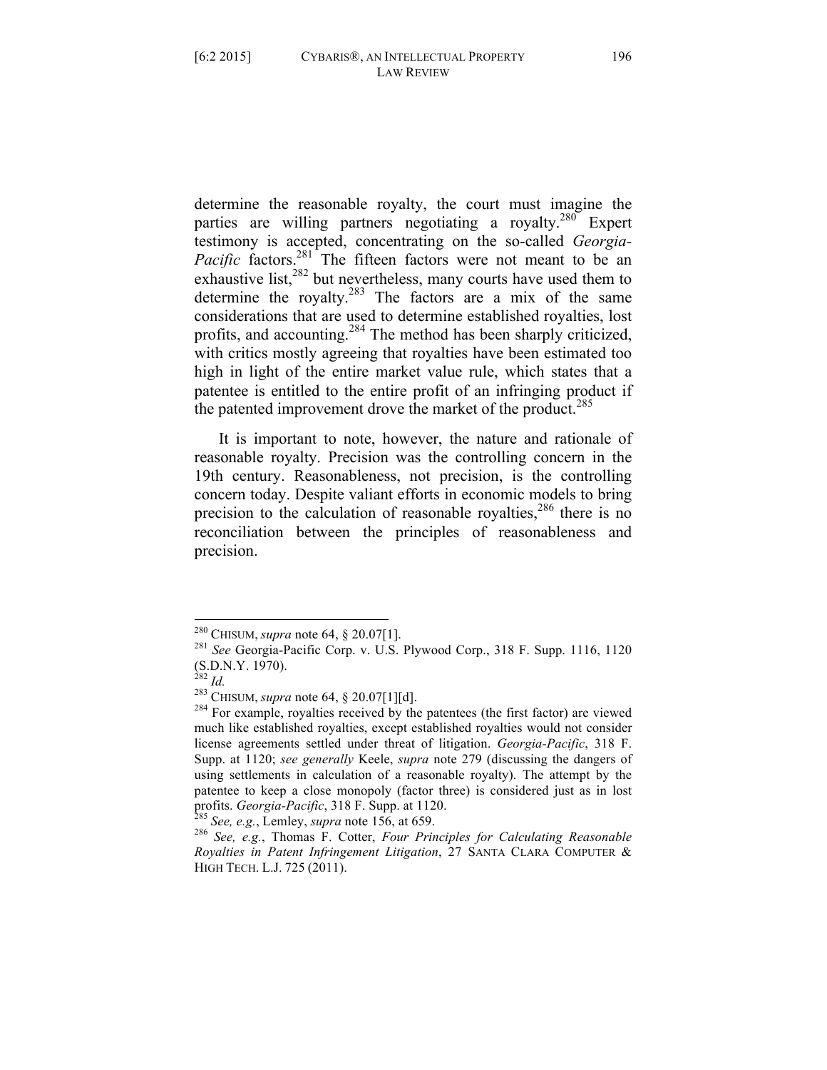determine the reasonable royalty, the court must imagine the parties are willing partners negotiating a royalty.[280] Expert testimony is accepted, concentrating on the so-called *Georgia-Pacific* factors.[281] The fifteen factors were not meant to be an exhaustive list,[282] but nevertheless, many courts have used them to determine the royalty.[283] The factors are a mix of the same considerations that are used to determine established royalties, lost profits, and accounting.[284] The method has been sharply criticized, with critics mostly agreeing that royalties have been estimated too high in light of the entire market value rule, which states that a patentee is entitled to the entire profit of an infringing product if the patented improvement drove the market of the product.[285]

It is important to note, however, the nature and rationale of reasonable royalty. Precision was the controlling concern in the 19th century. Reasonableness, not precision, is the controlling concern today. Despite valiant efforts in economic models to bring precision to the calculation of reasonable royalties,[286] there is no reconciliation between the principles of reasonableness and precision.

---

[280] CHISUM, *supra* note 64, § 20.07[1].

[281] *See* Georgia-Pacific Corp. v. U.S. Plywood Corp., 318 F. Supp. 1116, 1120 (S.D.N.Y. 1970).

[282] *Id.*

[283] CHISUM, *supra* note 64, § 20.07[1][d].

[284] For example, royalties received by the patentees (the first factor) are viewed much like established royalties, except established royalties would not consider license agreements settled under threat of litigation. *Georgia-Pacific*, 318 F. Supp. at 1120; *see generally* Keele, *supra* note 279 (discussing the dangers of using settlements in calculation of a reasonable royalty). The attempt by the patentee to keep a close monopoly (factor three) is considered just as in lost profits. *Georgia-Pacific*, 318 F. Supp. at 1120.

[285] *See, e.g.*, Lemley, *supra* note 156, at 659.

[286] *See, e.g.*, Thomas F. Cotter, *Four Principles for Calculating Reasonable Royalties in Patent Infringement Litigation*, 27 SANTA CLARA COMPUTER & HIGH TECH. L.J. 725 (2011).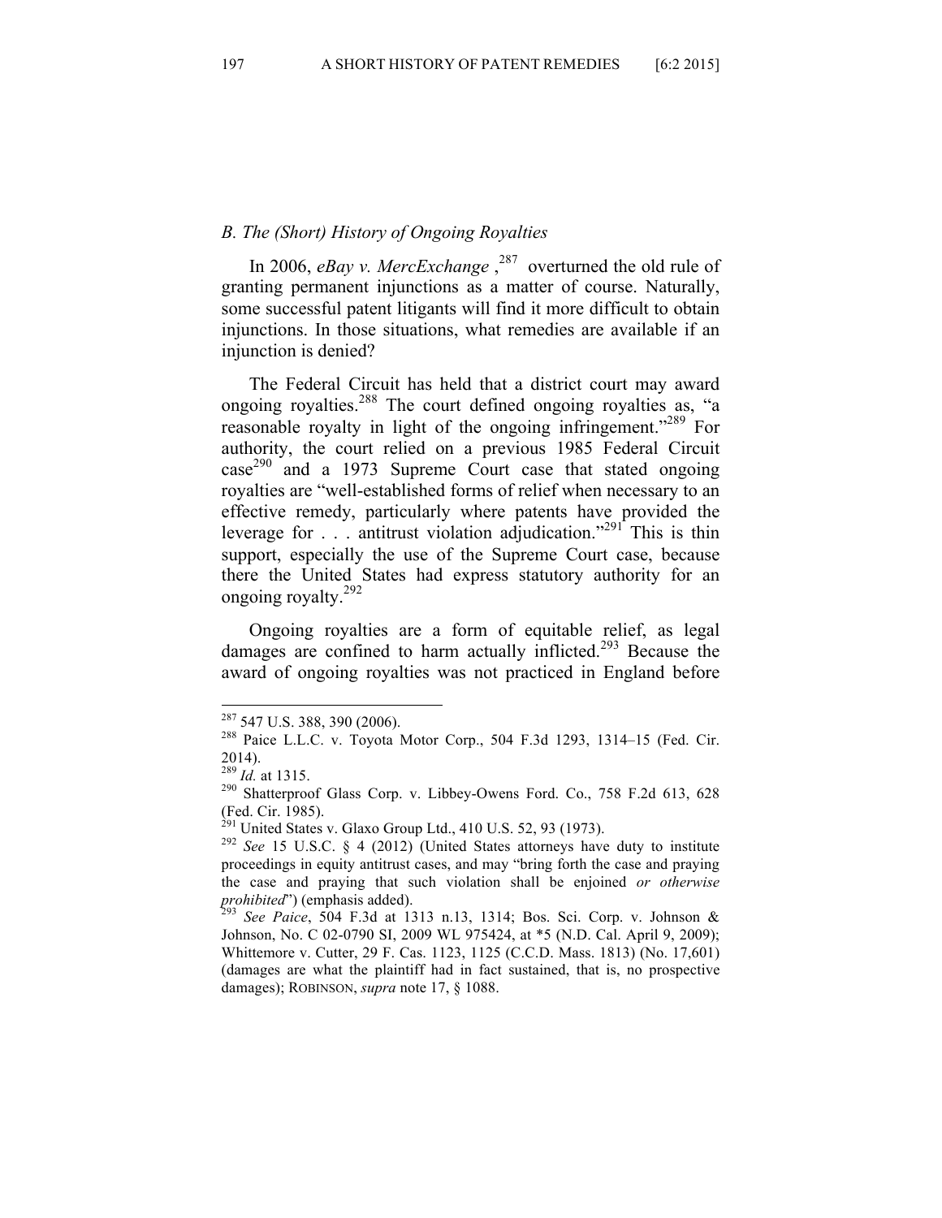## *B. The (Short) History of Ongoing Royalties*

In 2006, *eBay v. MercExchange* ,[287] overturned the old rule of granting permanent injunctions as a matter of course. Naturally, some successful patent litigants will find it more difficult to obtain injunctions. In those situations, what remedies are available if an injunction is denied?

The Federal Circuit has held that a district court may award ongoing royalties.[288] The court defined ongoing royalties as, "a reasonable royalty in light of the ongoing infringement."[289] For authority, the court relied on a previous 1985 Federal Circuit case[290] and a 1973 Supreme Court case that stated ongoing royalties are "well-established forms of relief when necessary to an effective remedy, particularly where patents have provided the leverage for . . . antitrust violation adjudication."[291] This is thin support, especially the use of the Supreme Court case, because there the United States had express statutory authority for an ongoing royalty.[292]

Ongoing royalties are a form of equitable relief, as legal damages are confined to harm actually inflicted.[293] Because the award of ongoing royalties was not practiced in England before

---

[287] 547 U.S. 388, 390 (2006).

[288] Paice L.L.C. v. Toyota Motor Corp., 504 F.3d 1293, 1314–15 (Fed. Cir. 2014).

[289] *Id.* at 1315.

[290] Shatterproof Glass Corp. v. Libbey-Owens Ford. Co., 758 F.2d 613, 628 (Fed. Cir. 1985).

[291] United States v. Glaxo Group Ltd., 410 U.S. 52, 93 (1973).

[292] *See* 15 U.S.C. § 4 (2012) (United States attorneys have duty to institute proceedings in equity antitrust cases, and may "bring forth the case and praying the case and praying that such violation shall be enjoined *or otherwise prohibited*") (emphasis added).

[293] *See Paice*, 504 F.3d at 1313 n.13, 1314; Bos. Sci. Corp. v. Johnson & Johnson, No. C 02-0790 SI, 2009 WL 975424, at *5 (N.D. Cal. April 9, 2009); Whittemore v. Cutter, 29 F. Cas. 1123, 1125 (C.C.D. Mass. 1813) (No. 17,601) (damages are what the plaintiff had in fact sustained, that is, no prospective damages); ROBINSON, *supra* note 17, § 1088.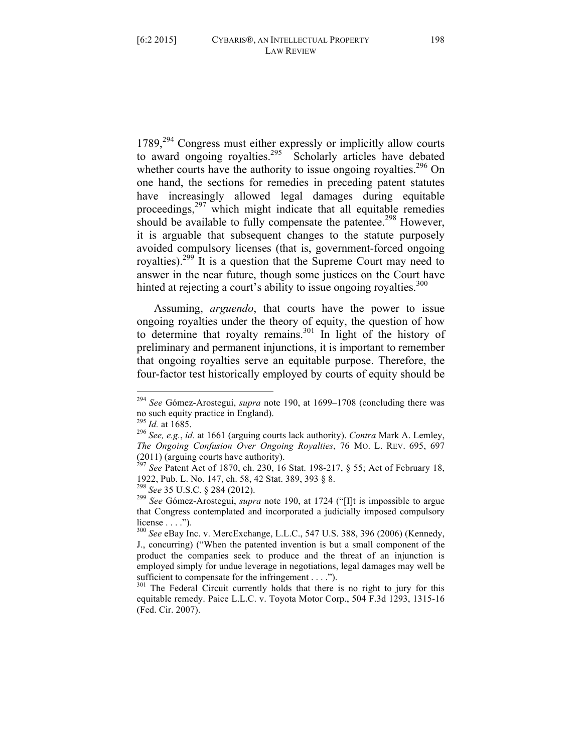1789,[294] Congress must either expressly or implicitly allow courts to award ongoing royalties.[295] Scholarly articles have debated whether courts have the authority to issue ongoing royalties.[296] On one hand, the sections for remedies in preceding patent statutes have increasingly allowed legal damages during equitable proceedings,[297] which might indicate that all equitable remedies should be available to fully compensate the patentee.[298] However, it is arguable that subsequent changes to the statute purposely avoided compulsory licenses (that is, government-forced ongoing royalties).[299] It is a question that the Supreme Court may need to answer in the near future, though some justices on the Court have hinted at rejecting a court's ability to issue ongoing royalties.[300]

Assuming, *arguendo*, that courts have the power to issue ongoing royalties under the theory of equity, the question of how to determine that royalty remains.[301] In light of the history of preliminary and permanent injunctions, it is important to remember that ongoing royalties serve an equitable purpose. Therefore, the four-factor test historically employed by courts of equity should be

---

[294] *See* Gómez-Arostegui, *supra* note 190, at 1699–1708 (concluding there was no such equity practice in England).

[295] *Id.* at 1685.

[296] *See, e.g.*, *id.* at 1661 (arguing courts lack authority). *Contra* Mark A. Lemley, *The Ongoing Confusion Over Ongoing Royalties*, 76 MO. L. REV. 695, 697 (2011) (arguing courts have authority).

[297] *See* Patent Act of 1870, ch. 230, 16 Stat. 198-217, § 55; Act of February 18, 1922, Pub. L. No. 147, ch. 58, 42 Stat. 389, 393 § 8.

[298] *See* 35 U.S.C. § 284 (2012).

[299] *See* Gómez-Arostegui, *supra* note 190, at 1724 ("[I]t is impossible to argue that Congress contemplated and incorporated a judicially imposed compulsory license . . . .").

[300] *See* eBay Inc. v. MercExchange, L.L.C., 547 U.S. 388, 396 (2006) (Kennedy, J., concurring) ("When the patented invention is but a small component of the product the companies seek to produce and the threat of an injunction is employed simply for undue leverage in negotiations, legal damages may well be sufficient to compensate for the infringement . . . .").

[301] The Federal Circuit currently holds that there is no right to jury for this equitable remedy. Paice L.L.C. v. Toyota Motor Corp., 504 F.3d 1293, 1315-16 (Fed. Cir. 2007).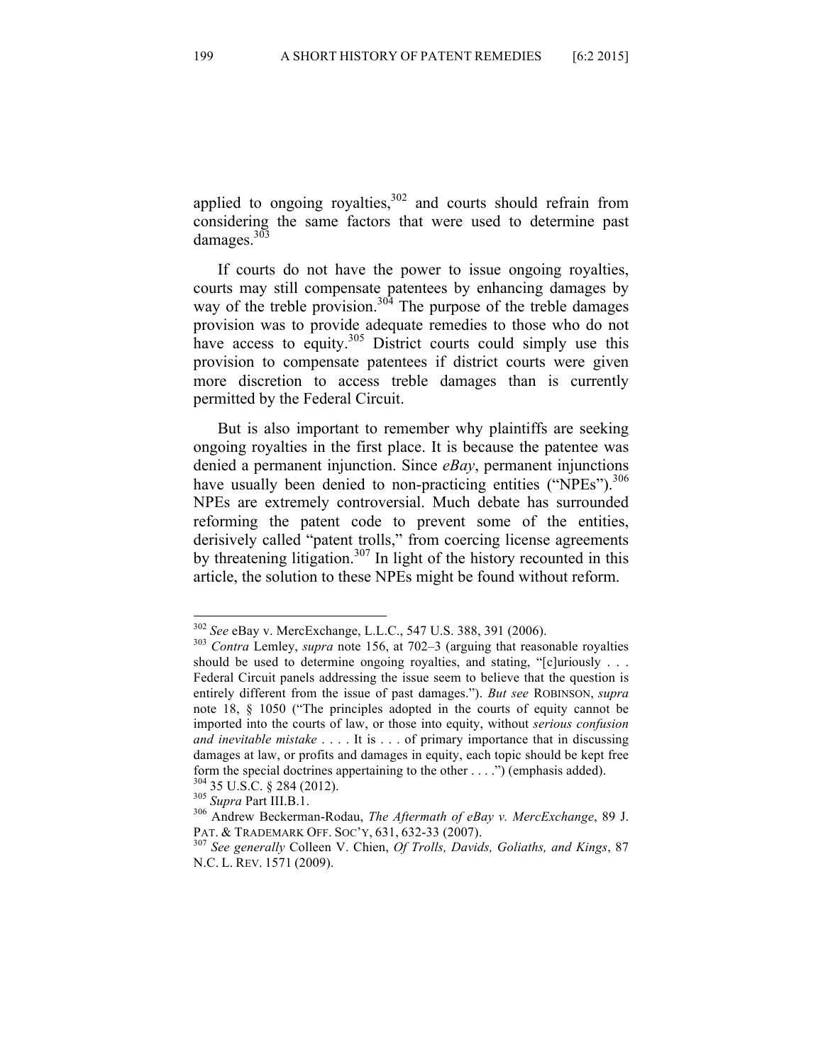applied to ongoing royalties,[302] and courts should refrain from considering the same factors that were used to determine past damages.[303]

If courts do not have the power to issue ongoing royalties, courts may still compensate patentees by enhancing damages by way of the treble provision.[304] The purpose of the treble damages provision was to provide adequate remedies to those who do not have access to equity.[305] District courts could simply use this provision to compensate patentees if district courts were given more discretion to access treble damages than is currently permitted by the Federal Circuit.

But is also important to remember why plaintiffs are seeking ongoing royalties in the first place. It is because the patentee was denied a permanent injunction. Since *eBay*, permanent injunctions have usually been denied to non-practicing entities ("NPEs").[306] NPEs are extremely controversial. Much debate has surrounded reforming the patent code to prevent some of the entities, derisively called "patent trolls," from coercing license agreements by threatening litigation.[307] In light of the history recounted in this article, the solution to these NPEs might be found without reform.

---

[302] *See* eBay v. MercExchange, L.L.C., 547 U.S. 388, 391 (2006).

[303] *Contra* Lemley, *supra* note 156, at 702–3 (arguing that reasonable royalties should be used to determine ongoing royalties, and stating, "[c]uriously . . . Federal Circuit panels addressing the issue seem to believe that the question is entirely different from the issue of past damages."). *But see* ROBINSON, *supra* note 18, § 1050 ("The principles adopted in the courts of equity cannot be imported into the courts of law, or those into equity, without *serious confusion and inevitable mistake* . . . . It is . . . of primary importance that in discussing damages at law, or profits and damages in equity, each topic should be kept free form the special doctrines appertaining to the other . . . .") (emphasis added).

[304] 35 U.S.C. § 284 (2012).

[305] *Supra* Part III.B.1.

[306] Andrew Beckerman-Rodau, *The Aftermath of eBay v. MercExchange*, 89 J. PAT. & TRADEMARK OFF. SOC'Y, 631, 632-33 (2007).

[307] *See generally* Colleen V. Chien, *Of Trolls, Davids, Goliaths, and Kings*, 87 N.C. L. REV. 1571 (2009).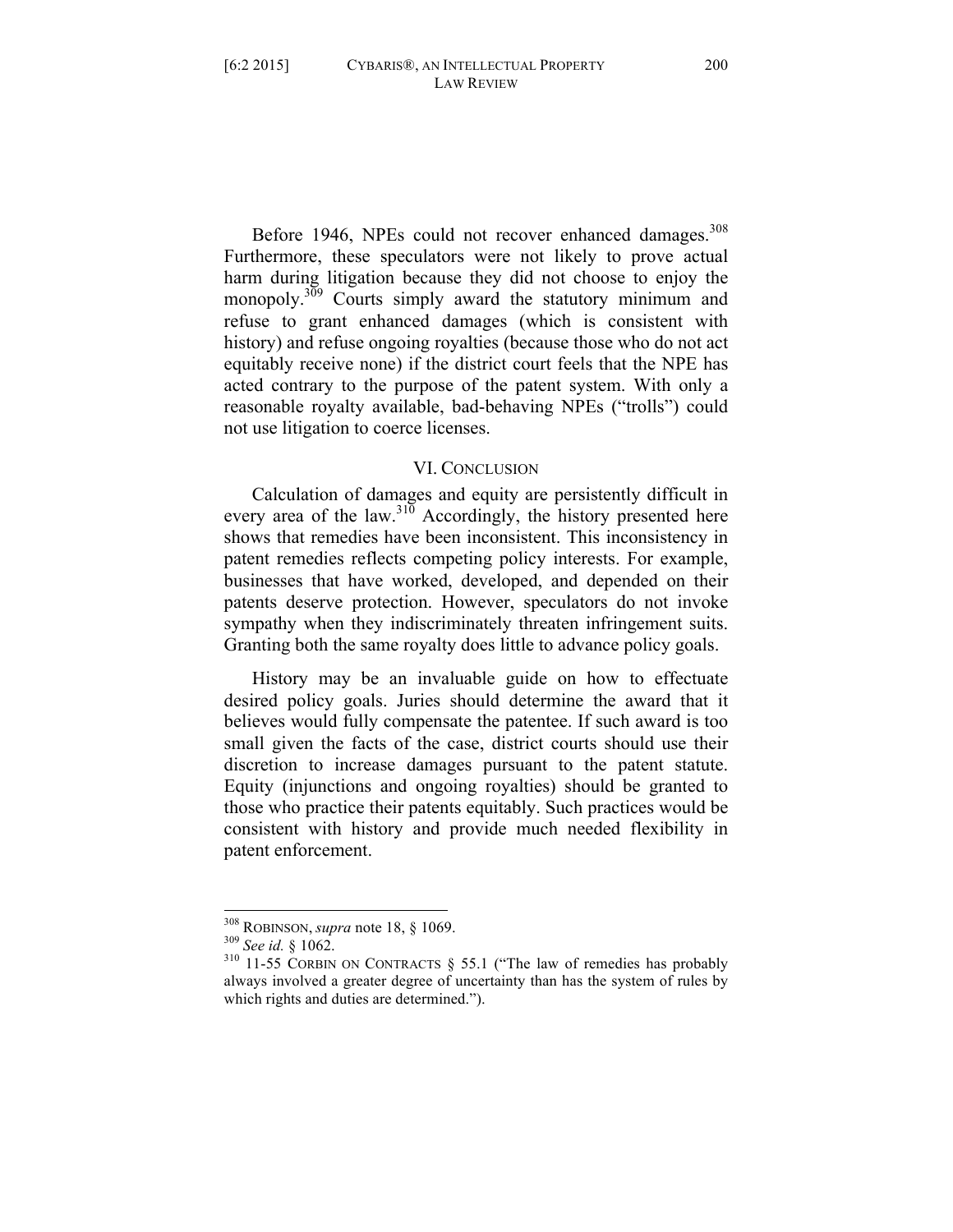Before 1946, NPEs could not recover enhanced damages.[308] Furthermore, these speculators were not likely to prove actual harm during litigation because they did not choose to enjoy the monopoly.[309] Courts simply award the statutory minimum and refuse to grant enhanced damages (which is consistent with history) and refuse ongoing royalties (because those who do not act equitably receive none) if the district court feels that the NPE has acted contrary to the purpose of the patent system. With only a reasonable royalty available, bad-behaving NPEs ("trolls") could not use litigation to coerce licenses.

## VI. Conclusion

Calculation of damages and equity are persistently difficult in every area of the law.[310] Accordingly, the history presented here shows that remedies have been inconsistent. This inconsistency in patent remedies reflects competing policy interests. For example, businesses that have worked, developed, and depended on their patents deserve protection. However, speculators do not invoke sympathy when they indiscriminately threaten infringement suits. Granting both the same royalty does little to advance policy goals.

History may be an invaluable guide on how to effectuate desired policy goals. Juries should determine the award that it believes would fully compensate the patentee. If such award is too small given the facts of the case, district courts should use their discretion to increase damages pursuant to the patent statute. Equity (injunctions and ongoing royalties) should be granted to those who practice their patents equitably. Such practices would be consistent with history and provide much needed flexibility in patent enforcement.

---

[308] ROBINSON, *supra* note 18, § 1069.

[309] *See id.* § 1062.

[310] 11-55 CORBIN ON CONTRACTS § 55.1 ("The law of remedies has probably always involved a greater degree of uncertainty than has the system of rules by which rights and duties are determined.").